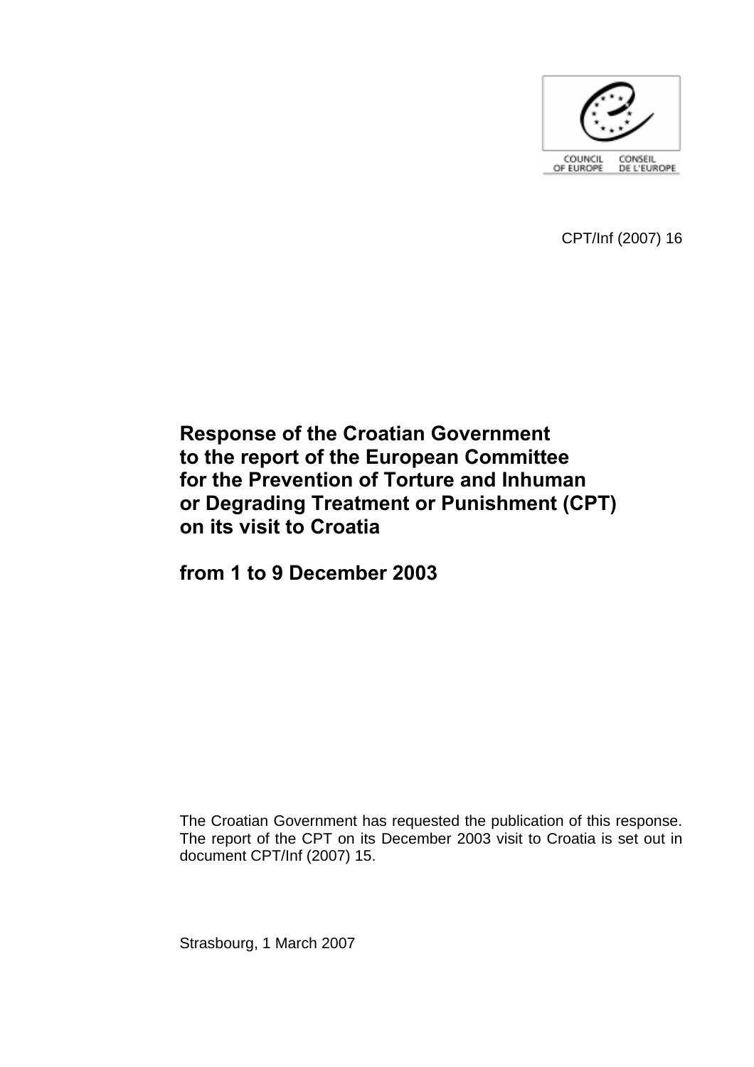CPT/Inf (2007) 16

# Response of the Croatian Government to the report of the European Committee for the Prevention of Torture and Inhuman or Degrading Treatment or Punishment (CPT) on its visit to Croatia

# from 1 to 9 December 2003

The Croatian Government has requested the publication of this response. The report of the CPT on its December 2003 visit to Croatia is set out in document CPT/Inf (2007) 15.

Strasbourg, 1 March 2007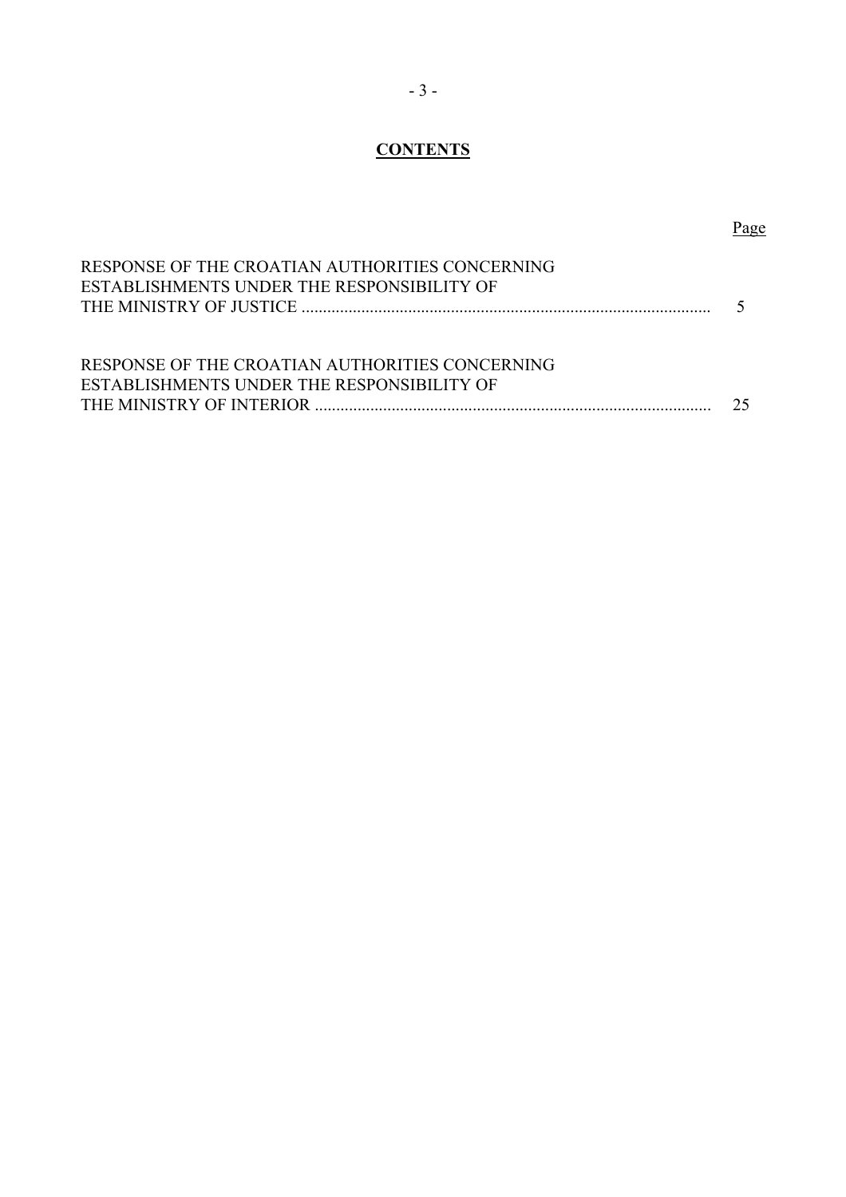**CONTENTS**

| | Page |
|---|---|
| RESPONSE OF THE CROATIAN AUTHORITIES CONCERNING ESTABLISHMENTS UNDER THE RESPONSIBILITY OF THE MINISTRY OF JUSTICE | 5 |
| RESPONSE OF THE CROATIAN AUTHORITIES CONCERNING ESTABLISHMENTS UNDER THE RESPONSIBILITY OF THE MINISTRY OF INTERIOR | 25 |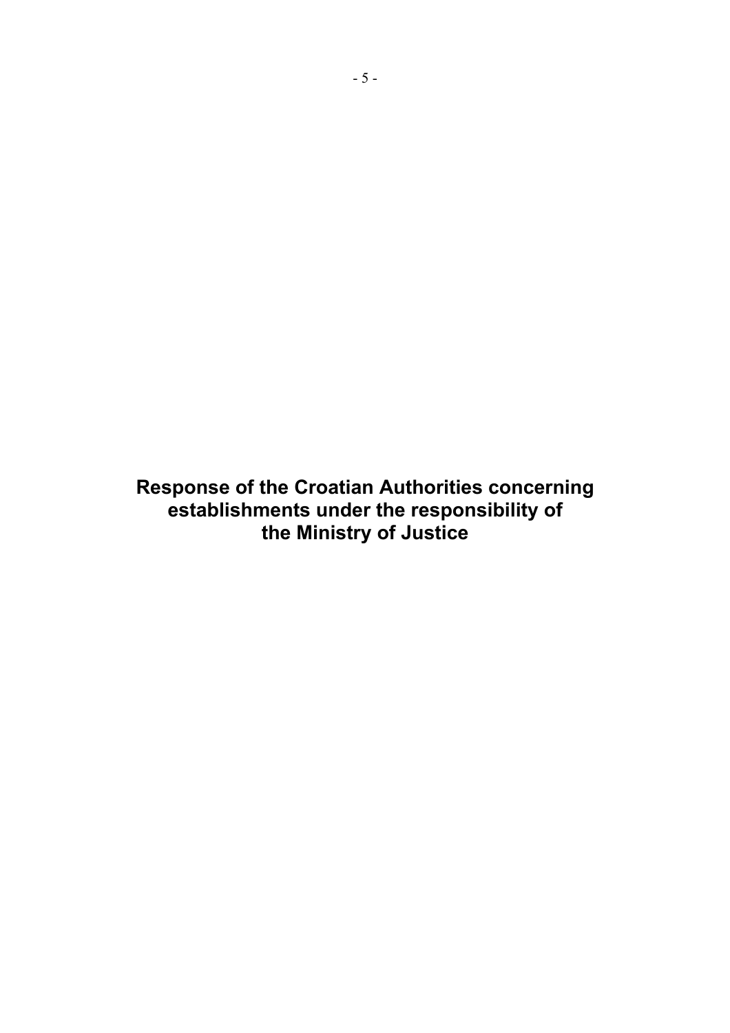# Response of the Croatian Authorities concerning establishments under the responsibility of the Ministry of Justice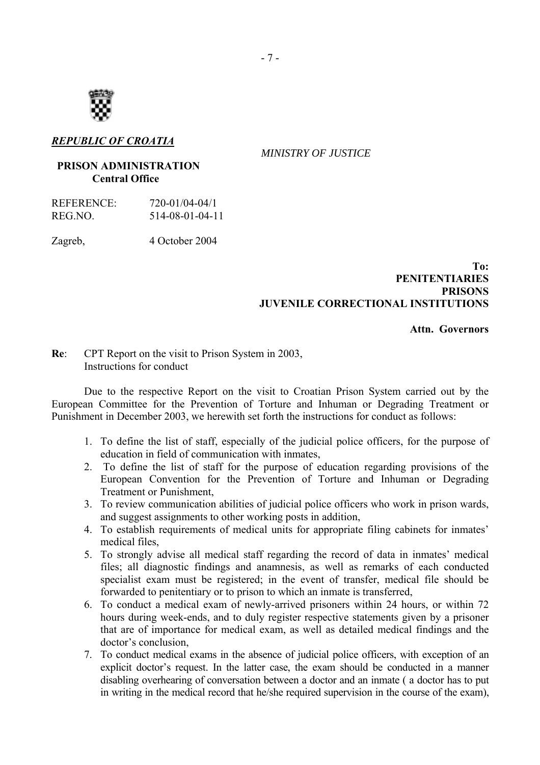***REPUBLIC OF CROATIA***

*MINISTRY OF JUSTICE*

**PRISON ADMINISTRATION**
**Central Office**

REFERENCE: 720-01/04-04/1
REG.NO. 514-08-01-04-11

Zagreb, 4 October 2004

**To:**
**PENITENTIARIES**
**PRISONS**
**JUVENILE CORRECTIONAL INSTITUTIONS**

**Attn. Governors**

**Re**: CPT Report on the visit to Prison System in 2003,
Instructions for conduct

Due to the respective Report on the visit to Croatian Prison System carried out by the European Committee for the Prevention of Torture and Inhuman or Degrading Treatment or Punishment in December 2003, we herewith set forth the instructions for conduct as follows:

1. To define the list of staff, especially of the judicial police officers, for the purpose of education in field of communication with inmates,
2. To define the list of staff for the purpose of education regarding provisions of the European Convention for the Prevention of Torture and Inhuman or Degrading Treatment or Punishment,
3. To review communication abilities of judicial police officers who work in prison wards, and suggest assignments to other working posts in addition,
4. To establish requirements of medical units for appropriate filing cabinets for inmates' medical files,
5. To strongly advise all medical staff regarding the record of data in inmates' medical files; all diagnostic findings and anamnesis, as well as remarks of each conducted specialist exam must be registered; in the event of transfer, medical file should be forwarded to penitentiary or to prison to which an inmate is transferred,
6. To conduct a medical exam of newly-arrived prisoners within 24 hours, or within 72 hours during week-ends, and to duly register respective statements given by a prisoner that are of importance for medical exam, as well as detailed medical findings and the doctor's conclusion,
7. To conduct medical exams in the absence of judicial police officers, with exception of an explicit doctor's request. In the latter case, the exam should be conducted in a manner disabling overhearing of conversation between a doctor and an inmate ( a doctor has to put in writing in the medical record that he/she required supervision in the course of the exam),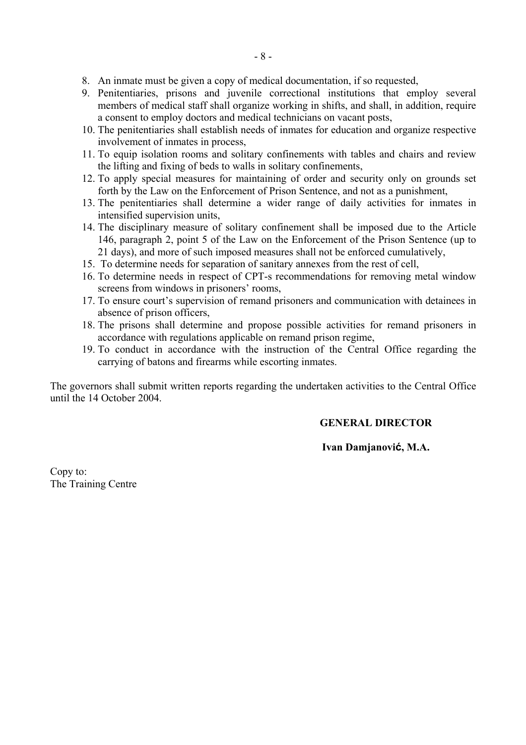8. An inmate must be given a copy of medical documentation, if so requested,
9. Penitentiaries, prisons and juvenile correctional institutions that employ several members of medical staff shall organize working in shifts, and shall, in addition, require a consent to employ doctors and medical technicians on vacant posts,
10. The penitentiaries shall establish needs of inmates for education and organize respective involvement of inmates in process,
11. To equip isolation rooms and solitary confinements with tables and chairs and review the lifting and fixing of beds to walls in solitary confinements,
12. To apply special measures for maintaining of order and security only on grounds set forth by the Law on the Enforcement of Prison Sentence, and not as a punishment,
13. The penitentiaries shall determine a wider range of daily activities for inmates in intensified supervision units,
14. The disciplinary measure of solitary confinement shall be imposed due to the Article 146, paragraph 2, point 5 of the Law on the Enforcement of the Prison Sentence (up to 21 days), and more of such imposed measures shall not be enforced cumulatively,
15. To determine needs for separation of sanitary annexes from the rest of cell,
16. To determine needs in respect of CPT-s recommendations for removing metal window screens from windows in prisoners' rooms,
17. To ensure court's supervision of remand prisoners and communication with detainees in absence of prison officers,
18. The prisons shall determine and propose possible activities for remand prisoners in accordance with regulations applicable on remand prison regime,
19. To conduct in accordance with the instruction of the Central Office regarding the carrying of batons and firearms while escorting inmates.

The governors shall submit written reports regarding the undertaken activities to the Central Office until the 14 October 2004.

**GENERAL DIRECTOR**

**Ivan Damjanović, M.A.**

Copy to:
The Training Centre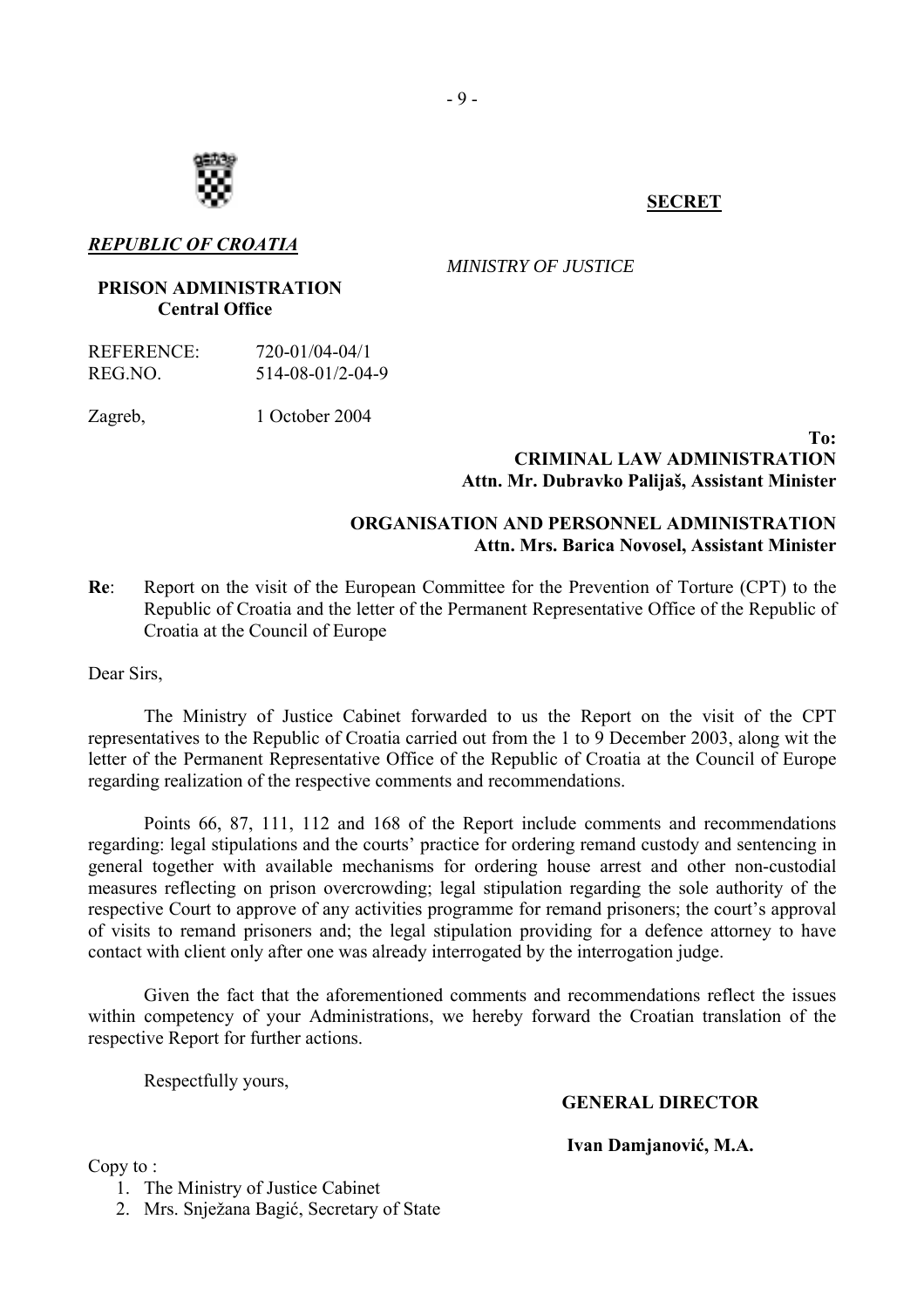**SECRET**

***REPUBLIC OF CROATIA***

*MINISTRY OF JUSTICE*

**PRISON ADMINISTRATION**
**Central Office**

REFERENCE: 720-01/04-04/1
REG.NO. 514-08-01/2-04-9

Zagreb, 1 October 2004

**To:**
**CRIMINAL LAW ADMINISTRATION**
**Attn. Mr. Dubravko Palijaš, Assistant Minister**

**ORGANISATION AND PERSONNEL ADMINISTRATION**
**Attn. Mrs. Barica Novosel, Assistant Minister**

**Re**: Report on the visit of the European Committee for the Prevention of Torture (CPT) to the Republic of Croatia and the letter of the Permanent Representative Office of the Republic of Croatia at the Council of Europe

Dear Sirs,

The Ministry of Justice Cabinet forwarded to us the Report on the visit of the CPT representatives to the Republic of Croatia carried out from the 1 to 9 December 2003, along wit the letter of the Permanent Representative Office of the Republic of Croatia at the Council of Europe regarding realization of the respective comments and recommendations.

Points 66, 87, 111, 112 and 168 of the Report include comments and recommendations regarding: legal stipulations and the courts' practice for ordering remand custody and sentencing in general together with available mechanisms for ordering house arrest and other non-custodial measures reflecting on prison overcrowding; legal stipulation regarding the sole authority of the respective Court to approve of any activities programme for remand prisoners; the court's approval of visits to remand prisoners and; the legal stipulation providing for a defence attorney to have contact with client only after one was already interrogated by the interrogation judge.

Given the fact that the aforementioned comments and recommendations reflect the issues within competency of your Administrations, we hereby forward the Croatian translation of the respective Report for further actions.

Respectfully yours,

**GENERAL DIRECTOR**

**Ivan Damjanović, M.A.**

Copy to :

1. The Ministry of Justice Cabinet
2. Mrs. Snježana Bagić, Secretary of State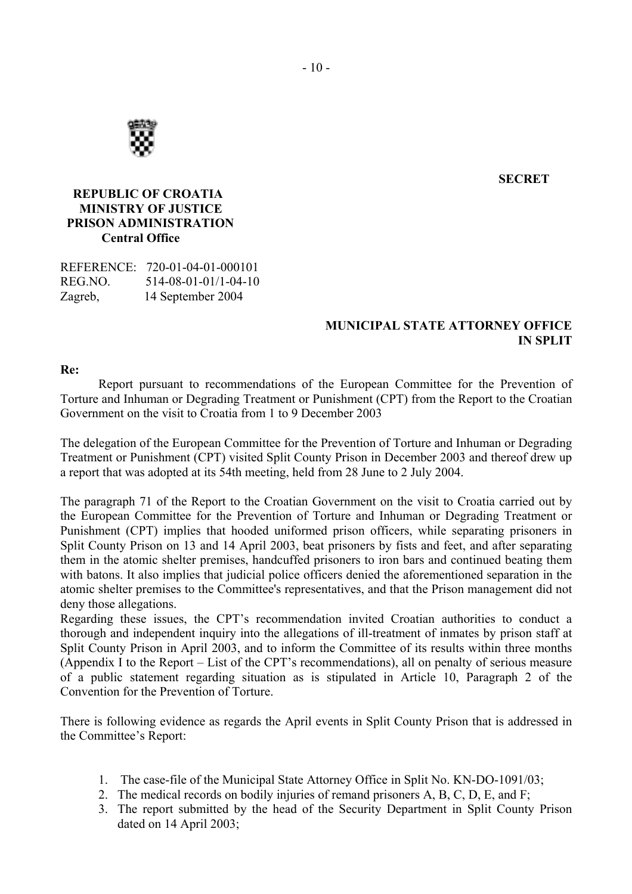**SECRET**

**REPUBLIC OF CROATIA**
**MINISTRY OF JUSTICE**
**PRISON ADMINISTRATION**
**Central Office**

REFERENCE: 720-01-04-01-000101
REG.NO. 514-08-01-01/1-04-10
Zagreb, 14 September 2004

**MUNICIPAL STATE ATTORNEY OFFICE**
**IN SPLIT**

**Re:**

Report pursuant to recommendations of the European Committee for the Prevention of Torture and Inhuman or Degrading Treatment or Punishment (CPT) from the Report to the Croatian Government on the visit to Croatia from 1 to 9 December 2003

The delegation of the European Committee for the Prevention of Torture and Inhuman or Degrading Treatment or Punishment (CPT) visited Split County Prison in December 2003 and thereof drew up a report that was adopted at its 54th meeting, held from 28 June to 2 July 2004.

The paragraph 71 of the Report to the Croatian Government on the visit to Croatia carried out by the European Committee for the Prevention of Torture and Inhuman or Degrading Treatment or Punishment (CPT) implies that hooded uniformed prison officers, while separating prisoners in Split County Prison on 13 and 14 April 2003, beat prisoners by fists and feet, and after separating them in the atomic shelter premises, handcuffed prisoners to iron bars and continued beating them with batons. It also implies that judicial police officers denied the aforementioned separation in the atomic shelter premises to the Committee's representatives, and that the Prison management did not deny those allegations.
Regarding these issues, the CPT's recommendation invited Croatian authorities to conduct a thorough and independent inquiry into the allegations of ill-treatment of inmates by prison staff at Split County Prison in April 2003, and to inform the Committee of its results within three months (Appendix I to the Report – List of the CPT's recommendations), all on penalty of serious measure of a public statement regarding situation as is stipulated in Article 10, Paragraph 2 of the Convention for the Prevention of Torture.

There is following evidence as regards the April events in Split County Prison that is addressed in the Committee's Report:

1. The case-file of the Municipal State Attorney Office in Split No. KN-DO-1091/03;
2. The medical records on bodily injuries of remand prisoners A, B, C, D, E, and F;
3. The report submitted by the head of the Security Department in Split County Prison dated on 14 April 2003;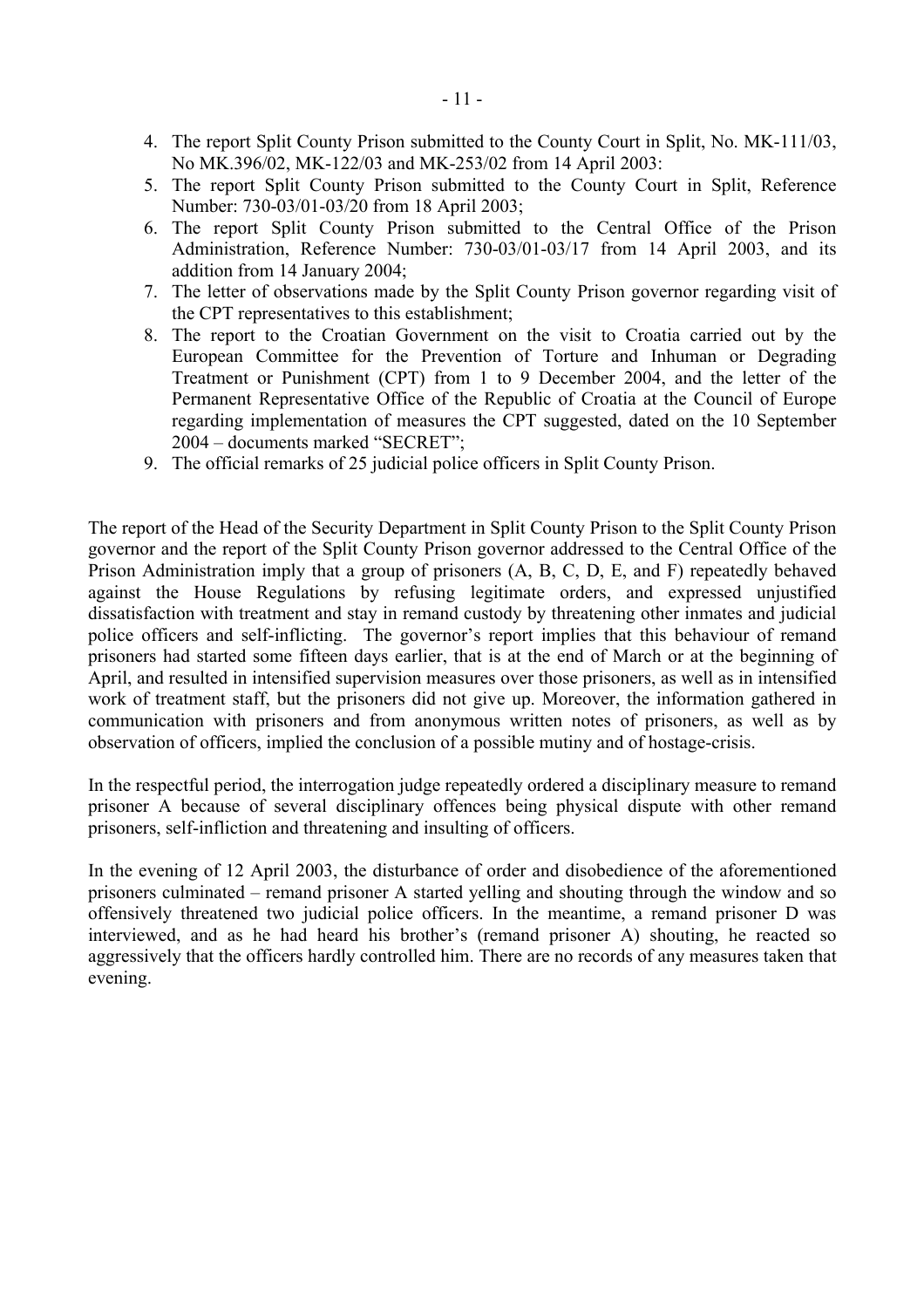4. The report Split County Prison submitted to the County Court in Split, No. MK-111/03, No MK.396/02, MK-122/03 and MK-253/02 from 14 April 2003:
5. The report Split County Prison submitted to the County Court in Split, Reference Number: 730-03/01-03/20 from 18 April 2003;
6. The report Split County Prison submitted to the Central Office of the Prison Administration, Reference Number: 730-03/01-03/17 from 14 April 2003, and its addition from 14 January 2004;
7. The letter of observations made by the Split County Prison governor regarding visit of the CPT representatives to this establishment;
8. The report to the Croatian Government on the visit to Croatia carried out by the European Committee for the Prevention of Torture and Inhuman or Degrading Treatment or Punishment (CPT) from 1 to 9 December 2004, and the letter of the Permanent Representative Office of the Republic of Croatia at the Council of Europe regarding implementation of measures the CPT suggested, dated on the 10 September 2004 – documents marked "SECRET";
9. The official remarks of 25 judicial police officers in Split County Prison.

The report of the Head of the Security Department in Split County Prison to the Split County Prison governor and the report of the Split County Prison governor addressed to the Central Office of the Prison Administration imply that a group of prisoners (A, B, C, D, E, and F) repeatedly behaved against the House Regulations by refusing legitimate orders, and expressed unjustified dissatisfaction with treatment and stay in remand custody by threatening other inmates and judicial police officers and self-inflicting. The governor's report implies that this behaviour of remand prisoners had started some fifteen days earlier, that is at the end of March or at the beginning of April, and resulted in intensified supervision measures over those prisoners, as well as in intensified work of treatment staff, but the prisoners did not give up. Moreover, the information gathered in communication with prisoners and from anonymous written notes of prisoners, as well as by observation of officers, implied the conclusion of a possible mutiny and of hostage-crisis.

In the respectful period, the interrogation judge repeatedly ordered a disciplinary measure to remand prisoner A because of several disciplinary offences being physical dispute with other remand prisoners, self-infliction and threatening and insulting of officers.

In the evening of 12 April 2003, the disturbance of order and disobedience of the aforementioned prisoners culminated – remand prisoner A started yelling and shouting through the window and so offensively threatened two judicial police officers. In the meantime, a remand prisoner D was interviewed, and as he had heard his brother's (remand prisoner A) shouting, he reacted so aggressively that the officers hardly controlled him. There are no records of any measures taken that evening.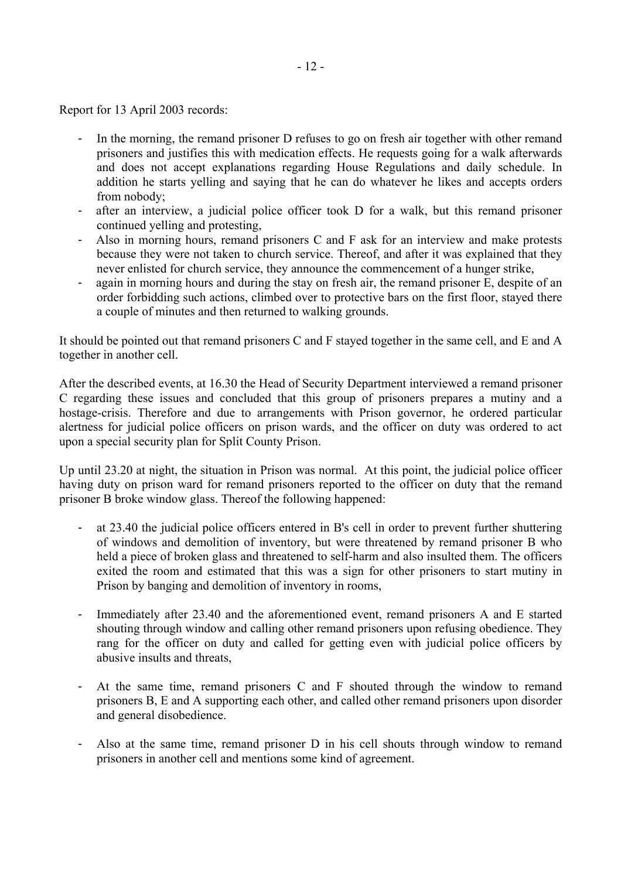Report for 13 April 2003 records:

- In the morning, the remand prisoner D refuses to go on fresh air together with other remand prisoners and justifies this with medication effects. He requests going for a walk afterwards and does not accept explanations regarding House Regulations and daily schedule. In addition he starts yelling and saying that he can do whatever he likes and accepts orders from nobody;
- after an interview, a judicial police officer took D for a walk, but this remand prisoner continued yelling and protesting,
- Also in morning hours, remand prisoners C and F ask for an interview and make protests because they were not taken to church service. Thereof, and after it was explained that they never enlisted for church service, they announce the commencement of a hunger strike,
- again in morning hours and during the stay on fresh air, the remand prisoner E, despite of an order forbidding such actions, climbed over to protective bars on the first floor, stayed there a couple of minutes and then returned to walking grounds.

It should be pointed out that remand prisoners C and F stayed together in the same cell, and E and A together in another cell.

After the described events, at 16.30 the Head of Security Department interviewed a remand prisoner C regarding these issues and concluded that this group of prisoners prepares a mutiny and a hostage-crisis. Therefore and due to arrangements with Prison governor, he ordered particular alertness for judicial police officers on prison wards, and the officer on duty was ordered to act upon a special security plan for Split County Prison.

Up until 23.20 at night, the situation in Prison was normal. At this point, the judicial police officer having duty on prison ward for remand prisoners reported to the officer on duty that the remand prisoner B broke window glass. Thereof the following happened:

- at 23.40 the judicial police officers entered in B's cell in order to prevent further shuttering of windows and demolition of inventory, but were threatened by remand prisoner B who held a piece of broken glass and threatened to self-harm and also insulted them. The officers exited the room and estimated that this was a sign for other prisoners to start mutiny in Prison by banging and demolition of inventory in rooms,

- Immediately after 23.40 and the aforementioned event, remand prisoners A and E started shouting through window and calling other remand prisoners upon refusing obedience. They rang for the officer on duty and called for getting even with judicial police officers by abusive insults and threats,

- At the same time, remand prisoners C and F shouted through the window to remand prisoners B, E and A supporting each other, and called other remand prisoners upon disorder and general disobedience.

- Also at the same time, remand prisoner D in his cell shouts through window to remand prisoners in another cell and mentions some kind of agreement.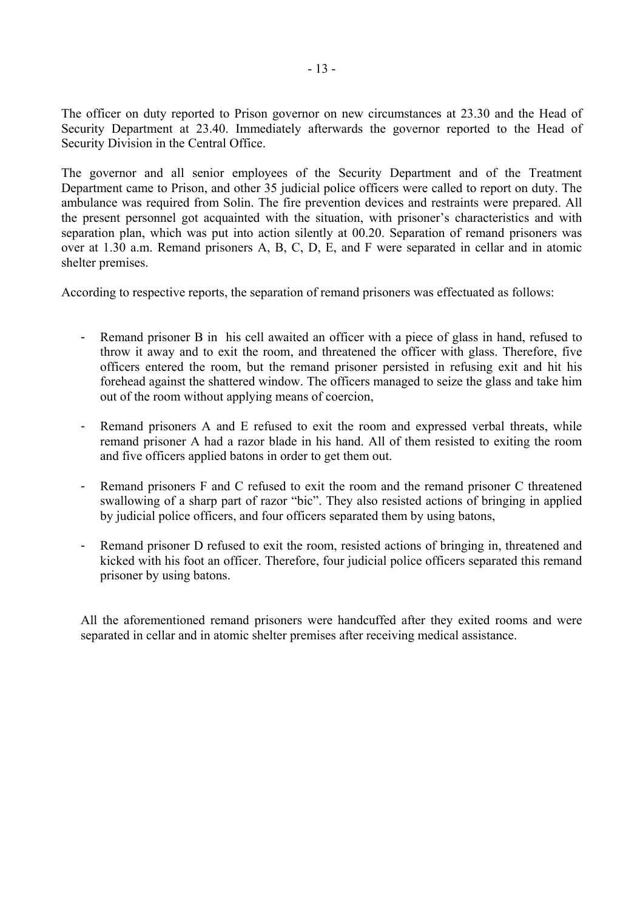The officer on duty reported to Prison governor on new circumstances at 23.30 and the Head of Security Department at 23.40. Immediately afterwards the governor reported to the Head of Security Division in the Central Office.

The governor and all senior employees of the Security Department and of the Treatment Department came to Prison, and other 35 judicial police officers were called to report on duty. The ambulance was required from Solin. The fire prevention devices and restraints were prepared. All the present personnel got acquainted with the situation, with prisoner's characteristics and with separation plan, which was put into action silently at 00.20. Separation of remand prisoners was over at 1.30 a.m. Remand prisoners A, B, C, D, E, and F were separated in cellar and in atomic shelter premises.

According to respective reports, the separation of remand prisoners was effectuated as follows:

- Remand prisoner B in his cell awaited an officer with a piece of glass in hand, refused to throw it away and to exit the room, and threatened the officer with glass. Therefore, five officers entered the room, but the remand prisoner persisted in refusing exit and hit his forehead against the shattered window. The officers managed to seize the glass and take him out of the room without applying means of coercion,
- Remand prisoners A and E refused to exit the room and expressed verbal threats, while remand prisoner A had a razor blade in his hand. All of them resisted to exiting the room and five officers applied batons in order to get them out.
- Remand prisoners F and C refused to exit the room and the remand prisoner C threatened swallowing of a sharp part of razor "bic". They also resisted actions of bringing in applied by judicial police officers, and four officers separated them by using batons,
- Remand prisoner D refused to exit the room, resisted actions of bringing in, threatened and kicked with his foot an officer. Therefore, four judicial police officers separated this remand prisoner by using batons.

All the aforementioned remand prisoners were handcuffed after they exited rooms and were separated in cellar and in atomic shelter premises after receiving medical assistance.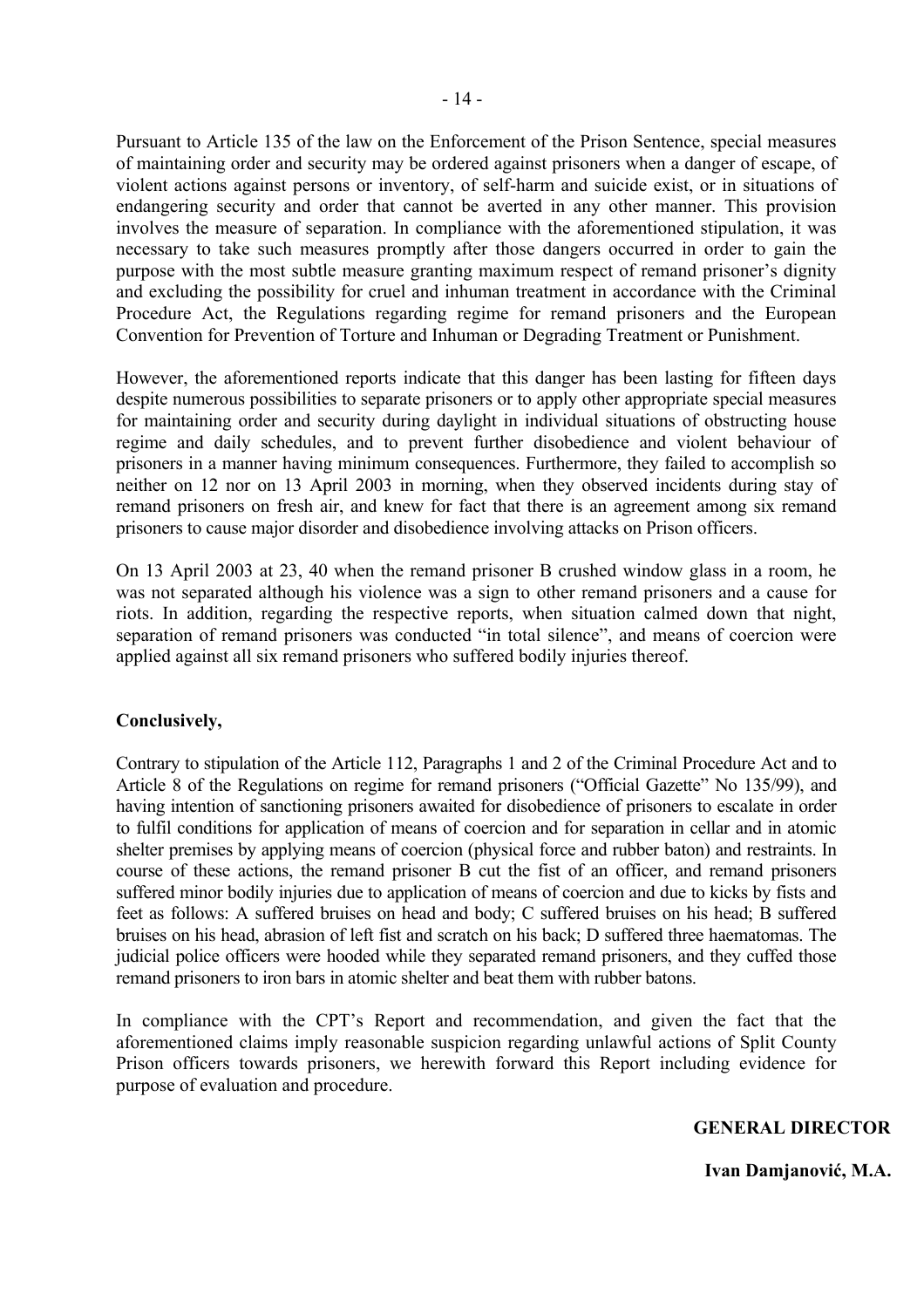Pursuant to Article 135 of the law on the Enforcement of the Prison Sentence, special measures of maintaining order and security may be ordered against prisoners when a danger of escape, of violent actions against persons or inventory, of self-harm and suicide exist, or in situations of endangering security and order that cannot be averted in any other manner. This provision involves the measure of separation. In compliance with the aforementioned stipulation, it was necessary to take such measures promptly after those dangers occurred in order to gain the purpose with the most subtle measure granting maximum respect of remand prisoner's dignity and excluding the possibility for cruel and inhuman treatment in accordance with the Criminal Procedure Act, the Regulations regarding regime for remand prisoners and the European Convention for Prevention of Torture and Inhuman or Degrading Treatment or Punishment.

However, the aforementioned reports indicate that this danger has been lasting for fifteen days despite numerous possibilities to separate prisoners or to apply other appropriate special measures for maintaining order and security during daylight in individual situations of obstructing house regime and daily schedules, and to prevent further disobedience and violent behaviour of prisoners in a manner having minimum consequences. Furthermore, they failed to accomplish so neither on 12 nor on 13 April 2003 in morning, when they observed incidents during stay of remand prisoners on fresh air, and knew for fact that there is an agreement among six remand prisoners to cause major disorder and disobedience involving attacks on Prison officers.

On 13 April 2003 at 23, 40 when the remand prisoner B crushed window glass in a room, he was not separated although his violence was a sign to other remand prisoners and a cause for riots. In addition, regarding the respective reports, when situation calmed down that night, separation of remand prisoners was conducted "in total silence", and means of coercion were applied against all six remand prisoners who suffered bodily injuries thereof.

**Conclusively,**

Contrary to stipulation of the Article 112, Paragraphs 1 and 2 of the Criminal Procedure Act and to Article 8 of the Regulations on regime for remand prisoners ("Official Gazette" No 135/99), and having intention of sanctioning prisoners awaited for disobedience of prisoners to escalate in order to fulfil conditions for application of means of coercion and for separation in cellar and in atomic shelter premises by applying means of coercion (physical force and rubber baton) and restraints. In course of these actions, the remand prisoner B cut the fist of an officer, and remand prisoners suffered minor bodily injuries due to application of means of coercion and due to kicks by fists and feet as follows: A suffered bruises on head and body; C suffered bruises on his head; B suffered bruises on his head, abrasion of left fist and scratch on his back; D suffered three haematomas. The judicial police officers were hooded while they separated remand prisoners, and they cuffed those remand prisoners to iron bars in atomic shelter and beat them with rubber batons.

In compliance with the CPT's Report and recommendation, and given the fact that the aforementioned claims imply reasonable suspicion regarding unlawful actions of Split County Prison officers towards prisoners, we herewith forward this Report including evidence for purpose of evaluation and procedure.

**GENERAL DIRECTOR**

**Ivan Damjanović, M.A.**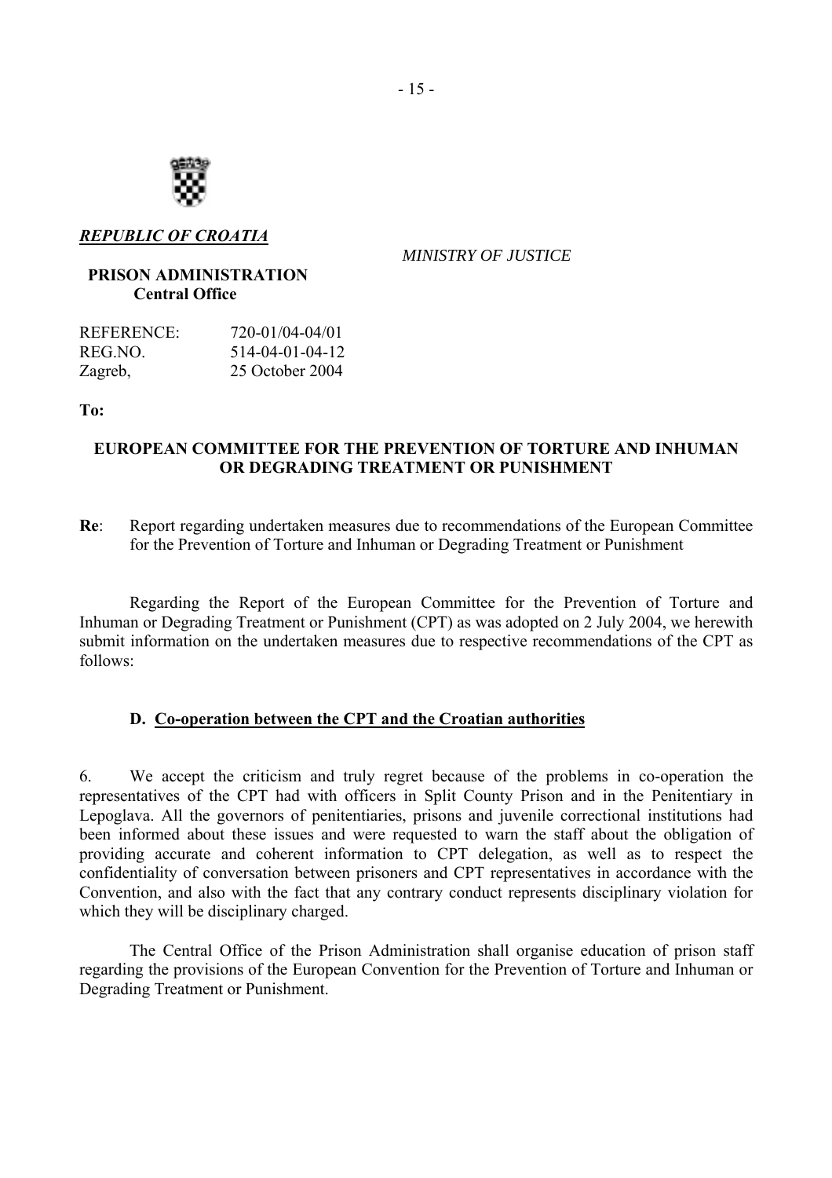***REPUBLIC OF CROATIA***

*MINISTRY OF JUSTICE*

**PRISON ADMINISTRATION**
**Central Office**

REFERENCE: 720-01/04-04/01
REG.NO. 514-04-01-04-12
Zagreb, 25 October 2004

**To:**

**EUROPEAN COMMITTEE FOR THE PREVENTION OF TORTURE AND INHUMAN OR DEGRADING TREATMENT OR PUNISHMENT**

**Re**: Report regarding undertaken measures due to recommendations of the European Committee for the Prevention of Torture and Inhuman or Degrading Treatment or Punishment

Regarding the Report of the European Committee for the Prevention of Torture and Inhuman or Degrading Treatment or Punishment (CPT) as was adopted on 2 July 2004, we herewith submit information on the undertaken measures due to respective recommendations of the CPT as follows:

### D. Co-operation between the CPT and the Croatian authorities

6. We accept the criticism and truly regret because of the problems in co-operation the representatives of the CPT had with officers in Split County Prison and in the Penitentiary in Lepoglava. All the governors of penitentiaries, prisons and juvenile correctional institutions had been informed about these issues and were requested to warn the staff about the obligation of providing accurate and coherent information to CPT delegation, as well as to respect the confidentiality of conversation between prisoners and CPT representatives in accordance with the Convention, and also with the fact that any contrary conduct represents disciplinary violation for which they will be disciplinary charged.

The Central Office of the Prison Administration shall organise education of prison staff regarding the provisions of the European Convention for the Prevention of Torture and Inhuman or Degrading Treatment or Punishment.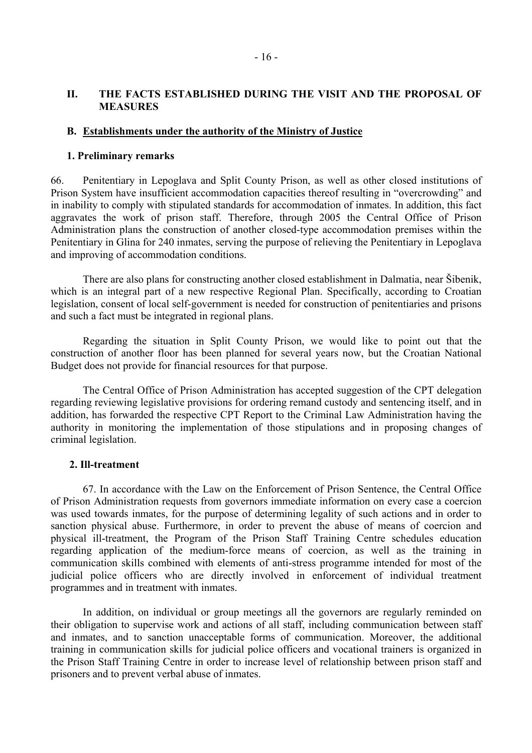## II. THE FACTS ESTABLISHED DURING THE VISIT AND THE PROPOSAL OF MEASURES

### B. Establishments under the authority of the Ministry of Justice

#### 1. Preliminary remarks

66. Penitentiary in Lepoglava and Split County Prison, as well as other closed institutions of Prison System have insufficient accommodation capacities thereof resulting in "overcrowding" and in inability to comply with stipulated standards for accommodation of inmates. In addition, this fact aggravates the work of prison staff. Therefore, through 2005 the Central Office of Prison Administration plans the construction of another closed-type accommodation premises within the Penitentiary in Glina for 240 inmates, serving the purpose of relieving the Penitentiary in Lepoglava and improving of accommodation conditions.

There are also plans for constructing another closed establishment in Dalmatia, near Šibenik, which is an integral part of a new respective Regional Plan. Specifically, according to Croatian legislation, consent of local self-government is needed for construction of penitentiaries and prisons and such a fact must be integrated in regional plans.

Regarding the situation in Split County Prison, we would like to point out that the construction of another floor has been planned for several years now, but the Croatian National Budget does not provide for financial resources for that purpose.

The Central Office of Prison Administration has accepted suggestion of the CPT delegation regarding reviewing legislative provisions for ordering remand custody and sentencing itself, and in addition, has forwarded the respective CPT Report to the Criminal Law Administration having the authority in monitoring the implementation of those stipulations and in proposing changes of criminal legislation.

#### 2. Ill-treatment

67. In accordance with the Law on the Enforcement of Prison Sentence, the Central Office of Prison Administration requests from governors immediate information on every case a coercion was used towards inmates, for the purpose of determining legality of such actions and in order to sanction physical abuse. Furthermore, in order to prevent the abuse of means of coercion and physical ill-treatment, the Program of the Prison Staff Training Centre schedules education regarding application of the medium-force means of coercion, as well as the training in communication skills combined with elements of anti-stress programme intended for most of the judicial police officers who are directly involved in enforcement of individual treatment programmes and in treatment with inmates.

In addition, on individual or group meetings all the governors are regularly reminded on their obligation to supervise work and actions of all staff, including communication between staff and inmates, and to sanction unacceptable forms of communication. Moreover, the additional training in communication skills for judicial police officers and vocational trainers is organized in the Prison Staff Training Centre in order to increase level of relationship between prison staff and prisoners and to prevent verbal abuse of inmates.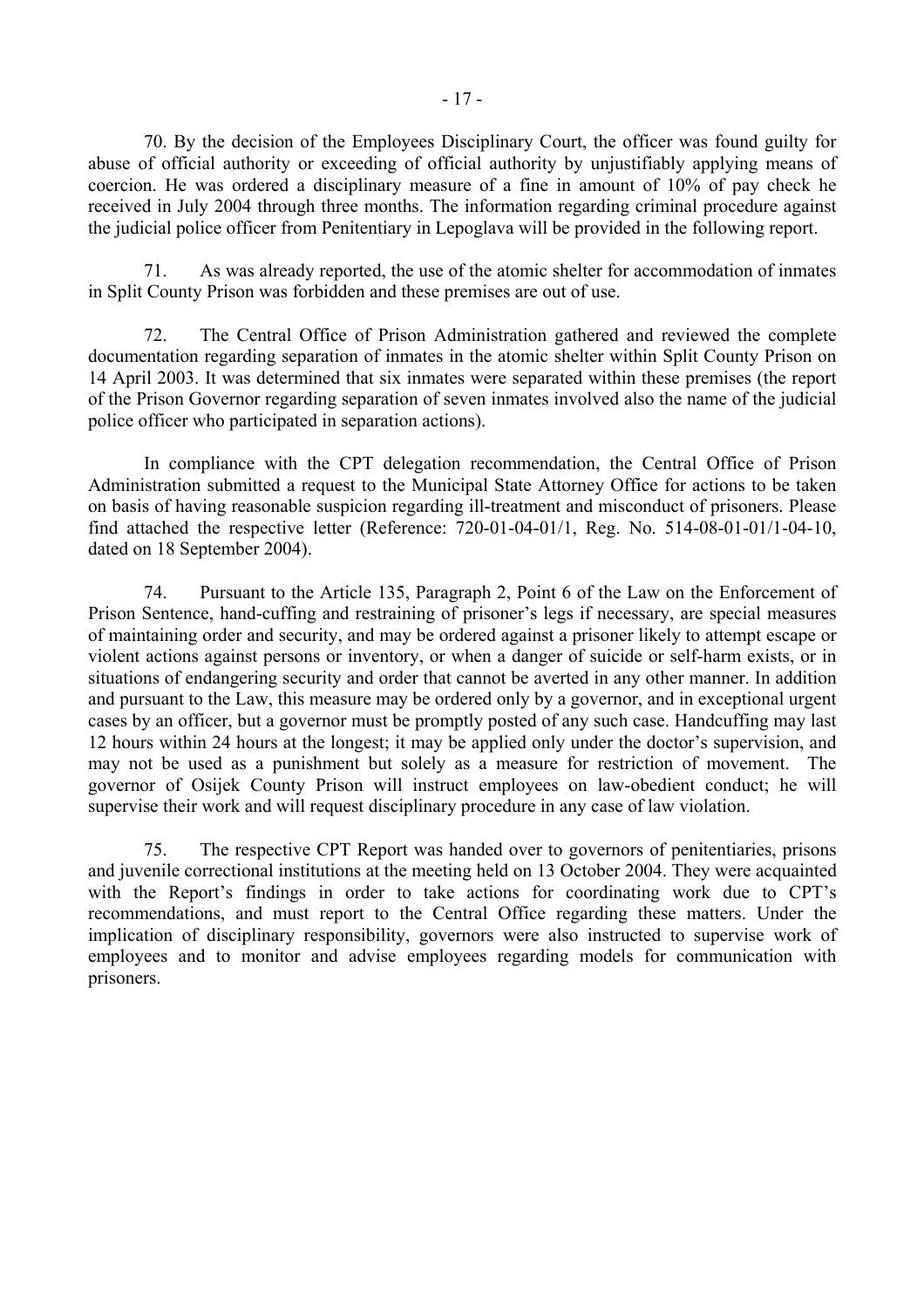70. By the decision of the Employees Disciplinary Court, the officer was found guilty for abuse of official authority or exceeding of official authority by unjustifiably applying means of coercion. He was ordered a disciplinary measure of a fine in amount of 10% of pay check he received in July 2004 through three months. The information regarding criminal procedure against the judicial police officer from Penitentiary in Lepoglava will be provided in the following report.

71. As was already reported, the use of the atomic shelter for accommodation of inmates in Split County Prison was forbidden and these premises are out of use.

72. The Central Office of Prison Administration gathered and reviewed the complete documentation regarding separation of inmates in the atomic shelter within Split County Prison on 14 April 2003. It was determined that six inmates were separated within these premises (the report of the Prison Governor regarding separation of seven inmates involved also the name of the judicial police officer who participated in separation actions).

In compliance with the CPT delegation recommendation, the Central Office of Prison Administration submitted a request to the Municipal State Attorney Office for actions to be taken on basis of having reasonable suspicion regarding ill-treatment and misconduct of prisoners. Please find attached the respective letter (Reference: 720-01-04-01/1, Reg. No. 514-08-01-01/1-04-10, dated on 18 September 2004).

74. Pursuant to the Article 135, Paragraph 2, Point 6 of the Law on the Enforcement of Prison Sentence, hand-cuffing and restraining of prisoner's legs if necessary, are special measures of maintaining order and security, and may be ordered against a prisoner likely to attempt escape or violent actions against persons or inventory, or when a danger of suicide or self-harm exists, or in situations of endangering security and order that cannot be averted in any other manner. In addition and pursuant to the Law, this measure may be ordered only by a governor, and in exceptional urgent cases by an officer, but a governor must be promptly posted of any such case. Handcuffing may last 12 hours within 24 hours at the longest; it may be applied only under the doctor's supervision, and may not be used as a punishment but solely as a measure for restriction of movement. The governor of Osijek County Prison will instruct employees on law-obedient conduct; he will supervise their work and will request disciplinary procedure in any case of law violation.

75. The respective CPT Report was handed over to governors of penitentiaries, prisons and juvenile correctional institutions at the meeting held on 13 October 2004. They were acquainted with the Report's findings in order to take actions for coordinating work due to CPT's recommendations, and must report to the Central Office regarding these matters. Under the implication of disciplinary responsibility, governors were also instructed to supervise work of employees and to monitor and advise employees regarding models for communication with prisoners.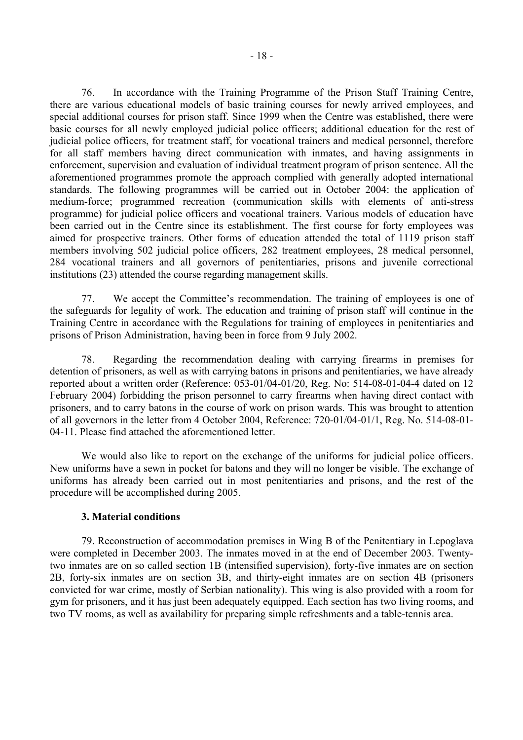76. In accordance with the Training Programme of the Prison Staff Training Centre, there are various educational models of basic training courses for newly arrived employees, and special additional courses for prison staff. Since 1999 when the Centre was established, there were basic courses for all newly employed judicial police officers; additional education for the rest of judicial police officers, for treatment staff, for vocational trainers and medical personnel, therefore for all staff members having direct communication with inmates, and having assignments in enforcement, supervision and evaluation of individual treatment program of prison sentence. All the aforementioned programmes promote the approach complied with generally adopted international standards. The following programmes will be carried out in October 2004: the application of medium-force; programmed recreation (communication skills with elements of anti-stress programme) for judicial police officers and vocational trainers. Various models of education have been carried out in the Centre since its establishment. The first course for forty employees was aimed for prospective trainers. Other forms of education attended the total of 1119 prison staff members involving 502 judicial police officers, 282 treatment employees, 28 medical personnel, 284 vocational trainers and all governors of penitentiaries, prisons and juvenile correctional institutions (23) attended the course regarding management skills.

77. We accept the Committee's recommendation. The training of employees is one of the safeguards for legality of work. The education and training of prison staff will continue in the Training Centre in accordance with the Regulations for training of employees in penitentiaries and prisons of Prison Administration, having been in force from 9 July 2002.

78. Regarding the recommendation dealing with carrying firearms in premises for detention of prisoners, as well as with carrying batons in prisons and penitentiaries, we have already reported about a written order (Reference: 053-01/04-01/20, Reg. No: 514-08-01-04-4 dated on 12 February 2004) forbidding the prison personnel to carry firearms when having direct contact with prisoners, and to carry batons in the course of work on prison wards. This was brought to attention of all governors in the letter from 4 October 2004, Reference: 720-01/04-01/1, Reg. No. 514-08-01-04-11. Please find attached the aforementioned letter.

We would also like to report on the exchange of the uniforms for judicial police officers. New uniforms have a sewn in pocket for batons and they will no longer be visible. The exchange of uniforms has already been carried out in most penitentiaries and prisons, and the rest of the procedure will be accomplished during 2005.

### 3. Material conditions

79. Reconstruction of accommodation premises in Wing B of the Penitentiary in Lepoglava were completed in December 2003. The inmates moved in at the end of December 2003. Twenty-two inmates are on so called section 1B (intensified supervision), forty-five inmates are on section 2B, forty-six inmates are on section 3B, and thirty-eight inmates are on section 4B (prisoners convicted for war crime, mostly of Serbian nationality). This wing is also provided with a room for gym for prisoners, and it has just been adequately equipped. Each section has two living rooms, and two TV rooms, as well as availability for preparing simple refreshments and a table-tennis area.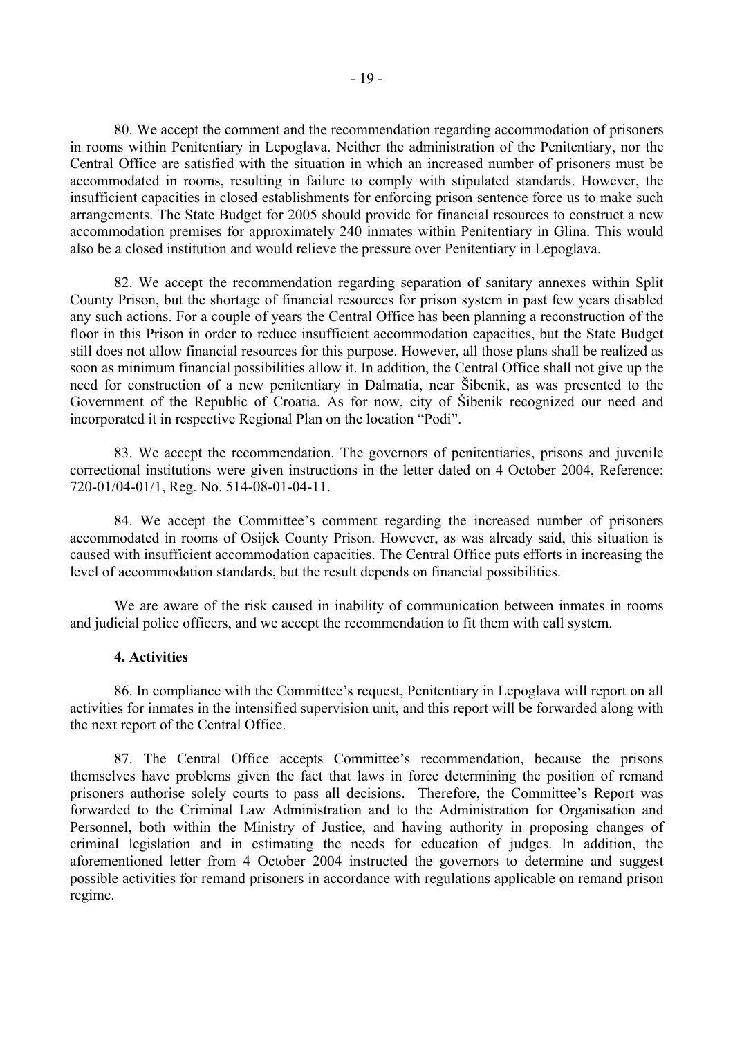80. We accept the comment and the recommendation regarding accommodation of prisoners in rooms within Penitentiary in Lepoglava. Neither the administration of the Penitentiary, nor the Central Office are satisfied with the situation in which an increased number of prisoners must be accommodated in rooms, resulting in failure to comply with stipulated standards. However, the insufficient capacities in closed establishments for enforcing prison sentence force us to make such arrangements. The State Budget for 2005 should provide for financial resources to construct a new accommodation premises for approximately 240 inmates within Penitentiary in Glina. This would also be a closed institution and would relieve the pressure over Penitentiary in Lepoglava.

82. We accept the recommendation regarding separation of sanitary annexes within Split County Prison, but the shortage of financial resources for prison system in past few years disabled any such actions. For a couple of years the Central Office has been planning a reconstruction of the floor in this Prison in order to reduce insufficient accommodation capacities, but the State Budget still does not allow financial resources for this purpose. However, all those plans shall be realized as soon as minimum financial possibilities allow it. In addition, the Central Office shall not give up the need for construction of a new penitentiary in Dalmatia, near Šibenik, as was presented to the Government of the Republic of Croatia. As for now, city of Šibenik recognized our need and incorporated it in respective Regional Plan on the location "Podi".

83. We accept the recommendation. The governors of penitentiaries, prisons and juvenile correctional institutions were given instructions in the letter dated on 4 October 2004, Reference: 720-01/04-01/1, Reg. No. 514-08-01-04-11.

84. We accept the Committee's comment regarding the increased number of prisoners accommodated in rooms of Osijek County Prison. However, as was already said, this situation is caused with insufficient accommodation capacities. The Central Office puts efforts in increasing the level of accommodation standards, but the result depends on financial possibilities.

We are aware of the risk caused in inability of communication between inmates in rooms and judicial police officers, and we accept the recommendation to fit them with call system.

**4. Activities**

86. In compliance with the Committee's request, Penitentiary in Lepoglava will report on all activities for inmates in the intensified supervision unit, and this report will be forwarded along with the next report of the Central Office.

87. The Central Office accepts Committee's recommendation, because the prisons themselves have problems given the fact that laws in force determining the position of remand prisoners authorise solely courts to pass all decisions. Therefore, the Committee's Report was forwarded to the Criminal Law Administration and to the Administration for Organisation and Personnel, both within the Ministry of Justice, and having authority in proposing changes of criminal legislation and in estimating the needs for education of judges. In addition, the aforementioned letter from 4 October 2004 instructed the governors to determine and suggest possible activities for remand prisoners in accordance with regulations applicable on remand prison regime.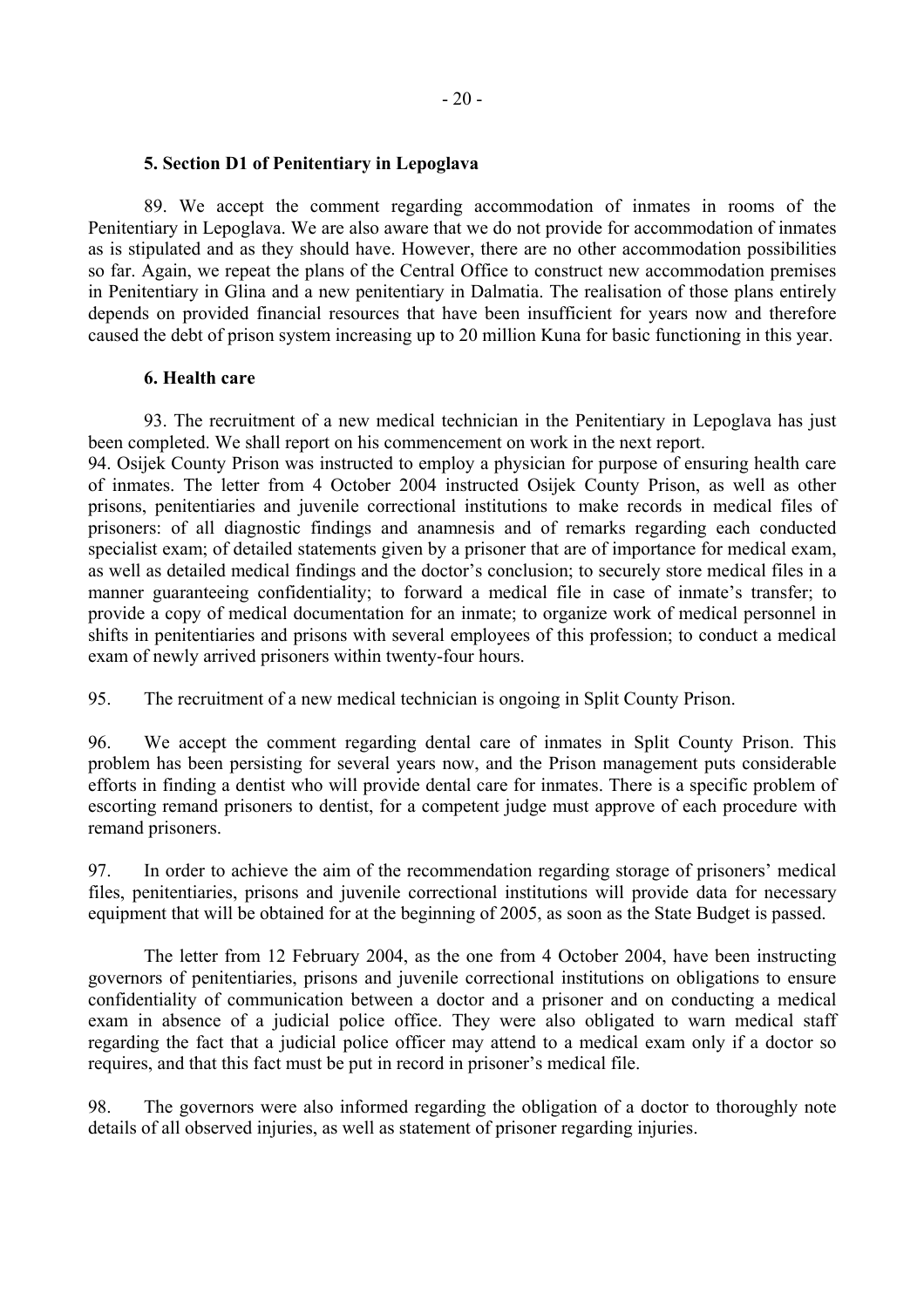### 5. Section D1 of Penitentiary in Lepoglava

89. We accept the comment regarding accommodation of inmates in rooms of the Penitentiary in Lepoglava. We are also aware that we do not provide for accommodation of inmates as is stipulated and as they should have. However, there are no other accommodation possibilities so far. Again, we repeat the plans of the Central Office to construct new accommodation premises in Penitentiary in Glina and a new penitentiary in Dalmatia. The realisation of those plans entirely depends on provided financial resources that have been insufficient for years now and therefore caused the debt of prison system increasing up to 20 million Kuna for basic functioning in this year.

### 6. Health care

93. The recruitment of a new medical technician in the Penitentiary in Lepoglava has just been completed. We shall report on his commencement on work in the next report.

94. Osijek County Prison was instructed to employ a physician for purpose of ensuring health care of inmates. The letter from 4 October 2004 instructed Osijek County Prison, as well as other prisons, penitentiaries and juvenile correctional institutions to make records in medical files of prisoners: of all diagnostic findings and anamnesis and of remarks regarding each conducted specialist exam; of detailed statements given by a prisoner that are of importance for medical exam, as well as detailed medical findings and the doctor's conclusion; to securely store medical files in a manner guaranteeing confidentiality; to forward a medical file in case of inmate's transfer; to provide a copy of medical documentation for an inmate; to organize work of medical personnel in shifts in penitentiaries and prisons with several employees of this profession; to conduct a medical exam of newly arrived prisoners within twenty-four hours.

95. The recruitment of a new medical technician is ongoing in Split County Prison.

96. We accept the comment regarding dental care of inmates in Split County Prison. This problem has been persisting for several years now, and the Prison management puts considerable efforts in finding a dentist who will provide dental care for inmates. There is a specific problem of escorting remand prisoners to dentist, for a competent judge must approve of each procedure with remand prisoners.

97. In order to achieve the aim of the recommendation regarding storage of prisoners' medical files, penitentiaries, prisons and juvenile correctional institutions will provide data for necessary equipment that will be obtained for at the beginning of 2005, as soon as the State Budget is passed.

The letter from 12 February 2004, as the one from 4 October 2004, have been instructing governors of penitentiaries, prisons and juvenile correctional institutions on obligations to ensure confidentiality of communication between a doctor and a prisoner and on conducting a medical exam in absence of a judicial police office. They were also obligated to warn medical staff regarding the fact that a judicial police officer may attend to a medical exam only if a doctor so requires, and that this fact must be put in record in prisoner's medical file.

98. The governors were also informed regarding the obligation of a doctor to thoroughly note details of all observed injuries, as well as statement of prisoner regarding injuries.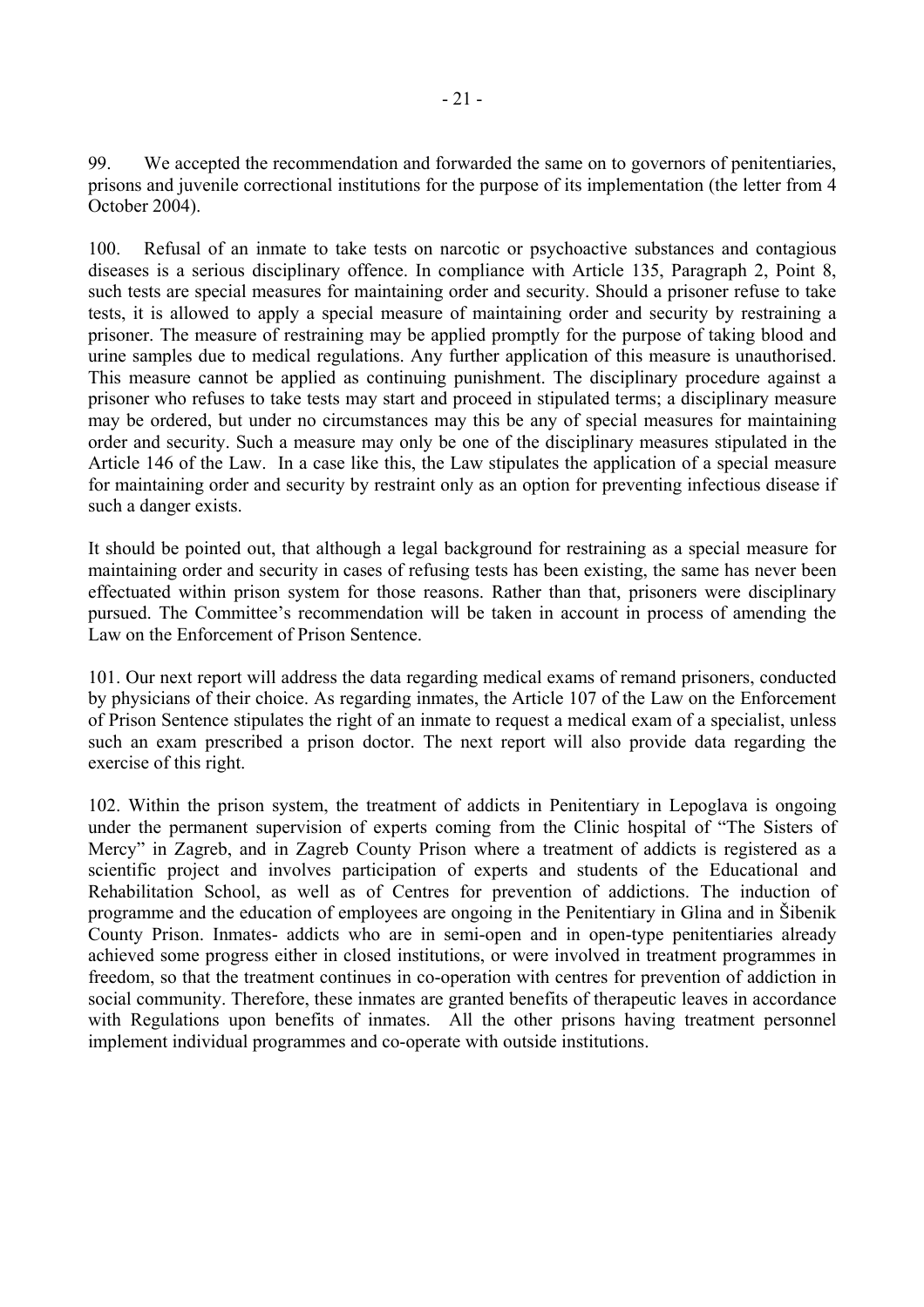99. We accepted the recommendation and forwarded the same on to governors of penitentiaries, prisons and juvenile correctional institutions for the purpose of its implementation (the letter from 4 October 2004).

100. Refusal of an inmate to take tests on narcotic or psychoactive substances and contagious diseases is a serious disciplinary offence. In compliance with Article 135, Paragraph 2, Point 8, such tests are special measures for maintaining order and security. Should a prisoner refuse to take tests, it is allowed to apply a special measure of maintaining order and security by restraining a prisoner. The measure of restraining may be applied promptly for the purpose of taking blood and urine samples due to medical regulations. Any further application of this measure is unauthorised. This measure cannot be applied as continuing punishment. The disciplinary procedure against a prisoner who refuses to take tests may start and proceed in stipulated terms; a disciplinary measure may be ordered, but under no circumstances may this be any of special measures for maintaining order and security. Such a measure may only be one of the disciplinary measures stipulated in the Article 146 of the Law. In a case like this, the Law stipulates the application of a special measure for maintaining order and security by restraint only as an option for preventing infectious disease if such a danger exists.

It should be pointed out, that although a legal background for restraining as a special measure for maintaining order and security in cases of refusing tests has been existing, the same has never been effectuated within prison system for those reasons. Rather than that, prisoners were disciplinary pursued. The Committee's recommendation will be taken in account in process of amending the Law on the Enforcement of Prison Sentence.

101. Our next report will address the data regarding medical exams of remand prisoners, conducted by physicians of their choice. As regarding inmates, the Article 107 of the Law on the Enforcement of Prison Sentence stipulates the right of an inmate to request a medical exam of a specialist, unless such an exam prescribed a prison doctor. The next report will also provide data regarding the exercise of this right.

102. Within the prison system, the treatment of addicts in Penitentiary in Lepoglava is ongoing under the permanent supervision of experts coming from the Clinic hospital of "The Sisters of Mercy" in Zagreb, and in Zagreb County Prison where a treatment of addicts is registered as a scientific project and involves participation of experts and students of the Educational and Rehabilitation School, as well as of Centres for prevention of addictions. The induction of programme and the education of employees are ongoing in the Penitentiary in Glina and in Šibenik County Prison. Inmates- addicts who are in semi-open and in open-type penitentiaries already achieved some progress either in closed institutions, or were involved in treatment programmes in freedom, so that the treatment continues in co-operation with centres for prevention of addiction in social community. Therefore, these inmates are granted benefits of therapeutic leaves in accordance with Regulations upon benefits of inmates. All the other prisons having treatment personnel implement individual programmes and co-operate with outside institutions.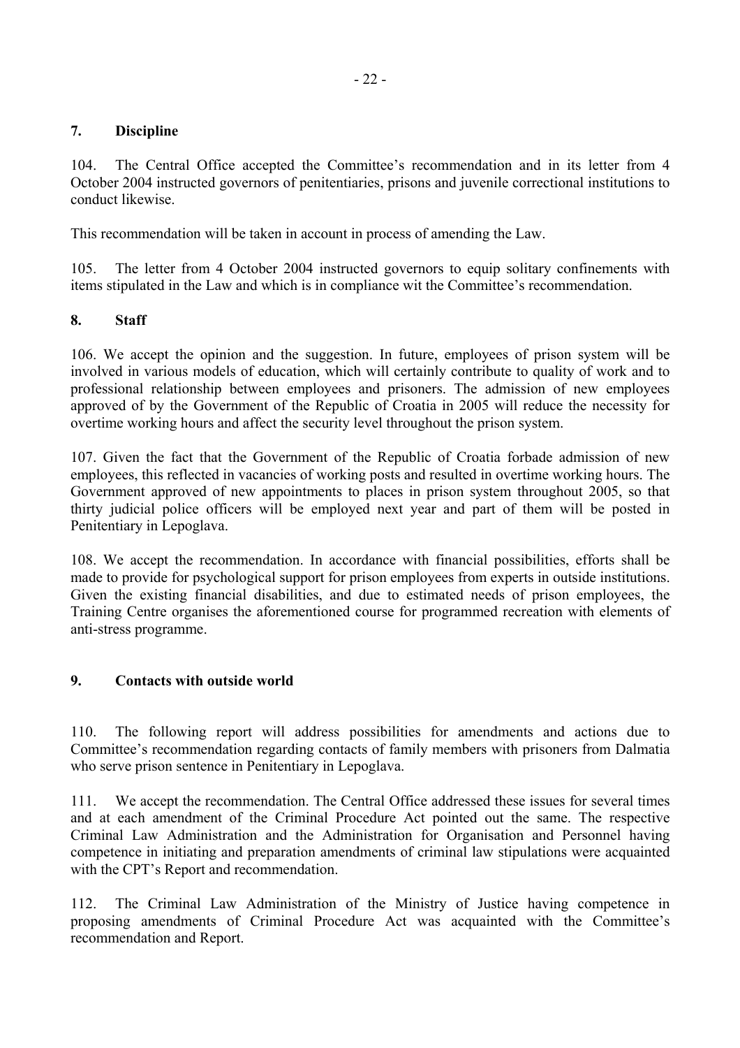## 7. Discipline

104. The Central Office accepted the Committee's recommendation and in its letter from 4 October 2004 instructed governors of penitentiaries, prisons and juvenile correctional institutions to conduct likewise.

This recommendation will be taken in account in process of amending the Law.

105. The letter from 4 October 2004 instructed governors to equip solitary confinements with items stipulated in the Law and which is in compliance wit the Committee's recommendation.

## 8. Staff

106. We accept the opinion and the suggestion. In future, employees of prison system will be involved in various models of education, which will certainly contribute to quality of work and to professional relationship between employees and prisoners. The admission of new employees approved of by the Government of the Republic of Croatia in 2005 will reduce the necessity for overtime working hours and affect the security level throughout the prison system.

107. Given the fact that the Government of the Republic of Croatia forbade admission of new employees, this reflected in vacancies of working posts and resulted in overtime working hours. The Government approved of new appointments to places in prison system throughout 2005, so that thirty judicial police officers will be employed next year and part of them will be posted in Penitentiary in Lepoglava.

108. We accept the recommendation. In accordance with financial possibilities, efforts shall be made to provide for psychological support for prison employees from experts in outside institutions. Given the existing financial disabilities, and due to estimated needs of prison employees, the Training Centre organises the aforementioned course for programmed recreation with elements of anti-stress programme.

## 9. Contacts with outside world

110. The following report will address possibilities for amendments and actions due to Committee's recommendation regarding contacts of family members with prisoners from Dalmatia who serve prison sentence in Penitentiary in Lepoglava.

111. We accept the recommendation. The Central Office addressed these issues for several times and at each amendment of the Criminal Procedure Act pointed out the same. The respective Criminal Law Administration and the Administration for Organisation and Personnel having competence in initiating and preparation amendments of criminal law stipulations were acquainted with the CPT's Report and recommendation.

112. The Criminal Law Administration of the Ministry of Justice having competence in proposing amendments of Criminal Procedure Act was acquainted with the Committee's recommendation and Report.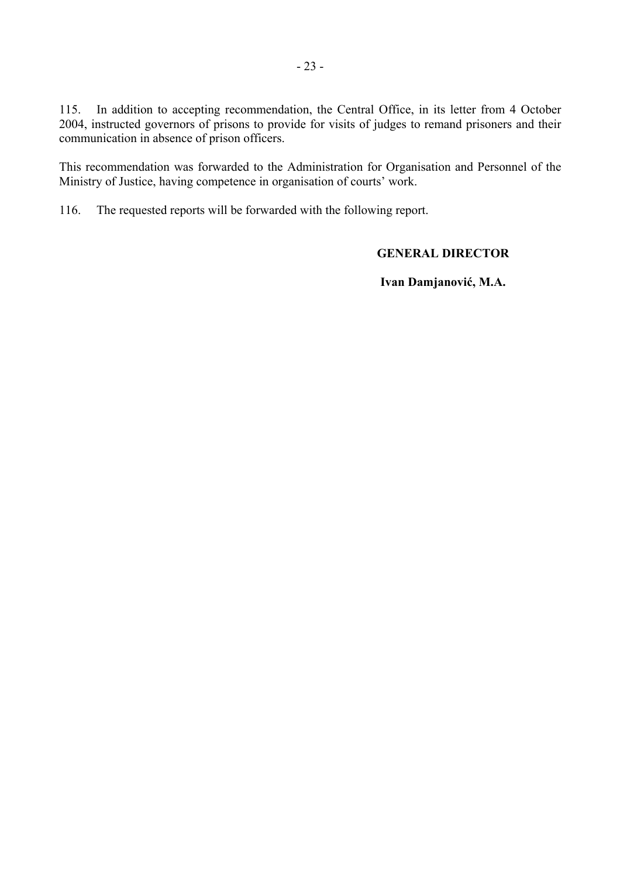115. In addition to accepting recommendation, the Central Office, in its letter from 4 October 2004, instructed governors of prisons to provide for visits of judges to remand prisoners and their communication in absence of prison officers.

This recommendation was forwarded to the Administration for Organisation and Personnel of the Ministry of Justice, having competence in organisation of courts' work.

116. The requested reports will be forwarded with the following report.

**GENERAL DIRECTOR**

**Ivan Damjanović, M.A.**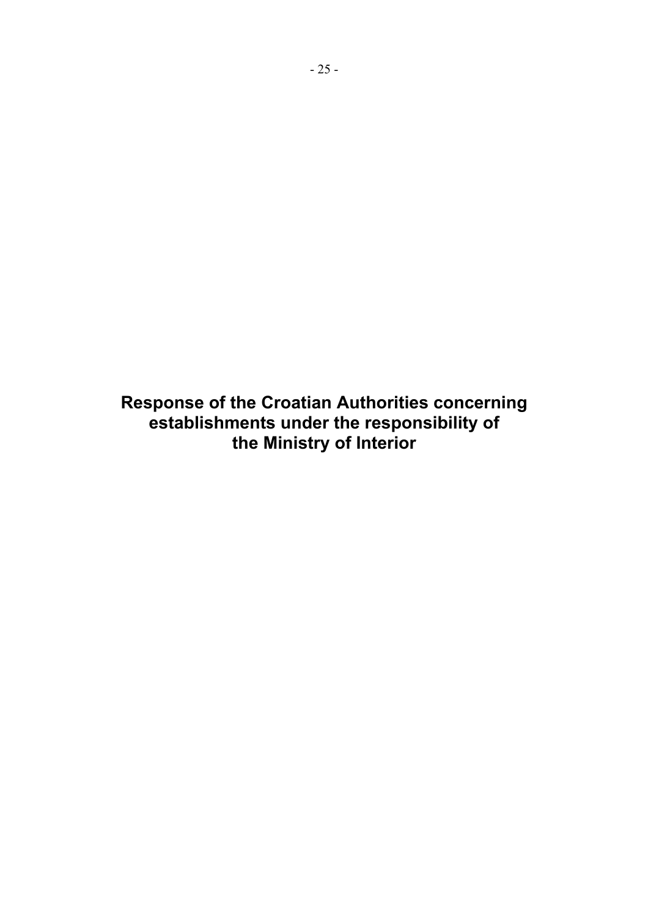# Response of the Croatian Authorities concerning establishments under the responsibility of the Ministry of Interior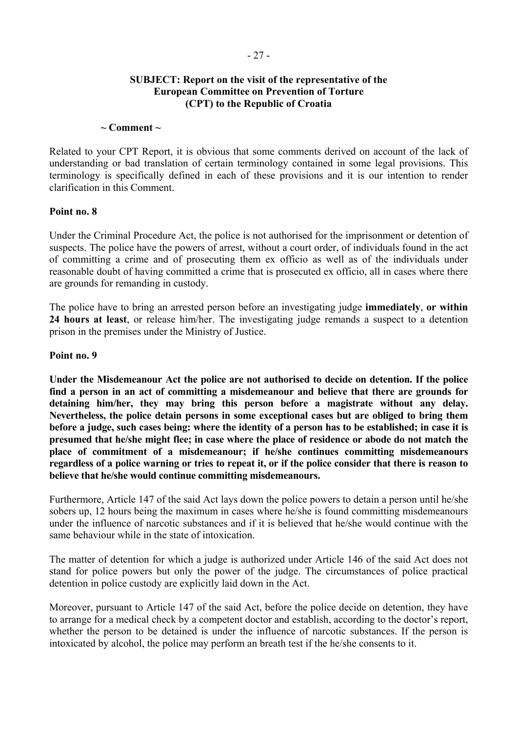**SUBJECT: Report on the visit of the representative of the European Committee on Prevention of Torture (CPT) to the Republic of Croatia**

**~ Comment ~**

Related to your CPT Report, it is obvious that some comments derived on account of the lack of understanding or bad translation of certain terminology contained in some legal provisions. This terminology is specifically defined in each of these provisions and it is our intention to render clarification in this Comment.

**Point no. 8**

Under the Criminal Procedure Act, the police is not authorised for the imprisonment or detention of suspects. The police have the powers of arrest, without a court order, of individuals found in the act of committing a crime and of prosecuting them ex officio as well as of the individuals under reasonable doubt of having committed a crime that is prosecuted ex officio, all in cases where there are grounds for remanding in custody.

The police have to bring an arrested person before an investigating judge **immediately**, **or within 24 hours at least**, or release him/her. The investigating judge remands a suspect to a detention prison in the premises under the Ministry of Justice.

**Point no. 9**

**Under the Misdemeanour Act the police are not authorised to decide on detention. If the police find a person in an act of committing a misdemeanour and believe that there are grounds for detaining him/her, they may bring this person before a magistrate without any delay. Nevertheless, the police detain persons in some exceptional cases but are obliged to bring them before a judge, such cases being: where the identity of a person has to be established; in case it is presumed that he/she might flee; in case where the place of residence or abode do not match the place of commitment of a misdemeanour; if he/she continues committing misdemeanours regardless of a police warning or tries to repeat it, or if the police consider that there is reason to believe that he/she would continue committing misdemeanours.**

Furthermore, Article 147 of the said Act lays down the police powers to detain a person until he/she sobers up, 12 hours being the maximum in cases where he/she is found committing misdemeanours under the influence of narcotic substances and if it is believed that he/she would continue with the same behaviour while in the state of intoxication.

The matter of detention for which a judge is authorized under Article 146 of the said Act does not stand for police powers but only the power of the judge. The circumstances of police practical detention in police custody are explicitly laid down in the Act.

Moreover, pursuant to Article 147 of the said Act, before the police decide on detention, they have to arrange for a medical check by a competent doctor and establish, according to the doctor's report, whether the person to be detained is under the influence of narcotic substances. If the person is intoxicated by alcohol, the police may perform an breath test if the he/she consents to it.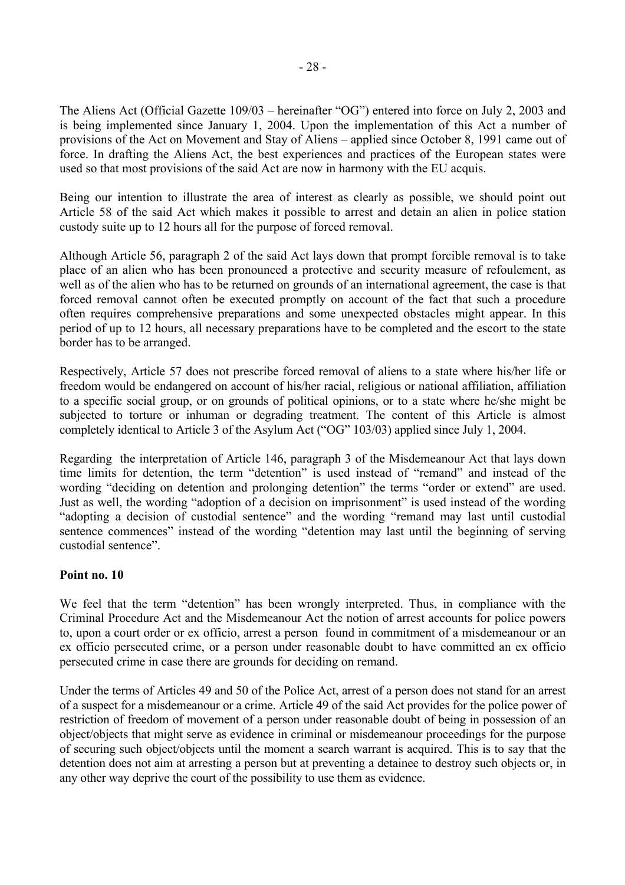The Aliens Act (Official Gazette 109/03 – hereinafter "OG") entered into force on July 2, 2003 and is being implemented since January 1, 2004. Upon the implementation of this Act a number of provisions of the Act on Movement and Stay of Aliens – applied since October 8, 1991 came out of force. In drafting the Aliens Act, the best experiences and practices of the European states were used so that most provisions of the said Act are now in harmony with the EU acquis.

Being our intention to illustrate the area of interest as clearly as possible, we should point out Article 58 of the said Act which makes it possible to arrest and detain an alien in police station custody suite up to 12 hours all for the purpose of forced removal.

Although Article 56, paragraph 2 of the said Act lays down that prompt forcible removal is to take place of an alien who has been pronounced a protective and security measure of refoulement, as well as of the alien who has to be returned on grounds of an international agreement, the case is that forced removal cannot often be executed promptly on account of the fact that such a procedure often requires comprehensive preparations and some unexpected obstacles might appear. In this period of up to 12 hours, all necessary preparations have to be completed and the escort to the state border has to be arranged.

Respectively, Article 57 does not prescribe forced removal of aliens to a state where his/her life or freedom would be endangered on account of his/her racial, religious or national affiliation, affiliation to a specific social group, or on grounds of political opinions, or to a state where he/she might be subjected to torture or inhuman or degrading treatment. The content of this Article is almost completely identical to Article 3 of the Asylum Act ("OG" 103/03) applied since July 1, 2004.

Regarding the interpretation of Article 146, paragraph 3 of the Misdemeanour Act that lays down time limits for detention, the term "detention" is used instead of "remand" and instead of the wording "deciding on detention and prolonging detention" the terms "order or extend" are used. Just as well, the wording "adoption of a decision on imprisonment" is used instead of the wording "adopting a decision of custodial sentence" and the wording "remand may last until custodial sentence commences" instead of the wording "detention may last until the beginning of serving custodial sentence".

**Point no. 10**

We feel that the term "detention" has been wrongly interpreted. Thus, in compliance with the Criminal Procedure Act and the Misdemeanour Act the notion of arrest accounts for police powers to, upon a court order or ex officio, arrest a person found in commitment of a misdemeanour or an ex officio persecuted crime, or a person under reasonable doubt to have committed an ex officio persecuted crime in case there are grounds for deciding on remand.

Under the terms of Articles 49 and 50 of the Police Act, arrest of a person does not stand for an arrest of a suspect for a misdemeanour or a crime. Article 49 of the said Act provides for the police power of restriction of freedom of movement of a person under reasonable doubt of being in possession of an object/objects that might serve as evidence in criminal or misdemeanour proceedings for the purpose of securing such object/objects until the moment a search warrant is acquired. This is to say that the detention does not aim at arresting a person but at preventing a detainee to destroy such objects or, in any other way deprive the court of the possibility to use them as evidence.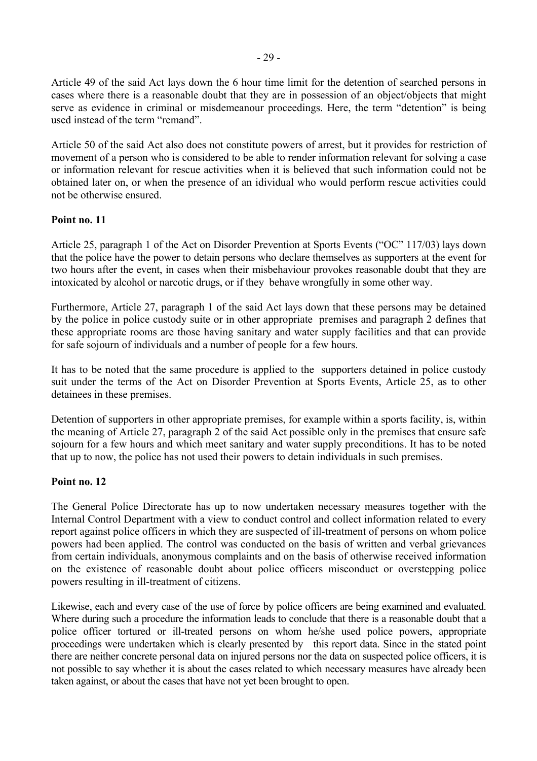Article 49 of the said Act lays down the 6 hour time limit for the detention of searched persons in cases where there is a reasonable doubt that they are in possession of an object/objects that might serve as evidence in criminal or misdemeanour proceedings. Here, the term "detention" is being used instead of the term "remand".

Article 50 of the said Act also does not constitute powers of arrest, but it provides for restriction of movement of a person who is considered to be able to render information relevant for solving a case or information relevant for rescue activities when it is believed that such information could not be obtained later on, or when the presence of an idividual who would perform rescue activities could not be otherwise ensured.

**Point no. 11**

Article 25, paragraph 1 of the Act on Disorder Prevention at Sports Events ("OC" 117/03) lays down that the police have the power to detain persons who declare themselves as supporters at the event for two hours after the event, in cases when their misbehaviour provokes reasonable doubt that they are intoxicated by alcohol or narcotic drugs, or if they behave wrongfully in some other way.

Furthermore, Article 27, paragraph 1 of the said Act lays down that these persons may be detained by the police in police custody suite or in other appropriate premises and paragraph 2 defines that these appropriate rooms are those having sanitary and water supply facilities and that can provide for safe sojourn of individuals and a number of people for a few hours.

It has to be noted that the same procedure is applied to the supporters detained in police custody suit under the terms of the Act on Disorder Prevention at Sports Events, Article 25, as to other detainees in these premises.

Detention of supporters in other appropriate premises, for example within a sports facility, is, within the meaning of Article 27, paragraph 2 of the said Act possible only in the premises that ensure safe sojourn for a few hours and which meet sanitary and water supply preconditions. It has to be noted that up to now, the police has not used their powers to detain individuals in such premises.

**Point no. 12**

The General Police Directorate has up to now undertaken necessary measures together with the Internal Control Department with a view to conduct control and collect information related to every report against police officers in which they are suspected of ill-treatment of persons on whom police powers had been applied. The control was conducted on the basis of written and verbal grievances from certain individuals, anonymous complaints and on the basis of otherwise received information on the existence of reasonable doubt about police officers misconduct or overstepping police powers resulting in ill-treatment of citizens.

Likewise, each and every case of the use of force by police officers are being examined and evaluated. Where during such a procedure the information leads to conclude that there is a reasonable doubt that a police officer tortured or ill-treated persons on whom he/she used police powers, appropriate proceedings were undertaken which is clearly presented by this report data. Since in the stated point there are neither concrete personal data on injured persons nor the data on suspected police officers, it is not possible to say whether it is about the cases related to which necessary measures have already been taken against, or about the cases that have not yet been brought to open.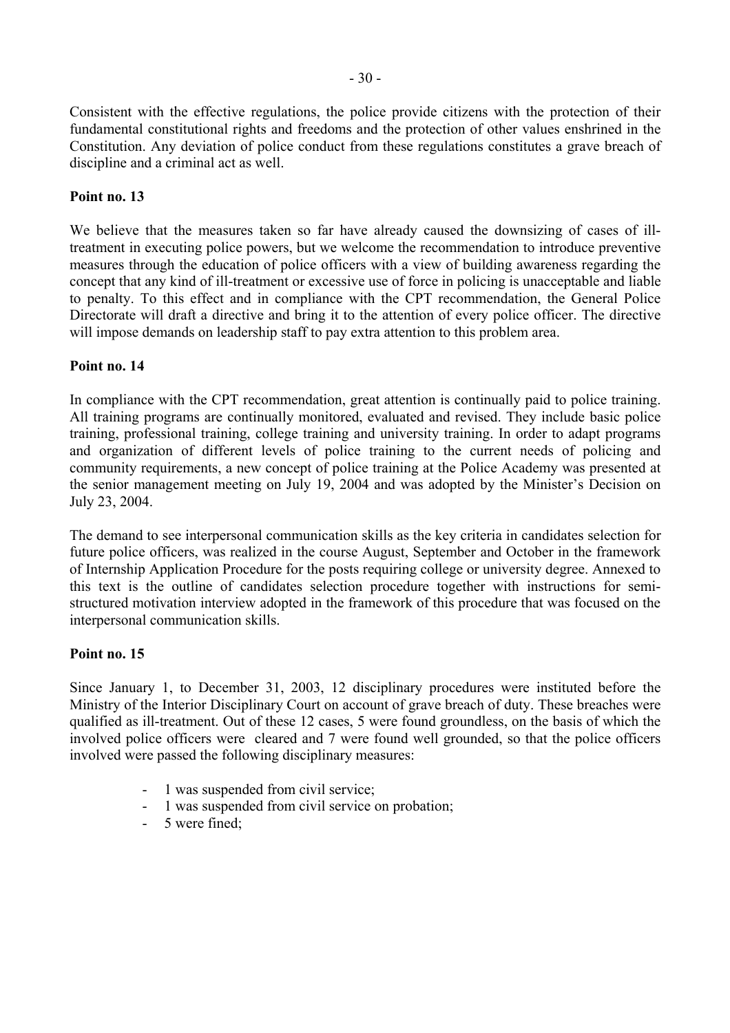Consistent with the effective regulations, the police provide citizens with the protection of their fundamental constitutional rights and freedoms and the protection of other values enshrined in the Constitution. Any deviation of police conduct from these regulations constitutes a grave breach of discipline and a criminal act as well.

**Point no. 13**

We believe that the measures taken so far have already caused the downsizing of cases of ill-treatment in executing police powers, but we welcome the recommendation to introduce preventive measures through the education of police officers with a view of building awareness regarding the concept that any kind of ill-treatment or excessive use of force in policing is unacceptable and liable to penalty. To this effect and in compliance with the CPT recommendation, the General Police Directorate will draft a directive and bring it to the attention of every police officer. The directive will impose demands on leadership staff to pay extra attention to this problem area.

**Point no. 14**

In compliance with the CPT recommendation, great attention is continually paid to police training. All training programs are continually monitored, evaluated and revised. They include basic police training, professional training, college training and university training. In order to adapt programs and organization of different levels of police training to the current needs of policing and community requirements, a new concept of police training at the Police Academy was presented at the senior management meeting on July 19, 2004 and was adopted by the Minister's Decision on July 23, 2004.

The demand to see interpersonal communication skills as the key criteria in candidates selection for future police officers, was realized in the course August, September and October in the framework of Internship Application Procedure for the posts requiring college or university degree. Annexed to this text is the outline of candidates selection procedure together with instructions for semi-structured motivation interview adopted in the framework of this procedure that was focused on the interpersonal communication skills.

**Point no. 15**

Since January 1, to December 31, 2003, 12 disciplinary procedures were instituted before the Ministry of the Interior Disciplinary Court on account of grave breach of duty. These breaches were qualified as ill-treatment. Out of these 12 cases, 5 were found groundless, on the basis of which the involved police officers were cleared and 7 were found well grounded, so that the police officers involved were passed the following disciplinary measures:

- 1 was suspended from civil service;
- 1 was suspended from civil service on probation;
- 5 were fined;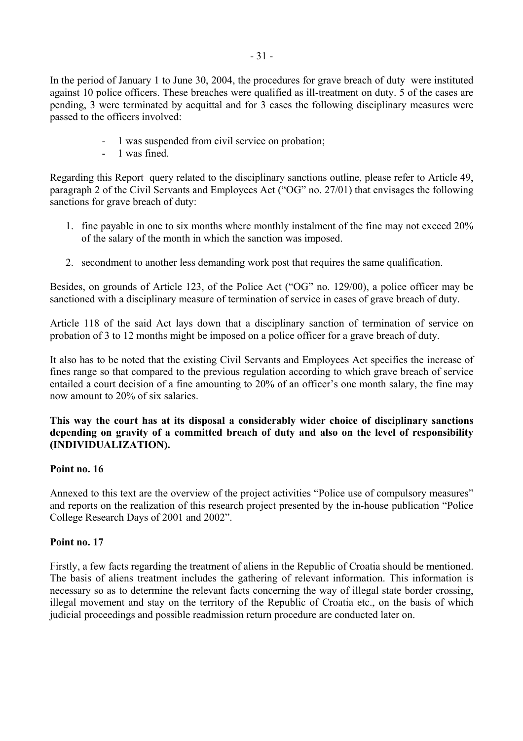In the period of January 1 to June 30, 2004, the procedures for grave breach of duty were instituted against 10 police officers. These breaches were qualified as ill-treatment on duty. 5 of the cases are pending, 3 were terminated by acquittal and for 3 cases the following disciplinary measures were passed to the officers involved:

- 1 was suspended from civil service on probation;
- 1 was fined.

Regarding this Report query related to the disciplinary sanctions outline, please refer to Article 49, paragraph 2 of the Civil Servants and Employees Act ("OG" no. 27/01) that envisages the following sanctions for grave breach of duty:

1. fine payable in one to six months where monthly instalment of the fine may not exceed 20% of the salary of the month in which the sanction was imposed.

2. secondment to another less demanding work post that requires the same qualification.

Besides, on grounds of Article 123, of the Police Act ("OG" no. 129/00), a police officer may be sanctioned with a disciplinary measure of termination of service in cases of grave breach of duty.

Article 118 of the said Act lays down that a disciplinary sanction of termination of service on probation of 3 to 12 months might be imposed on a police officer for a grave breach of duty.

It also has to be noted that the existing Civil Servants and Employees Act specifies the increase of fines range so that compared to the previous regulation according to which grave breach of service entailed a court decision of a fine amounting to 20% of an officer's one month salary, the fine may now amount to 20% of six salaries.

**This way the court has at its disposal a considerably wider choice of disciplinary sanctions depending on gravity of a committed breach of duty and also on the level of responsibility (INDIVIDUALIZATION).**

**Point no. 16**

Annexed to this text are the overview of the project activities "Police use of compulsory measures" and reports on the realization of this research project presented by the in-house publication "Police College Research Days of 2001 and 2002".

**Point no. 17**

Firstly, a few facts regarding the treatment of aliens in the Republic of Croatia should be mentioned. The basis of aliens treatment includes the gathering of relevant information. This information is necessary so as to determine the relevant facts concerning the way of illegal state border crossing, illegal movement and stay on the territory of the Republic of Croatia etc., on the basis of which judicial proceedings and possible readmission return procedure are conducted later on.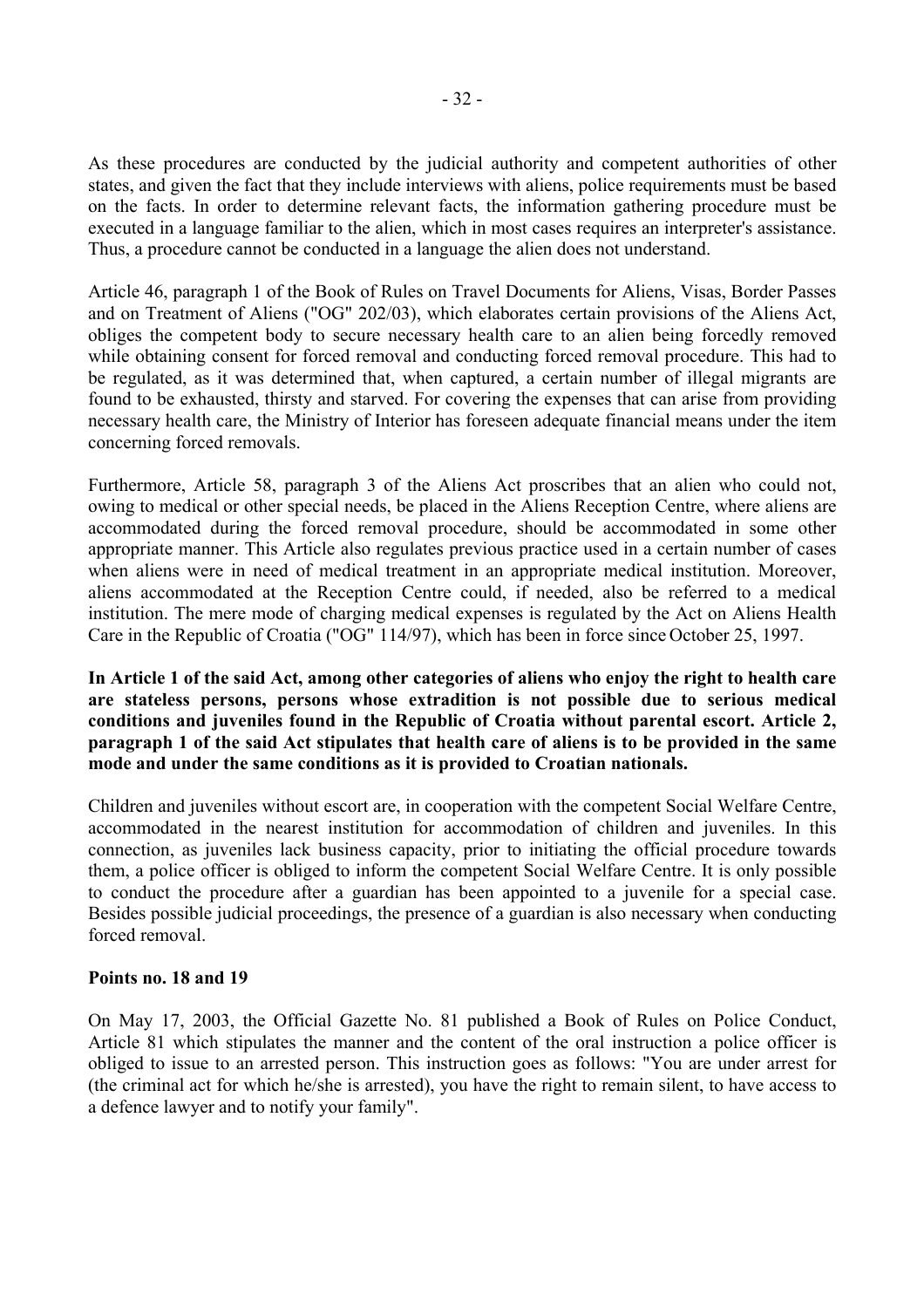As these procedures are conducted by the judicial authority and competent authorities of other states, and given the fact that they include interviews with aliens, police requirements must be based on the facts. In order to determine relevant facts, the information gathering procedure must be executed in a language familiar to the alien, which in most cases requires an interpreter's assistance. Thus, a procedure cannot be conducted in a language the alien does not understand.

Article 46, paragraph 1 of the Book of Rules on Travel Documents for Aliens, Visas, Border Passes and on Treatment of Aliens ("OG" 202/03), which elaborates certain provisions of the Aliens Act, obliges the competent body to secure necessary health care to an alien being forcedly removed while obtaining consent for forced removal and conducting forced removal procedure. This had to be regulated, as it was determined that, when captured, a certain number of illegal migrants are found to be exhausted, thirsty and starved. For covering the expenses that can arise from providing necessary health care, the Ministry of Interior has foreseen adequate financial means under the item concerning forced removals.

Furthermore, Article 58, paragraph 3 of the Aliens Act proscribes that an alien who could not, owing to medical or other special needs, be placed in the Aliens Reception Centre, where aliens are accommodated during the forced removal procedure, should be accommodated in some other appropriate manner. This Article also regulates previous practice used in a certain number of cases when aliens were in need of medical treatment in an appropriate medical institution. Moreover, aliens accommodated at the Reception Centre could, if needed, also be referred to a medical institution. The mere mode of charging medical expenses is regulated by the Act on Aliens Health Care in the Republic of Croatia ("OG" 114/97), which has been in force since October 25, 1997.

**In Article 1 of the said Act, among other categories of aliens who enjoy the right to health care are stateless persons, persons whose extradition is not possible due to serious medical conditions and juveniles found in the Republic of Croatia without parental escort. Article 2, paragraph 1 of the said Act stipulates that health care of aliens is to be provided in the same mode and under the same conditions as it is provided to Croatian nationals.**

Children and juveniles without escort are, in cooperation with the competent Social Welfare Centre, accommodated in the nearest institution for accommodation of children and juveniles. In this connection, as juveniles lack business capacity, prior to initiating the official procedure towards them, a police officer is obliged to inform the competent Social Welfare Centre. It is only possible to conduct the procedure after a guardian has been appointed to a juvenile for a special case. Besides possible judicial proceedings, the presence of a guardian is also necessary when conducting forced removal.

**Points no. 18 and 19**

On May 17, 2003, the Official Gazette No. 81 published a Book of Rules on Police Conduct, Article 81 which stipulates the manner and the content of the oral instruction a police officer is obliged to issue to an arrested person. This instruction goes as follows: "You are under arrest for (the criminal act for which he/she is arrested), you have the right to remain silent, to have access to a defence lawyer and to notify your family".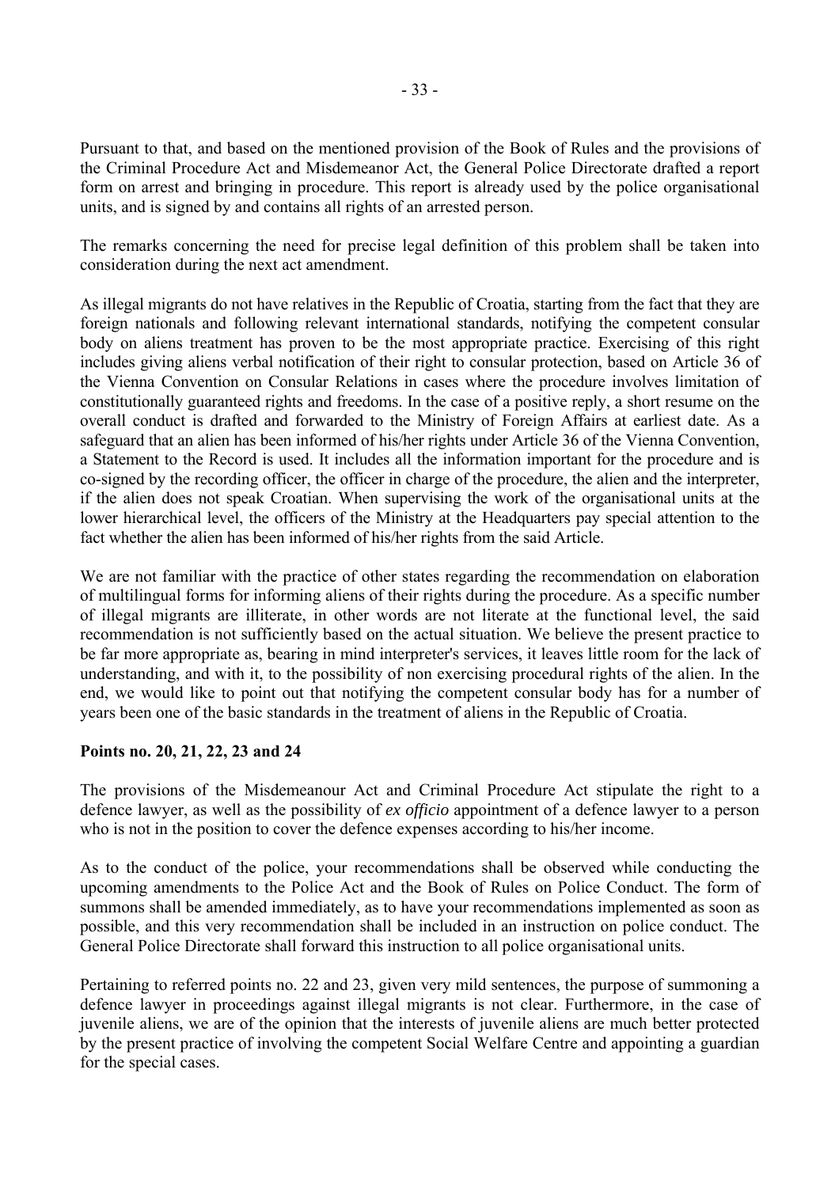Pursuant to that, and based on the mentioned provision of the Book of Rules and the provisions of the Criminal Procedure Act and Misdemeanor Act, the General Police Directorate drafted a report form on arrest and bringing in procedure. This report is already used by the police organisational units, and is signed by and contains all rights of an arrested person.

The remarks concerning the need for precise legal definition of this problem shall be taken into consideration during the next act amendment.

As illegal migrants do not have relatives in the Republic of Croatia, starting from the fact that they are foreign nationals and following relevant international standards, notifying the competent consular body on aliens treatment has proven to be the most appropriate practice. Exercising of this right includes giving aliens verbal notification of their right to consular protection, based on Article 36 of the Vienna Convention on Consular Relations in cases where the procedure involves limitation of constitutionally guaranteed rights and freedoms. In the case of a positive reply, a short resume on the overall conduct is drafted and forwarded to the Ministry of Foreign Affairs at earliest date. As a safeguard that an alien has been informed of his/her rights under Article 36 of the Vienna Convention, a Statement to the Record is used. It includes all the information important for the procedure and is co-signed by the recording officer, the officer in charge of the procedure, the alien and the interpreter, if the alien does not speak Croatian. When supervising the work of the organisational units at the lower hierarchical level, the officers of the Ministry at the Headquarters pay special attention to the fact whether the alien has been informed of his/her rights from the said Article.

We are not familiar with the practice of other states regarding the recommendation on elaboration of multilingual forms for informing aliens of their rights during the procedure. As a specific number of illegal migrants are illiterate, in other words are not literate at the functional level, the said recommendation is not sufficiently based on the actual situation. We believe the present practice to be far more appropriate as, bearing in mind interpreter's services, it leaves little room for the lack of understanding, and with it, to the possibility of non exercising procedural rights of the alien. In the end, we would like to point out that notifying the competent consular body has for a number of years been one of the basic standards in the treatment of aliens in the Republic of Croatia.

**Points no. 20, 21, 22, 23 and 24**

The provisions of the Misdemeanour Act and Criminal Procedure Act stipulate the right to a defence lawyer, as well as the possibility of *ex officio* appointment of a defence lawyer to a person who is not in the position to cover the defence expenses according to his/her income.

As to the conduct of the police, your recommendations shall be observed while conducting the upcoming amendments to the Police Act and the Book of Rules on Police Conduct. The form of summons shall be amended immediately, as to have your recommendations implemented as soon as possible, and this very recommendation shall be included in an instruction on police conduct. The General Police Directorate shall forward this instruction to all police organisational units.

Pertaining to referred points no. 22 and 23, given very mild sentences, the purpose of summoning a defence lawyer in proceedings against illegal migrants is not clear. Furthermore, in the case of juvenile aliens, we are of the opinion that the interests of juvenile aliens are much better protected by the present practice of involving the competent Social Welfare Centre and appointing a guardian for the special cases.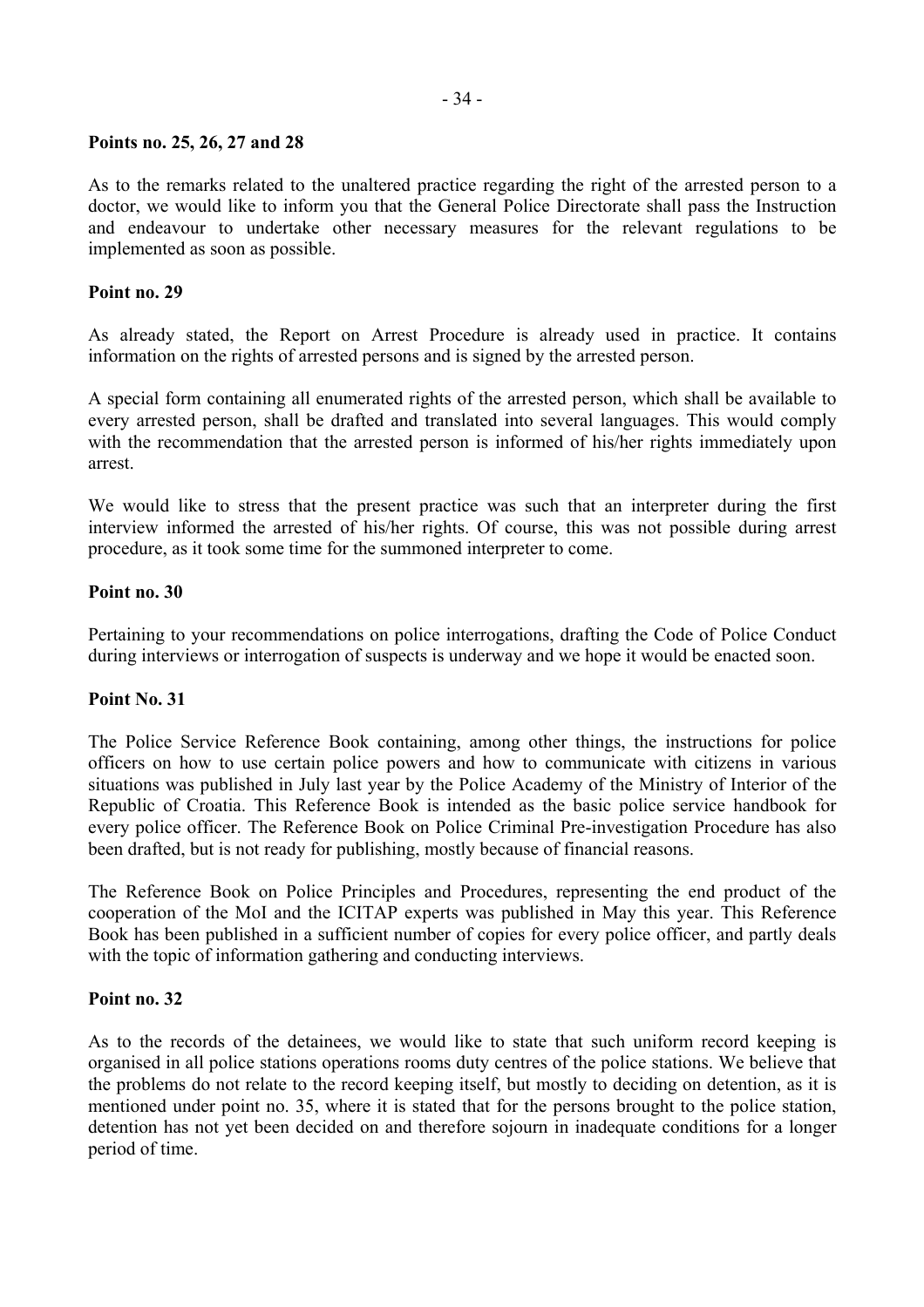**Points no. 25, 26, 27 and 28**

As to the remarks related to the unaltered practice regarding the right of the arrested person to a doctor, we would like to inform you that the General Police Directorate shall pass the Instruction and endeavour to undertake other necessary measures for the relevant regulations to be implemented as soon as possible.

**Point no. 29**

As already stated, the Report on Arrest Procedure is already used in practice. It contains information on the rights of arrested persons and is signed by the arrested person.

A special form containing all enumerated rights of the arrested person, which shall be available to every arrested person, shall be drafted and translated into several languages. This would comply with the recommendation that the arrested person is informed of his/her rights immediately upon arrest.

We would like to stress that the present practice was such that an interpreter during the first interview informed the arrested of his/her rights. Of course, this was not possible during arrest procedure, as it took some time for the summoned interpreter to come.

**Point no. 30**

Pertaining to your recommendations on police interrogations, drafting the Code of Police Conduct during interviews or interrogation of suspects is underway and we hope it would be enacted soon.

**Point No. 31**

The Police Service Reference Book containing, among other things, the instructions for police officers on how to use certain police powers and how to communicate with citizens in various situations was published in July last year by the Police Academy of the Ministry of Interior of the Republic of Croatia. This Reference Book is intended as the basic police service handbook for every police officer. The Reference Book on Police Criminal Pre-investigation Procedure has also been drafted, but is not ready for publishing, mostly because of financial reasons.

The Reference Book on Police Principles and Procedures, representing the end product of the cooperation of the MoI and the ICITAP experts was published in May this year. This Reference Book has been published in a sufficient number of copies for every police officer, and partly deals with the topic of information gathering and conducting interviews.

**Point no. 32**

As to the records of the detainees, we would like to state that such uniform record keeping is organised in all police stations operations rooms duty centres of the police stations. We believe that the problems do not relate to the record keeping itself, but mostly to deciding on detention, as it is mentioned under point no. 35, where it is stated that for the persons brought to the police station, detention has not yet been decided on and therefore sojourn in inadequate conditions for a longer period of time.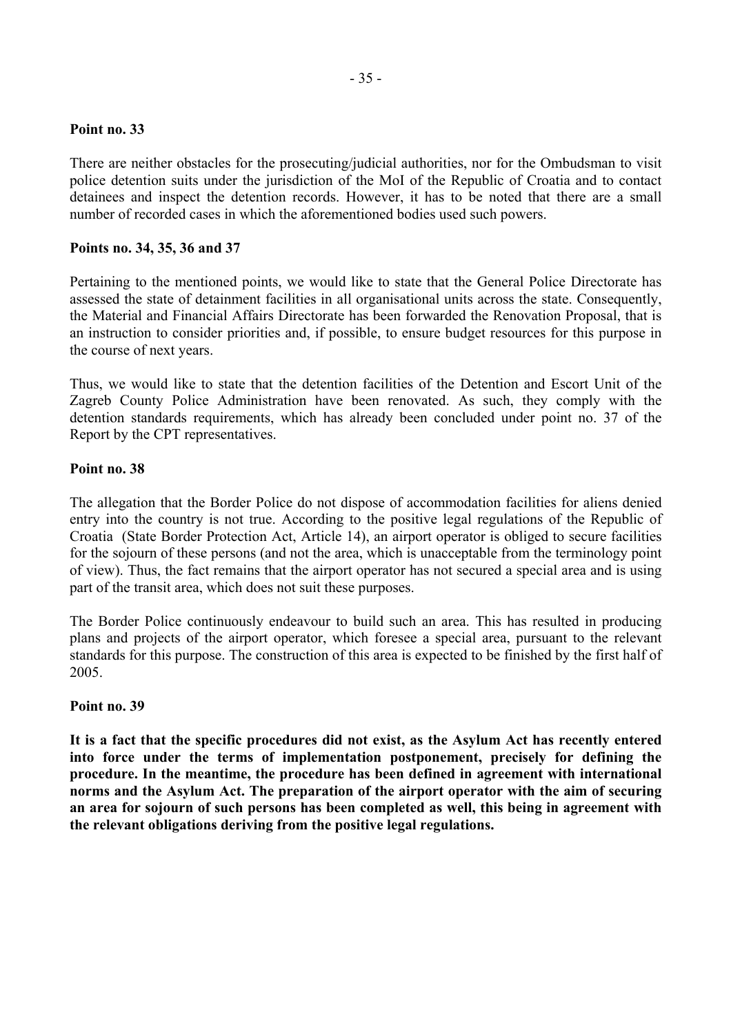**Point no. 33**

There are neither obstacles for the prosecuting/judicial authorities, nor for the Ombudsman to visit police detention suits under the jurisdiction of the MoI of the Republic of Croatia and to contact detainees and inspect the detention records. However, it has to be noted that there are a small number of recorded cases in which the aforementioned bodies used such powers.

**Points no. 34, 35, 36 and 37**

Pertaining to the mentioned points, we would like to state that the General Police Directorate has assessed the state of detainment facilities in all organisational units across the state. Consequently, the Material and Financial Affairs Directorate has been forwarded the Renovation Proposal, that is an instruction to consider priorities and, if possible, to ensure budget resources for this purpose in the course of next years.

Thus, we would like to state that the detention facilities of the Detention and Escort Unit of the Zagreb County Police Administration have been renovated. As such, they comply with the detention standards requirements, which has already been concluded under point no. 37 of the Report by the CPT representatives.

**Point no. 38**

The allegation that the Border Police do not dispose of accommodation facilities for aliens denied entry into the country is not true. According to the positive legal regulations of the Republic of Croatia (State Border Protection Act, Article 14), an airport operator is obliged to secure facilities for the sojourn of these persons (and not the area, which is unacceptable from the terminology point of view). Thus, the fact remains that the airport operator has not secured a special area and is using part of the transit area, which does not suit these purposes.

The Border Police continuously endeavour to build such an area. This has resulted in producing plans and projects of the airport operator, which foresee a special area, pursuant to the relevant standards for this purpose. The construction of this area is expected to be finished by the first half of 2005.

**Point no. 39**

**It is a fact that the specific procedures did not exist, as the Asylum Act has recently entered into force under the terms of implementation postponement, precisely for defining the procedure. In the meantime, the procedure has been defined in agreement with international norms and the Asylum Act. The preparation of the airport operator with the aim of securing an area for sojourn of such persons has been completed as well, this being in agreement with the relevant obligations deriving from the positive legal regulations.**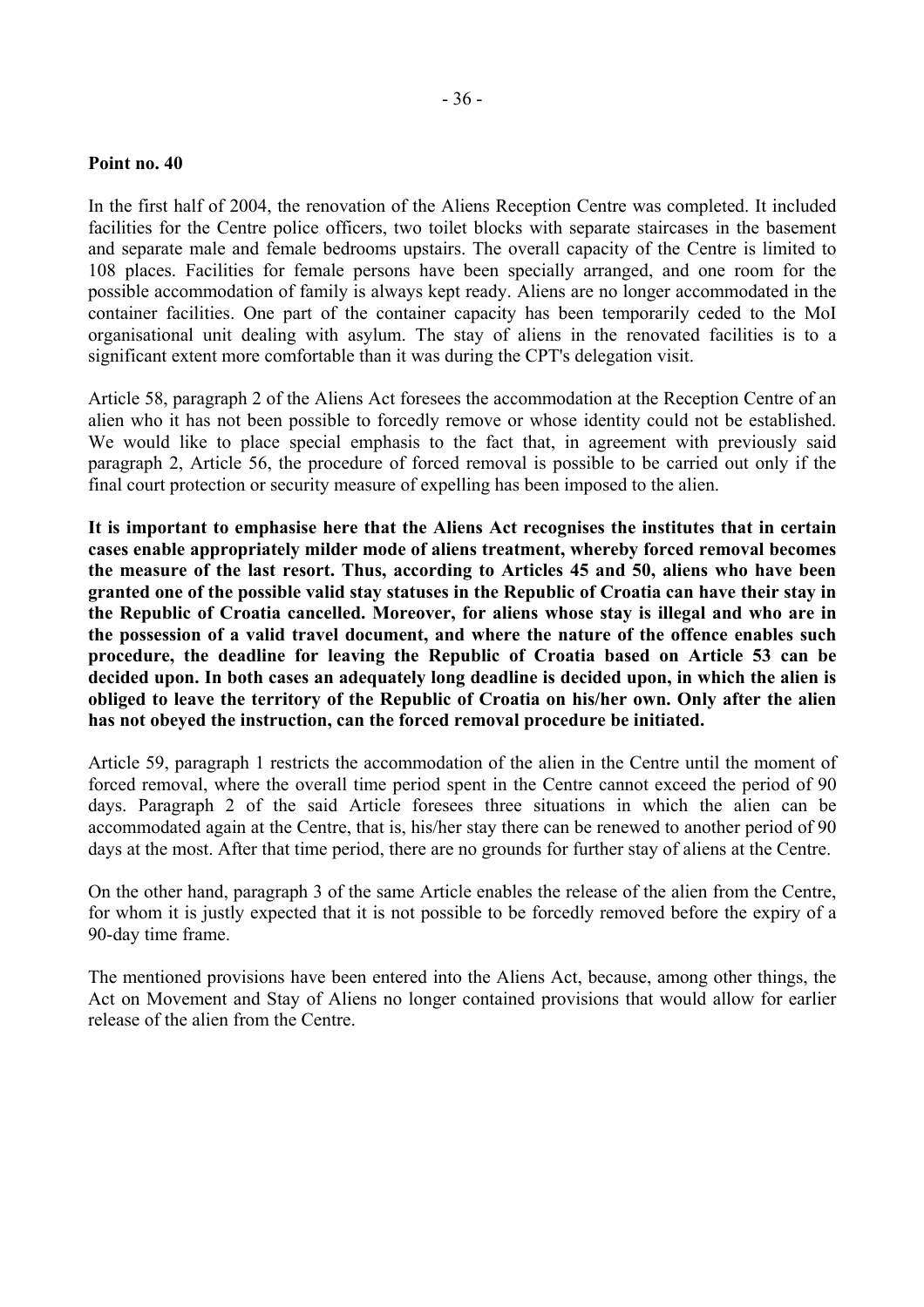**Point no. 40**

In the first half of 2004, the renovation of the Aliens Reception Centre was completed. It included facilities for the Centre police officers, two toilet blocks with separate staircases in the basement and separate male and female bedrooms upstairs. The overall capacity of the Centre is limited to 108 places. Facilities for female persons have been specially arranged, and one room for the possible accommodation of family is always kept ready. Aliens are no longer accommodated in the container facilities. One part of the container capacity has been temporarily ceded to the MoI organisational unit dealing with asylum. The stay of aliens in the renovated facilities is to a significant extent more comfortable than it was during the CPT's delegation visit.

Article 58, paragraph 2 of the Aliens Act foresees the accommodation at the Reception Centre of an alien who it has not been possible to forcedly remove or whose identity could not be established. We would like to place special emphasis to the fact that, in agreement with previously said paragraph 2, Article 56, the procedure of forced removal is possible to be carried out only if the final court protection or security measure of expelling has been imposed to the alien.

**It is important to emphasise here that the Aliens Act recognises the institutes that in certain cases enable appropriately milder mode of aliens treatment, whereby forced removal becomes the measure of the last resort. Thus, according to Articles 45 and 50, aliens who have been granted one of the possible valid stay statuses in the Republic of Croatia can have their stay in the Republic of Croatia cancelled. Moreover, for aliens whose stay is illegal and who are in the possession of a valid travel document, and where the nature of the offence enables such procedure, the deadline for leaving the Republic of Croatia based on Article 53 can be decided upon. In both cases an adequately long deadline is decided upon, in which the alien is obliged to leave the territory of the Republic of Croatia on his/her own. Only after the alien has not obeyed the instruction, can the forced removal procedure be initiated.**

Article 59, paragraph 1 restricts the accommodation of the alien in the Centre until the moment of forced removal, where the overall time period spent in the Centre cannot exceed the period of 90 days. Paragraph 2 of the said Article foresees three situations in which the alien can be accommodated again at the Centre, that is, his/her stay there can be renewed to another period of 90 days at the most. After that time period, there are no grounds for further stay of aliens at the Centre.

On the other hand, paragraph 3 of the same Article enables the release of the alien from the Centre, for whom it is justly expected that it is not possible to be forcedly removed before the expiry of a 90-day time frame.

The mentioned provisions have been entered into the Aliens Act, because, among other things, the Act on Movement and Stay of Aliens no longer contained provisions that would allow for earlier release of the alien from the Centre.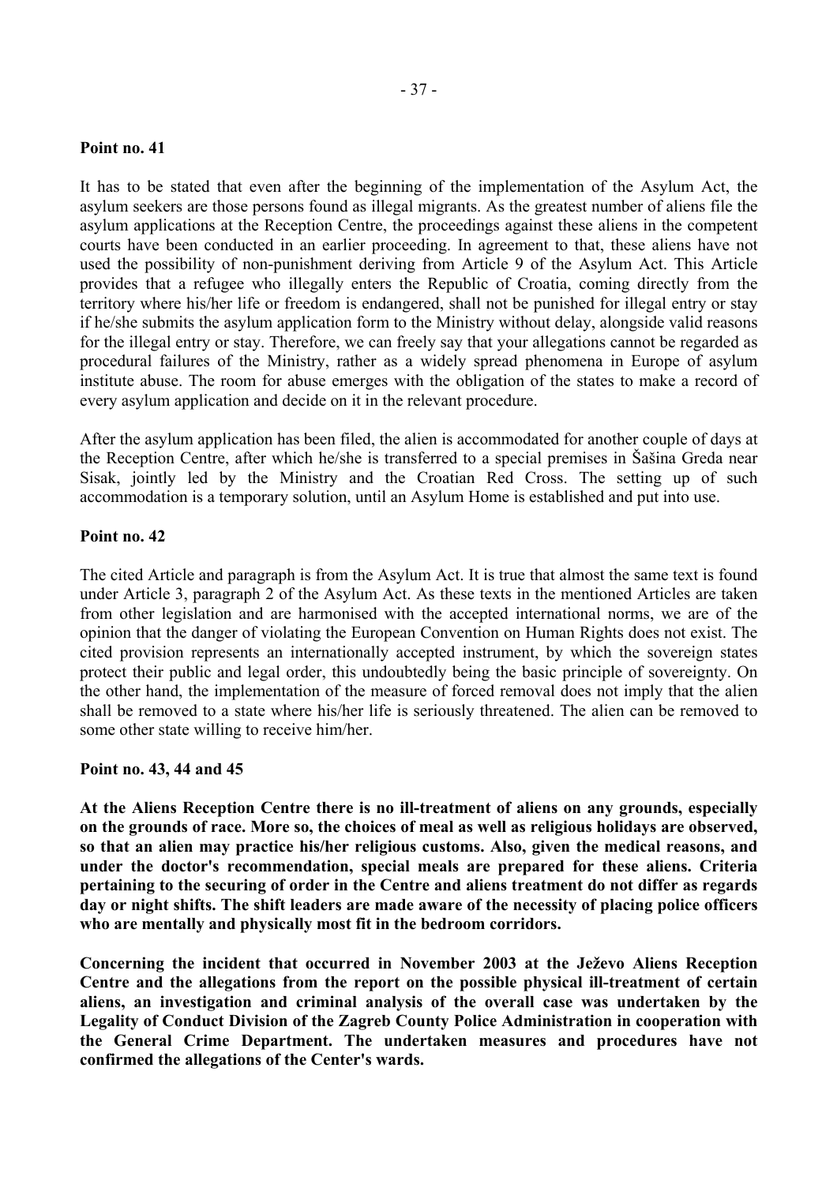**Point no. 41**

It has to be stated that even after the beginning of the implementation of the Asylum Act, the asylum seekers are those persons found as illegal migrants. As the greatest number of aliens file the asylum applications at the Reception Centre, the proceedings against these aliens in the competent courts have been conducted in an earlier proceeding. In agreement to that, these aliens have not used the possibility of non-punishment deriving from Article 9 of the Asylum Act. This Article provides that a refugee who illegally enters the Republic of Croatia, coming directly from the territory where his/her life or freedom is endangered, shall not be punished for illegal entry or stay if he/she submits the asylum application form to the Ministry without delay, alongside valid reasons for the illegal entry or stay. Therefore, we can freely say that your allegations cannot be regarded as procedural failures of the Ministry, rather as a widely spread phenomena in Europe of asylum institute abuse. The room for abuse emerges with the obligation of the states to make a record of every asylum application and decide on it in the relevant procedure.

After the asylum application has been filed, the alien is accommodated for another couple of days at the Reception Centre, after which he/she is transferred to a special premises in Šašina Greda near Sisak, jointly led by the Ministry and the Croatian Red Cross. The setting up of such accommodation is a temporary solution, until an Asylum Home is established and put into use.

**Point no. 42**

The cited Article and paragraph is from the Asylum Act. It is true that almost the same text is found under Article 3, paragraph 2 of the Asylum Act. As these texts in the mentioned Articles are taken from other legislation and are harmonised with the accepted international norms, we are of the opinion that the danger of violating the European Convention on Human Rights does not exist. The cited provision represents an internationally accepted instrument, by which the sovereign states protect their public and legal order, this undoubtedly being the basic principle of sovereignty. On the other hand, the implementation of the measure of forced removal does not imply that the alien shall be removed to a state where his/her life is seriously threatened. The alien can be removed to some other state willing to receive him/her.

**Point no. 43, 44 and 45**

**At the Aliens Reception Centre there is no ill-treatment of aliens on any grounds, especially on the grounds of race. More so, the choices of meal as well as religious holidays are observed, so that an alien may practice his/her religious customs. Also, given the medical reasons, and under the doctor's recommendation, special meals are prepared for these aliens. Criteria pertaining to the securing of order in the Centre and aliens treatment do not differ as regards day or night shifts. The shift leaders are made aware of the necessity of placing police officers who are mentally and physically most fit in the bedroom corridors.**

**Concerning the incident that occurred in November 2003 at the Ježevo Aliens Reception Centre and the allegations from the report on the possible physical ill-treatment of certain aliens, an investigation and criminal analysis of the overall case was undertaken by the Legality of Conduct Division of the Zagreb County Police Administration in cooperation with the General Crime Department. The undertaken measures and procedures have not confirmed the allegations of the Center's wards.**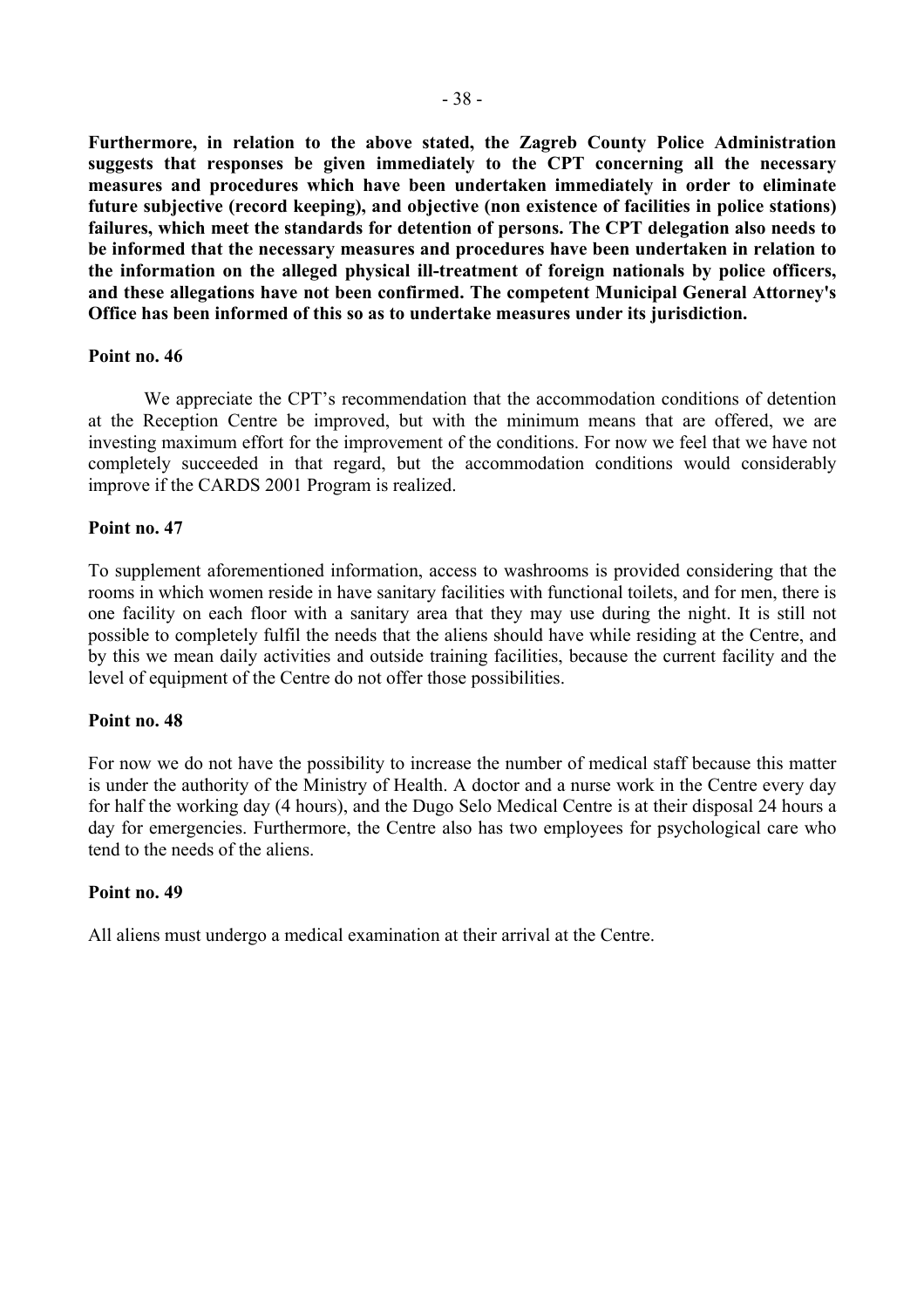**Furthermore, in relation to the above stated, the Zagreb County Police Administration suggests that responses be given immediately to the CPT concerning all the necessary measures and procedures which have been undertaken immediately in order to eliminate future subjective (record keeping), and objective (non existence of facilities in police stations) failures, which meet the standards for detention of persons. The CPT delegation also needs to be informed that the necessary measures and procedures have been undertaken in relation to the information on the alleged physical ill-treatment of foreign nationals by police officers, and these allegations have not been confirmed. The competent Municipal General Attorney's Office has been informed of this so as to undertake measures under its jurisdiction.**

**Point no. 46**

We appreciate the CPT's recommendation that the accommodation conditions of detention at the Reception Centre be improved, but with the minimum means that are offered, we are investing maximum effort for the improvement of the conditions. For now we feel that we have not completely succeeded in that regard, but the accommodation conditions would considerably improve if the CARDS 2001 Program is realized.

**Point no. 47**

To supplement aforementioned information, access to washrooms is provided considering that the rooms in which women reside in have sanitary facilities with functional toilets, and for men, there is one facility on each floor with a sanitary area that they may use during the night. It is still not possible to completely fulfil the needs that the aliens should have while residing at the Centre, and by this we mean daily activities and outside training facilities, because the current facility and the level of equipment of the Centre do not offer those possibilities.

**Point no. 48**

For now we do not have the possibility to increase the number of medical staff because this matter is under the authority of the Ministry of Health. A doctor and a nurse work in the Centre every day for half the working day (4 hours), and the Dugo Selo Medical Centre is at their disposal 24 hours a day for emergencies. Furthermore, the Centre also has two employees for psychological care who tend to the needs of the aliens.

**Point no. 49**

All aliens must undergo a medical examination at their arrival at the Centre.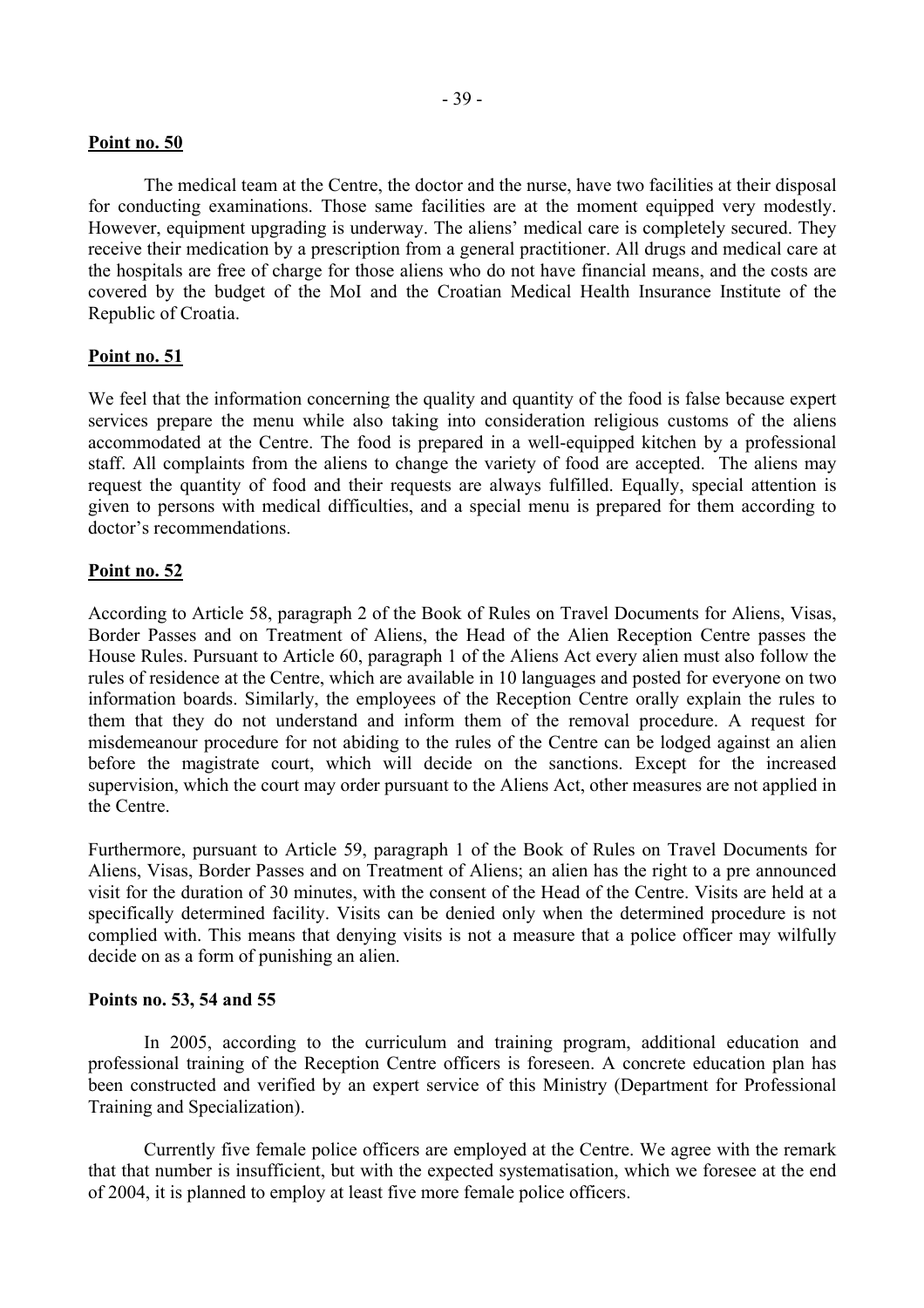**Point no. 50**

The medical team at the Centre, the doctor and the nurse, have two facilities at their disposal for conducting examinations. Those same facilities are at the moment equipped very modestly. However, equipment upgrading is underway. The aliens' medical care is completely secured. They receive their medication by a prescription from a general practitioner. All drugs and medical care at the hospitals are free of charge for those aliens who do not have financial means, and the costs are covered by the budget of the MoI and the Croatian Medical Health Insurance Institute of the Republic of Croatia.

**Point no. 51**

We feel that the information concerning the quality and quantity of the food is false because expert services prepare the menu while also taking into consideration religious customs of the aliens accommodated at the Centre. The food is prepared in a well-equipped kitchen by a professional staff. All complaints from the aliens to change the variety of food are accepted. The aliens may request the quantity of food and their requests are always fulfilled. Equally, special attention is given to persons with medical difficulties, and a special menu is prepared for them according to doctor's recommendations.

**Point no. 52**

According to Article 58, paragraph 2 of the Book of Rules on Travel Documents for Aliens, Visas, Border Passes and on Treatment of Aliens, the Head of the Alien Reception Centre passes the House Rules. Pursuant to Article 60, paragraph 1 of the Aliens Act every alien must also follow the rules of residence at the Centre, which are available in 10 languages and posted for everyone on two information boards. Similarly, the employees of the Reception Centre orally explain the rules to them that they do not understand and inform them of the removal procedure. A request for misdemeanour procedure for not abiding to the rules of the Centre can be lodged against an alien before the magistrate court, which will decide on the sanctions. Except for the increased supervision, which the court may order pursuant to the Aliens Act, other measures are not applied in the Centre.

Furthermore, pursuant to Article 59, paragraph 1 of the Book of Rules on Travel Documents for Aliens, Visas, Border Passes and on Treatment of Aliens; an alien has the right to a pre announced visit for the duration of 30 minutes, with the consent of the Head of the Centre. Visits are held at a specifically determined facility. Visits can be denied only when the determined procedure is not complied with. This means that denying visits is not a measure that a police officer may wilfully decide on as a form of punishing an alien.

**Points no. 53, 54 and 55**

In 2005, according to the curriculum and training program, additional education and professional training of the Reception Centre officers is foreseen. A concrete education plan has been constructed and verified by an expert service of this Ministry (Department for Professional Training and Specialization).

Currently five female police officers are employed at the Centre. We agree with the remark that that number is insufficient, but with the expected systematisation, which we foresee at the end of 2004, it is planned to employ at least five more female police officers.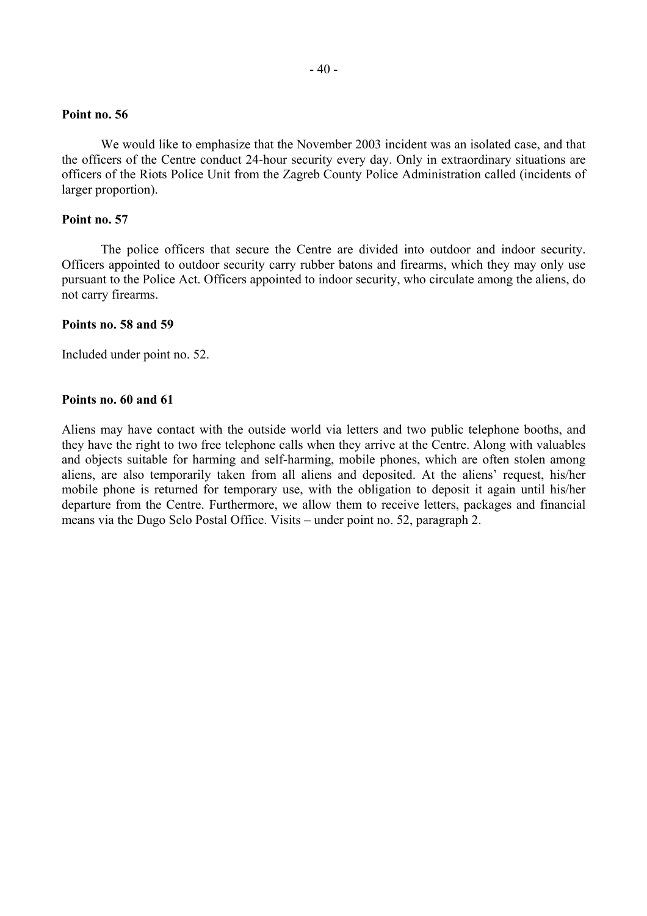**Point no. 56**

We would like to emphasize that the November 2003 incident was an isolated case, and that the officers of the Centre conduct 24-hour security every day. Only in extraordinary situations are officers of the Riots Police Unit from the Zagreb County Police Administration called (incidents of larger proportion).

**Point no. 57**

The police officers that secure the Centre are divided into outdoor and indoor security. Officers appointed to outdoor security carry rubber batons and firearms, which they may only use pursuant to the Police Act. Officers appointed to indoor security, who circulate among the aliens, do not carry firearms.

**Points no. 58 and 59**

Included under point no. 52.

**Points no. 60 and 61**

Aliens may have contact with the outside world via letters and two public telephone booths, and they have the right to two free telephone calls when they arrive at the Centre. Along with valuables and objects suitable for harming and self-harming, mobile phones, which are often stolen among aliens, are also temporarily taken from all aliens and deposited. At the aliens' request, his/her mobile phone is returned for temporary use, with the obligation to deposit it again until his/her departure from the Centre. Furthermore, we allow them to receive letters, packages and financial means via the Dugo Selo Postal Office. Visits – under point no. 52, paragraph 2.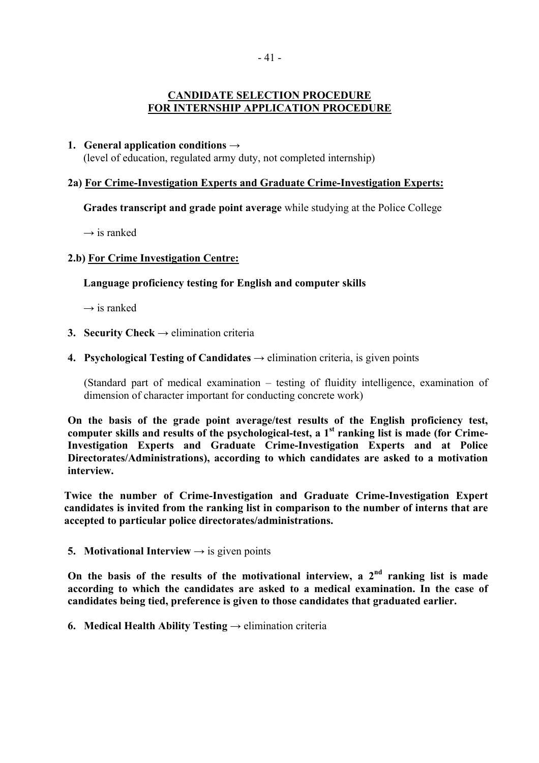## CANDIDATE SELECTION PROCEDURE FOR INTERNSHIP APPLICATION PROCEDURE

1. **General application conditions →**
   (level of education, regulated army duty, not completed internship)

**2a) For Crime-Investigation Experts and Graduate Crime-Investigation Experts:**

**Grades transcript and grade point average** while studying at the Police College

→ is ranked

**2.b) For Crime Investigation Centre:**

**Language proficiency testing for English and computer skills**

→ is ranked

3. **Security Check** → elimination criteria

4. **Psychological Testing of Candidates** → elimination criteria, is given points

   (Standard part of medical examination – testing of fluidity intelligence, examination of dimension of character important for conducting concrete work)

**On the basis of the grade point average/test results of the English proficiency test, computer skills and results of the psychological-test, a 1st ranking list is made (for Crime-Investigation Experts and Graduate Crime-Investigation Experts and at Police Directorates/Administrations), according to which candidates are asked to a motivation interview.**

**Twice the number of Crime-Investigation and Graduate Crime-Investigation Expert candidates is invited from the ranking list in comparison to the number of interns that are accepted to particular police directorates/administrations.**

5. **Motivational Interview** → is given points

**On the basis of the results of the motivational interview, a 2nd ranking list is made according to which the candidates are asked to a medical examination. In the case of candidates being tied, preference is given to those candidates that graduated earlier.**

6. **Medical Health Ability Testing** → elimination criteria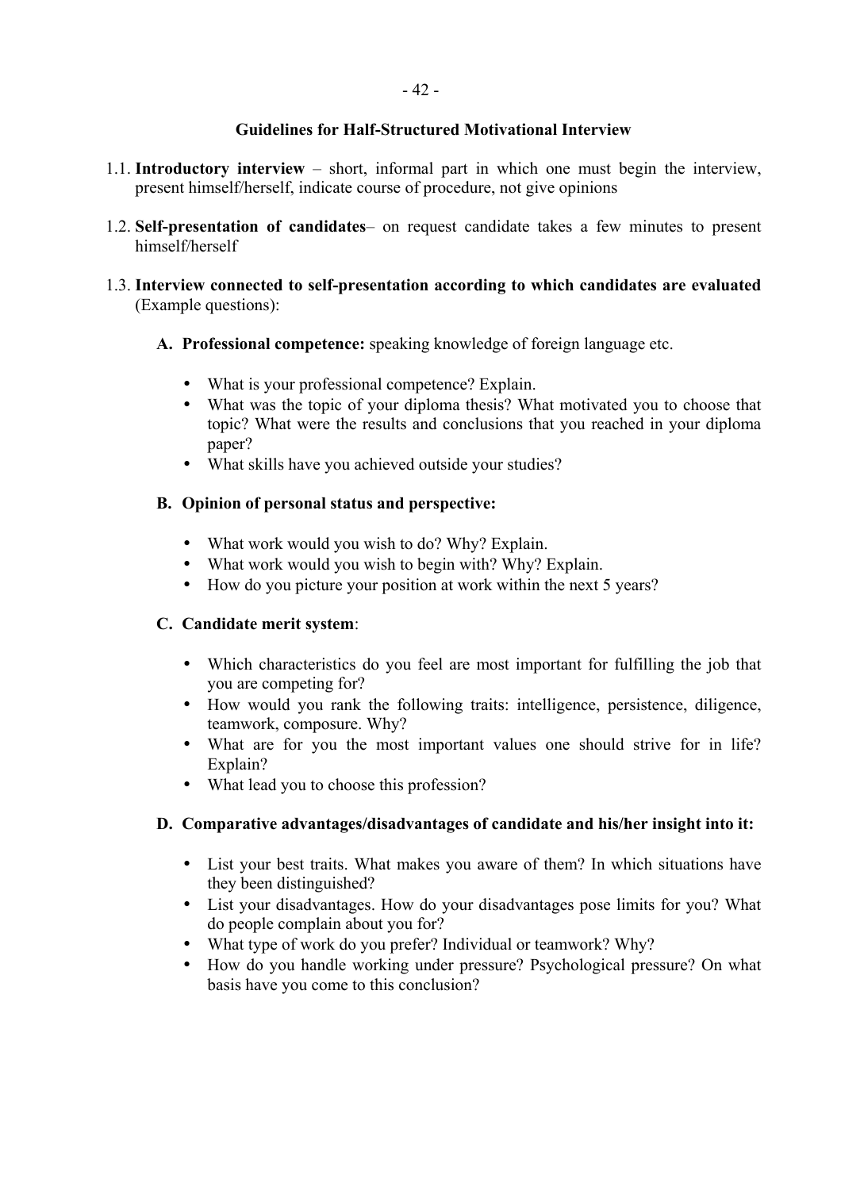## Guidelines for Half-Structured Motivational Interview

1.1. **Introductory interview** – short, informal part in which one must begin the interview, present himself/herself, indicate course of procedure, not give opinions

1.2. **Self-presentation of candidates**– on request candidate takes a few minutes to present himself/herself

1.3. **Interview connected to self-presentation according to which candidates are evaluated** (Example questions):

**A. Professional competence:** speaking knowledge of foreign language etc.

- What is your professional competence? Explain.
- What was the topic of your diploma thesis? What motivated you to choose that topic? What were the results and conclusions that you reached in your diploma paper?
- What skills have you achieved outside your studies?

**B. Opinion of personal status and perspective:**

- What work would you wish to do? Why? Explain.
- What work would you wish to begin with? Why? Explain.
- How do you picture your position at work within the next 5 years?

**C. Candidate merit system**:

- Which characteristics do you feel are most important for fulfilling the job that you are competing for?
- How would you rank the following traits: intelligence, persistence, diligence, teamwork, composure. Why?
- What are for you the most important values one should strive for in life? Explain?
- What lead you to choose this profession?

**D. Comparative advantages/disadvantages of candidate and his/her insight into it:**

- List your best traits. What makes you aware of them? In which situations have they been distinguished?
- List your disadvantages. How do your disadvantages pose limits for you? What do people complain about you for?
- What type of work do you prefer? Individual or teamwork? Why?
- How do you handle working under pressure? Psychological pressure? On what basis have you come to this conclusion?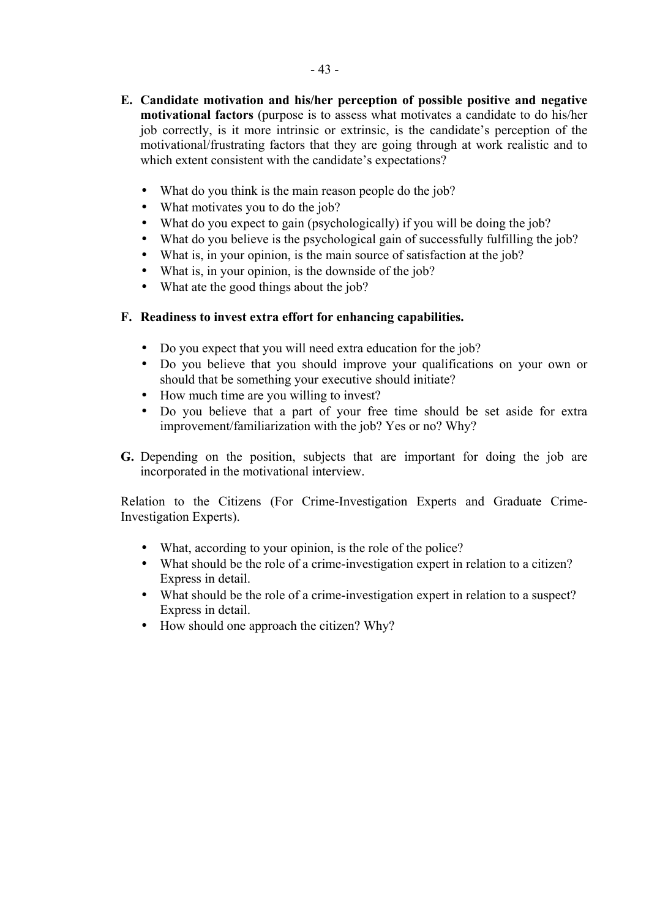**E. Candidate motivation and his/her perception of possible positive and negative motivational factors** (purpose is to assess what motivates a candidate to do his/her job correctly, is it more intrinsic or extrinsic, is the candidate's perception of the motivational/frustrating factors that they are going through at work realistic and to which extent consistent with the candidate's expectations?

- What do you think is the main reason people do the job?
- What motivates you to do the job?
- What do you expect to gain (psychologically) if you will be doing the job?
- What do you believe is the psychological gain of successfully fulfilling the job?
- What is, in your opinion, is the main source of satisfaction at the job?
- What is, in your opinion, is the downside of the job?
- What ate the good things about the job?

**F. Readiness to invest extra effort for enhancing capabilities.**

- Do you expect that you will need extra education for the job?
- Do you believe that you should improve your qualifications on your own or should that be something your executive should initiate?
- How much time are you willing to invest?
- Do you believe that a part of your free time should be set aside for extra improvement/familiarization with the job? Yes or no? Why?

**G.** Depending on the position, subjects that are important for doing the job are incorporated in the motivational interview.

Relation to the Citizens (For Crime-Investigation Experts and Graduate Crime-Investigation Experts).

- What, according to your opinion, is the role of the police?
- What should be the role of a crime-investigation expert in relation to a citizen? Express in detail.
- What should be the role of a crime-investigation expert in relation to a suspect? Express in detail.
- How should one approach the citizen? Why?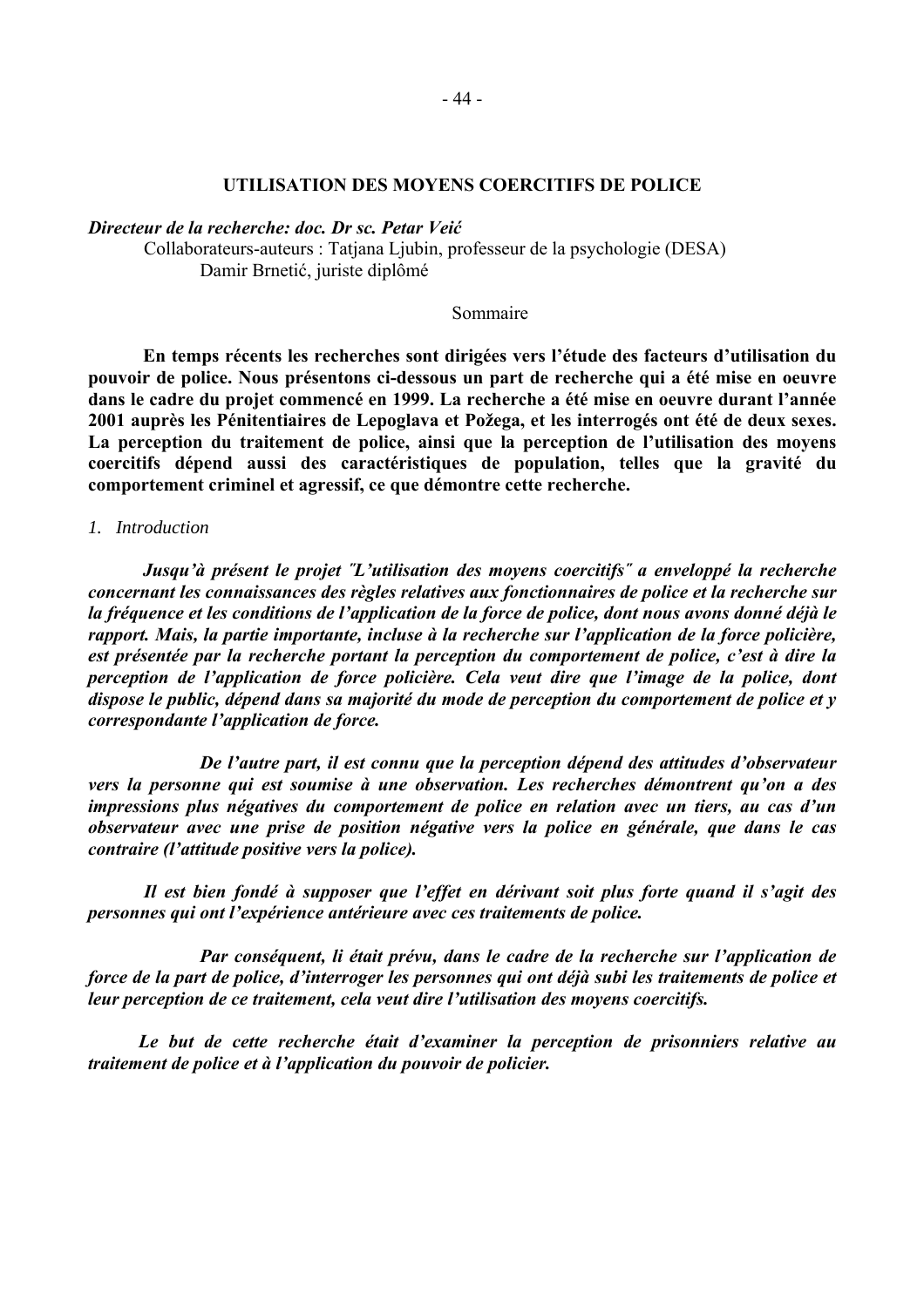## UTILISATION DES MOYENS COERCITIFS DE POLICE

***Directeur de la recherche: doc. Dr sc. Petar Veić***

Collaborateurs-auteurs : Tatjana Ljubin, professeur de la psychologie (DESA)
Damir Brnetić, juriste diplômé

Sommaire

**En temps récents les recherches sont dirigées vers l'étude des facteurs d'utilisation du pouvoir de police. Nous présentons ci-dessous un part de recherche qui a été mise en oeuvre dans le cadre du projet commencé en 1999. La recherche a été mise en oeuvre durant l'année 2001 auprès les Pénitentiaires de Lepoglava et Požega, et les interrogés ont été de deux sexes. La perception du traitement de police, ainsi que la perception de l'utilisation des moyens coercitifs dépend aussi des caractéristiques de population, telles que la gravité du comportement criminel et agressif, ce que démontre cette recherche.**

*1. Introduction*

***Jusqu'à présent le projet "L'utilisation des moyens coercitifs" a enveloppé la recherche concernant les connaissances des règles relatives aux fonctionnaires de police et la recherche sur la fréquence et les conditions de l'application de la force de police, dont nous avons donné déjà le rapport. Mais, la partie importante, incluse à la recherche sur l'application de la force policière, est présentée par la recherche portant la perception du comportement de police, c'est à dire la perception de l'application de force policière. Cela veut dire que l'image de la police, dont dispose le public, dépend dans sa majorité du mode de perception du comportement de police et y correspondante l'application de force.***

***De l'autre part, il est connu que la perception dépend des attitudes d'observateur vers la personne qui est soumise à une observation. Les recherches démontrent qu'on a des impressions plus négatives du comportement de police en relation avec un tiers, au cas d'un observateur avec une prise de position négative vers la police en générale, que dans le cas contraire (l'attitude positive vers la police).***

***Il est bien fondé à supposer que l'effet en dérivant soit plus forte quand il s'agit des personnes qui ont l'expérience antérieure avec ces traitements de police.***

***Par conséquent, li était prévu, dans le cadre de la recherche sur l'application de force de la part de police, d'interroger les personnes qui ont déjà subi les traitements de police et leur perception de ce traitement, cela veut dire l'utilisation des moyens coercitifs.***

***Le but de cette recherche était d'examiner la perception de prisonniers relative au traitement de police et à l'application du pouvoir de policier.***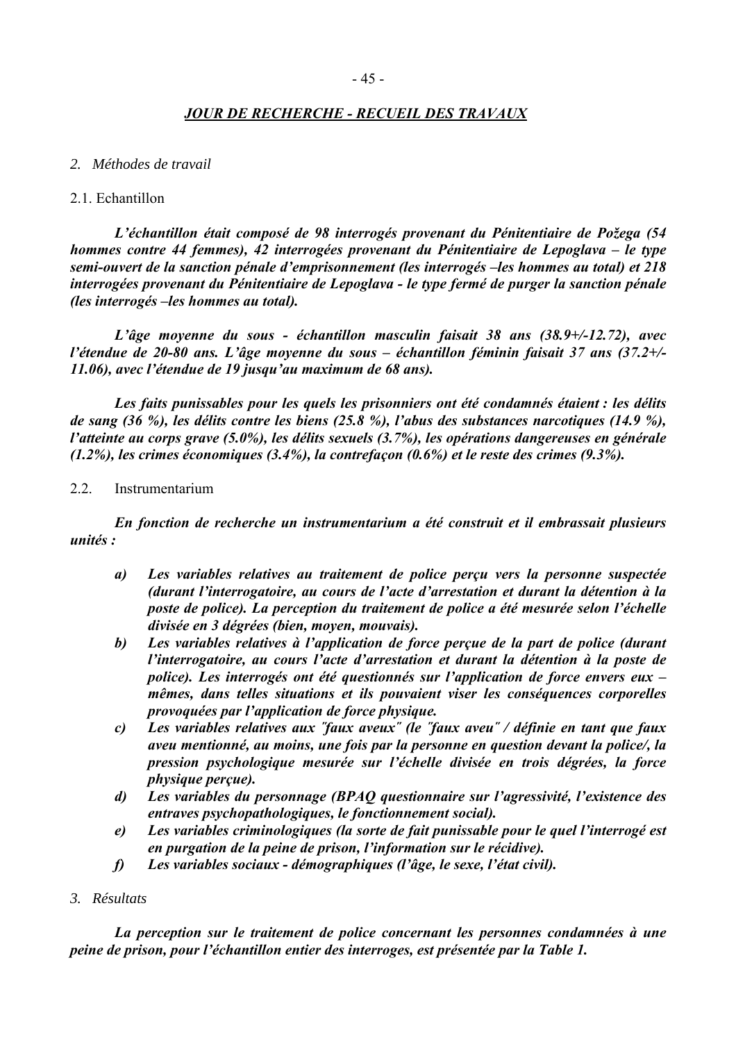## 2. Méthodes de travail

### 2.1. Echantillon

***L'échantillon était composé de 98 interrogés provenant du Pénitentiaire de Požega (54 hommes contre 44 femmes), 42 interrogées provenant du Pénitentiaire de Lepoglava – le type semi-ouvert de la sanction pénale d'emprisonnement (les interrogés –les hommes au total) et 218 interrogées provenant du Pénitentiaire de Lepoglava - le type fermé de purger la sanction pénale (les interrogés –les hommes au total).***

***L'âge moyenne du sous - échantillon masculin faisait 38 ans (38.9+/-12.72), avec l'étendue de 20-80 ans. L'âge moyenne du sous – échantillon féminin faisait 37 ans (37.2+/-11.06), avec l'étendue de 19 jusqu'au maximum de 68 ans).***

***Les faits punissables pour les quels les prisonniers ont été condamnés étaient : les délits de sang (36 %), les délits contre les biens (25.8 %), l'abus des substances narcotiques (14.9 %), l'atteinte au corps grave (5.0%), les délits sexuels (3.7%), les opérations dangereuses en générale (1.2%), les crimes économiques (3.4%), la contrefaçon (0.6%) et le reste des crimes (9.3%).***

### 2.2. Instrumentarium

***En fonction de recherche un instrumentarium a été construit et il embrassait plusieurs unités :***

- ***a) Les variables relatives au traitement de police perçu vers la personne suspectée (durant l'interrogatoire, au cours de l'acte d'arrestation et durant la détention à la poste de police). La perception du traitement de police a été mesurée selon l'échelle divisée en 3 dégrées (bien, moyen, mouvais).***
- ***b) Les variables relatives à l'application de force perçue de la part de police (durant l'interrogatoire, au cours l'acte d'arrestation et durant la détention à la poste de police). Les interrogés ont été questionnés sur l'application de force envers eux – mêmes, dans telles situations et ils pouvaient viser les conséquences corporelles provoquées par l'application de force physique.***
- ***c) Les variables relatives aux "faux aveux" (le "faux aveu" / définie en tant que faux aveu mentionné, au moins, une fois par la personne en question devant la police/, la pression psychologique mesurée sur l'échelle divisée en trois dégrées, la force physique perçue).***
- ***d) Les variables du personnage (BPAQ questionnaire sur l'agressivité, l'existence des entraves psychopathologiques, le fonctionnement social).***
- ***e) Les variables criminologiques (la sorte de fait punissable pour le quel l'interrogé est en purgation de la peine de prison, l'information sur le récidive).***
- ***f) Les variables sociaux - démographiques (l'âge, le sexe, l'état civil).***

## 3. Résultats

***La perception sur le traitement de police concernant les personnes condamnées à une peine de prison, pour l'échantillon entier des interroges, est présentée par la Table 1.***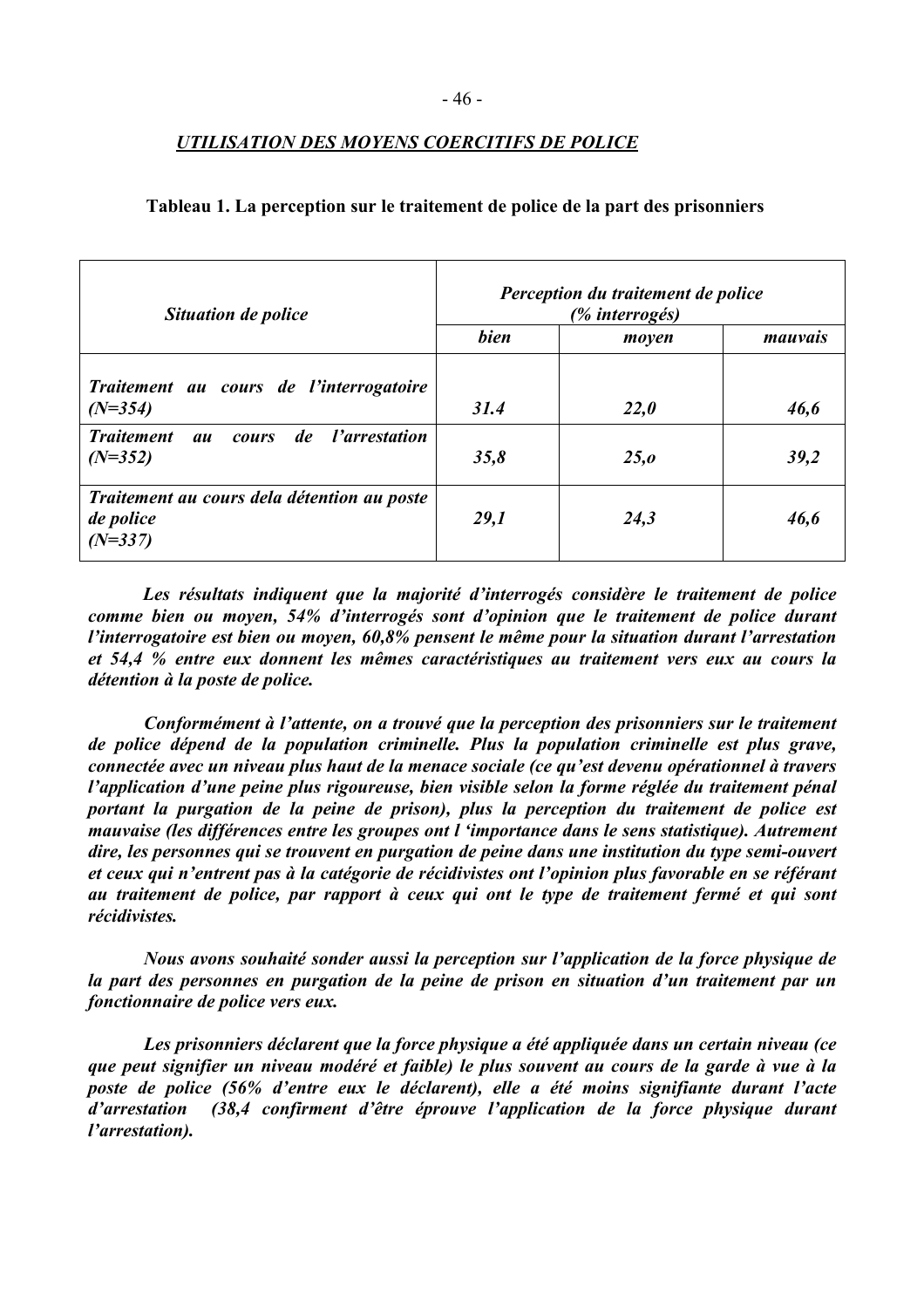## UTILISATION DES MOYENS COERCITIFS DE POLICE

**Tableau 1. La perception sur le traitement de police de la part des prisonniers**

| *Situation de police* | *Perception du traitement de police (% interrogés)* | | |
|---|---|---|---|
| | *bien* | *moyen* | *mauvais* |
| *Traitement au cours de l'interrogatoire (N=354)* | *31.4* | *22,0* | *46,6* |
| *Traitement au cours de l'arrestation (N=352)* | *35,8* | *25,o* | *39,2* |
| *Traitement au cours dela détention au poste de police (N=337)* | *29,1* | *24,3* | *46,6* |

***Les résultats indiquent que la majorité d'interrogés considère le traitement de police comme bien ou moyen, 54% d'interrogés sont d'opinion que le traitement de police durant l'interrogatoire est bien ou moyen, 60,8% pensent le même pour la situation durant l'arrestation et 54,4 % entre eux donnent les mêmes caractéristiques au traitement vers eux au cours la détention à la poste de police.***

***Conformément à l'attente, on a trouvé que la perception des prisonniers sur le traitement de police dépend de la population criminelle. Plus la population criminelle est plus grave, connectée avec un niveau plus haut de la menace sociale (ce qu'est devenu opérationnel à travers l'application d'une peine plus rigoureuse, bien visible selon la forme réglée du traitement pénal portant la purgation de la peine de prison), plus la perception du traitement de police est mauvaise (les différences entre les groupes ont l 'importance dans le sens statistique). Autrement dire, les personnes qui se trouvent en purgation de peine dans une institution du type semi-ouvert et ceux qui n'entrent pas à la catégorie de récidivistes ont l'opinion plus favorable en se référant au traitement de police, par rapport à ceux qui ont le type de traitement fermé et qui sont récidivistes.***

***Nous avons souhaité sonder aussi la perception sur l'application de la force physique de la part des personnes en purgation de la peine de prison en situation d'un traitement par un fonctionnaire de police vers eux.***

***Les prisonniers déclarent que la force physique a été appliquée dans un certain niveau (ce que peut signifier un niveau modéré et faible) le plus souvent au cours de la garde à vue à la poste de police (56% d'entre eux le déclarent), elle a été moins signifiante durant l'acte d'arrestation (38,4 confirment d'être éprouve l'application de la force physique durant l'arrestation).***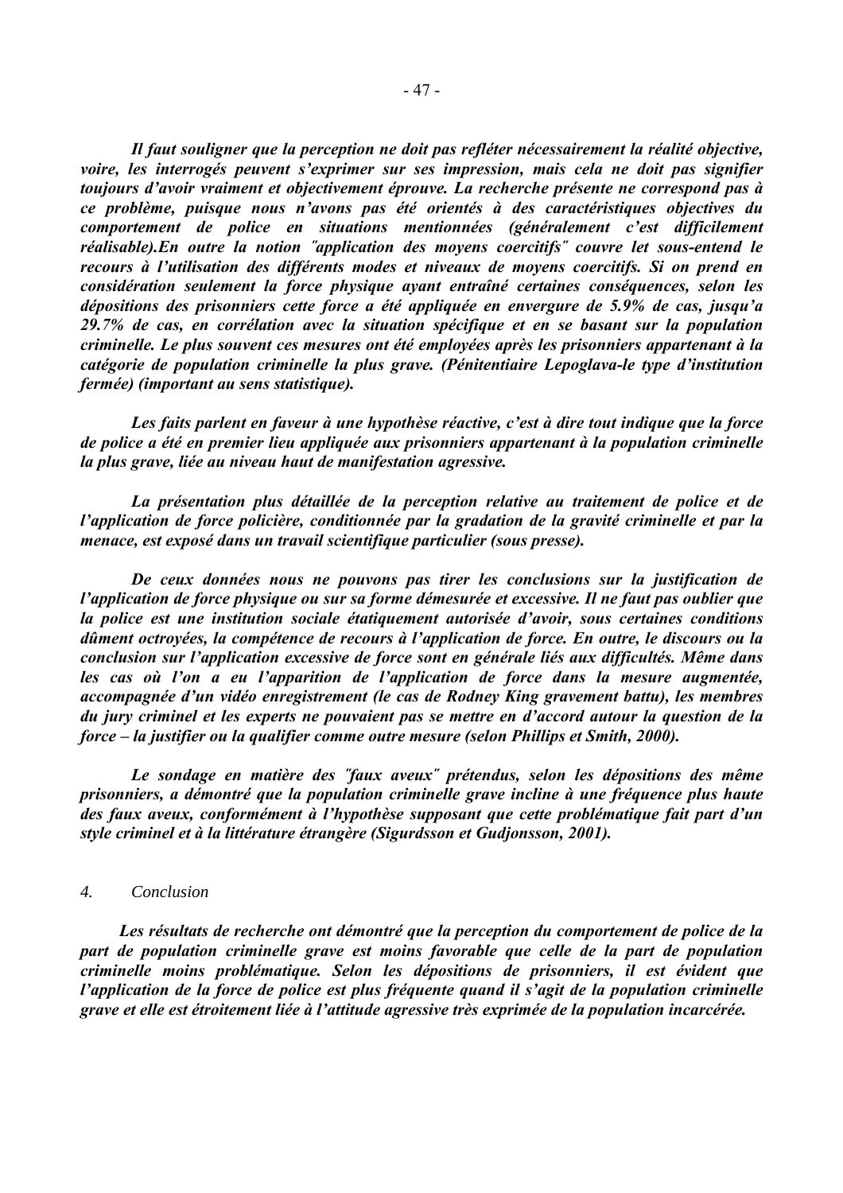***Il faut souligner que la perception ne doit pas refléter nécessairement la réalité objective, voire, les interrogés peuvent s'exprimer sur ses impression, mais cela ne doit pas signifier toujours d'avoir vraiment et objectivement éprouve. La recherche présente ne correspond pas à ce problème, puisque nous n'avons pas été orientés à des caractéristiques objectives du comportement de police en situations mentionnées (généralement c'est difficilement réalisable).En outre la notion ˝application des moyens coercitifs˝ couvre let sous-entend le recours à l'utilisation des différents modes et niveaux de moyens coercitifs. Si on prend en considération seulement la force physique ayant entraîné certaines conséquences, selon les dépositions des prisonniers cette force a été appliquée en envergure de 5.9% de cas, jusqu'a 29.7% de cas, en corrélation avec la situation spécifique et en se basant sur la population criminelle. Le plus souvent ces mesures ont été employées après les prisonniers appartenant à la catégorie de population criminelle la plus grave. (Pénitentiaire Lepoglava-le type d'institution fermée) (important au sens statistique).***

***Les faits parlent en faveur à une hypothèse réactive, c'est à dire tout indique que la force de police a été en premier lieu appliquée aux prisonniers appartenant à la population criminelle la plus grave, liée au niveau haut de manifestation agressive.***

***La présentation plus détaillée de la perception relative au traitement de police et de l'application de force policière, conditionnée par la gradation de la gravité criminelle et par la menace, est exposé dans un travail scientifique particulier (sous presse).***

***De ceux données nous ne pouvons pas tirer les conclusions sur la justification de l'application de force physique ou sur sa forme démesurée et excessive. Il ne faut pas oublier que la police est une institution sociale étatiquement autorisée d'avoir, sous certaines conditions dûment octroyées, la compétence de recours à l'application de force. En outre, le discours ou la conclusion sur l'application excessive de force sont en générale liés aux difficultés. Même dans les cas où l'on a eu l'apparition de l'application de force dans la mesure augmentée, accompagnée d'un vidéo enregistrement (le cas de Rodney King gravement battu), les membres du jury criminel et les experts ne pouvaient pas se mettre en d'accord autour la question de la force – la justifier ou la qualifier comme outre mesure (selon Phillips et Smith, 2000).***

***Le sondage en matière des ˝faux aveux˝ prétendus, selon les dépositions des même prisonniers, a démontré que la population criminelle grave incline à une fréquence plus haute des faux aveux, conformément à l'hypothèse supposant que cette problématique fait part d'un style criminel et à la littérature étrangère (Sigurdsson et Gudjonsson, 2001).***

## *4. Conclusion*

***Les résultats de recherche ont démontré que la perception du comportement de police de la part de population criminelle grave est moins favorable que celle de la part de population criminelle moins problématique. Selon les dépositions de prisonniers, il est évident que l'application de la force de police est plus fréquente quand il s'agit de la population criminelle grave et elle est étroitement liée à l'attitude agressive très exprimée de la population incarcérée.***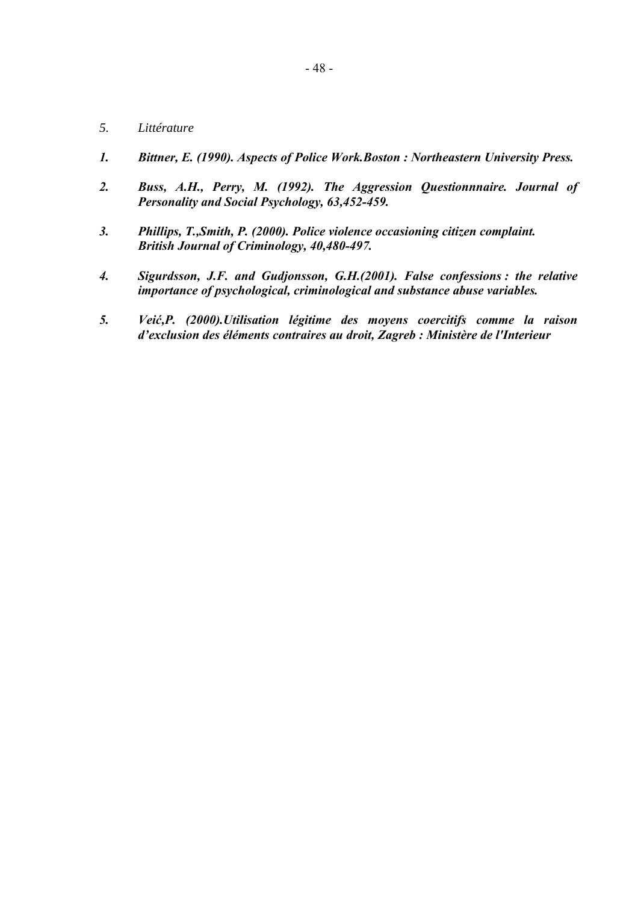## 5. *Littérature*

1. ***Bittner, E. (1990). Aspects of Police Work.Boston : Northeastern University Press.***

2. ***Buss, A.H., Perry, M. (1992). The Aggression Questionnnaire. Journal of Personality and Social Psychology, 63,452-459.***

3. ***Phillips, T.,Smith, P. (2000). Police violence occasioning citizen complaint. British Journal of Criminology, 40,480-497.***

4. ***Sigurdsson, J.F. and Gudjonsson, G.H.(2001). False confessions : the relative importance of psychological, criminological and substance abuse variables.***

5. ***Veić,P. (2000).Utilisation légitime des moyens coercitifs comme la raison d'exclusion des éléments contraires au droit, Zagreb : Ministère de l'Interieur***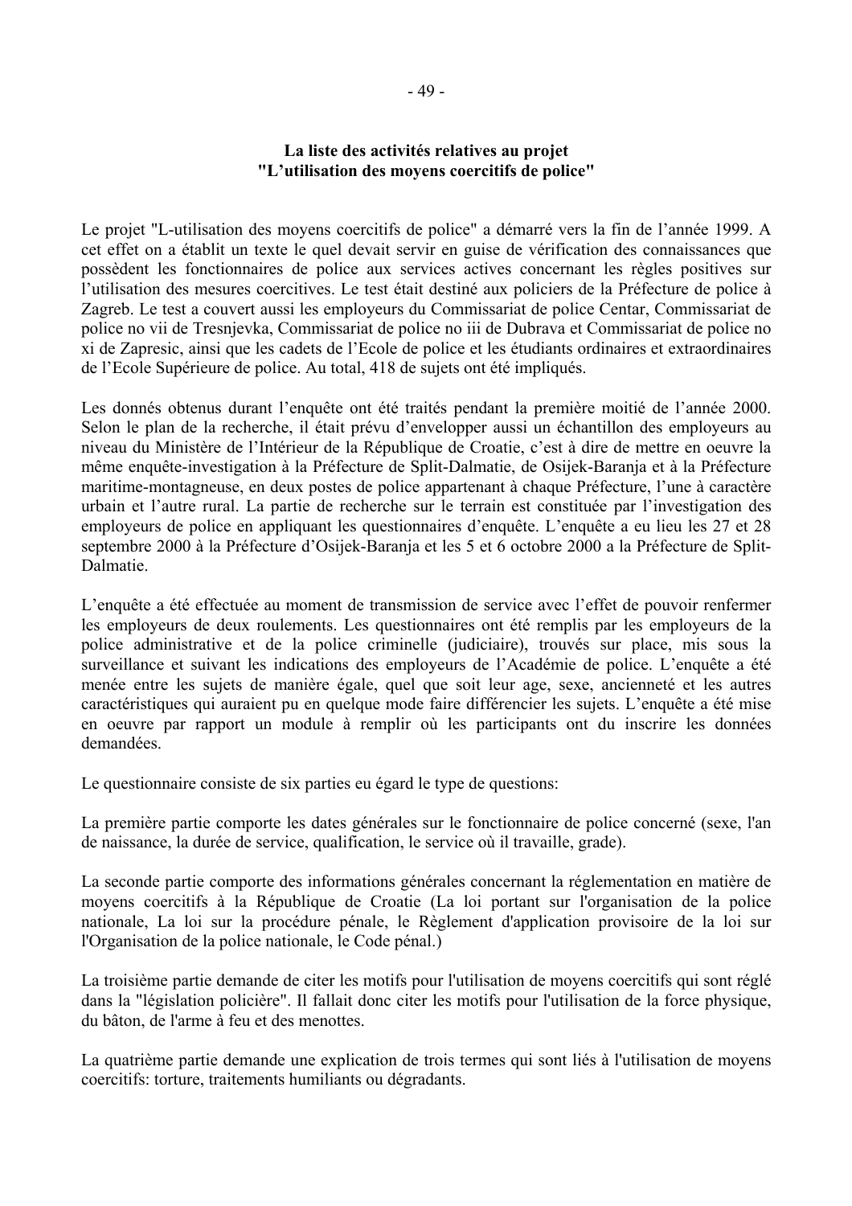**La liste des activités relatives au projet**
**"L'utilisation des moyens coercitifs de police"**

Le projet "L-utilisation des moyens coercitifs de police" a démarré vers la fin de l'année 1999. A cet effet on a établit un texte le quel devait servir en guise de vérification des connaissances que possèdent les fonctionnaires de police aux services actives concernant les règles positives sur l'utilisation des mesures coercitives. Le test était destiné aux policiers de la Préfecture de police à Zagreb. Le test a couvert aussi les employeurs du Commissariat de police Centar, Commissariat de police no vii de Tresnjevka, Commissariat de police no iii de Dubrava et Commissariat de police no xi de Zapresic, ainsi que les cadets de l'Ecole de police et les étudiants ordinaires et extraordinaires de l'Ecole Supérieure de police. Au total, 418 de sujets ont été impliqués.

Les donnés obtenus durant l'enquête ont été traités pendant la première moitié de l'année 2000. Selon le plan de la recherche, il était prévu d'envelopper aussi un échantillon des employeurs au niveau du Ministère de l'Intérieur de la République de Croatie, c'est à dire de mettre en oeuvre la même enquête-investigation à la Préfecture de Split-Dalmatie, de Osijek-Baranja et à la Préfecture maritime-montagneuse, en deux postes de police appartenant à chaque Préfecture, l'une à caractère urbain et l'autre rural. La partie de recherche sur le terrain est constituée par l'investigation des employeurs de police en appliquant les questionnaires d'enquête. L'enquête a eu lieu les 27 et 28 septembre 2000 à la Préfecture d'Osijek-Baranja et les 5 et 6 octobre 2000 a la Préfecture de Split-Dalmatie.

L'enquête a été effectuée au moment de transmission de service avec l'effet de pouvoir renfermer les employeurs de deux roulements. Les questionnaires ont été remplis par les employeurs de la police administrative et de la police criminelle (judiciaire), trouvés sur place, mis sous la surveillance et suivant les indications des employeurs de l'Académie de police. L'enquête a été menée entre les sujets de manière égale, quel que soit leur age, sexe, ancienneté et les autres caractéristiques qui auraient pu en quelque mode faire différencier les sujets. L'enquête a été mise en oeuvre par rapport un module à remplir où les participants ont du inscrire les données demandées.

Le questionnaire consiste de six parties eu égard le type de questions:

La première partie comporte les dates générales sur le fonctionnaire de police concerné (sexe, l'an de naissance, la durée de service, qualification, le service où il travaille, grade).

La seconde partie comporte des informations générales concernant la réglementation en matière de moyens coercitifs à la République de Croatie (La loi portant sur l'organisation de la police nationale, La loi sur la procédure pénale, le Règlement d'application provisoire de la loi sur l'Organisation de la police nationale, le Code pénal.)

La troisième partie demande de citer les motifs pour l'utilisation de moyens coercitifs qui sont réglé dans la "législation policière". Il fallait donc citer les motifs pour l'utilisation de la force physique, du bâton, de l'arme à feu et des menottes.

La quatrième partie demande une explication de trois termes qui sont liés à l'utilisation de moyens coercitifs: torture, traitements humiliants ou dégradants.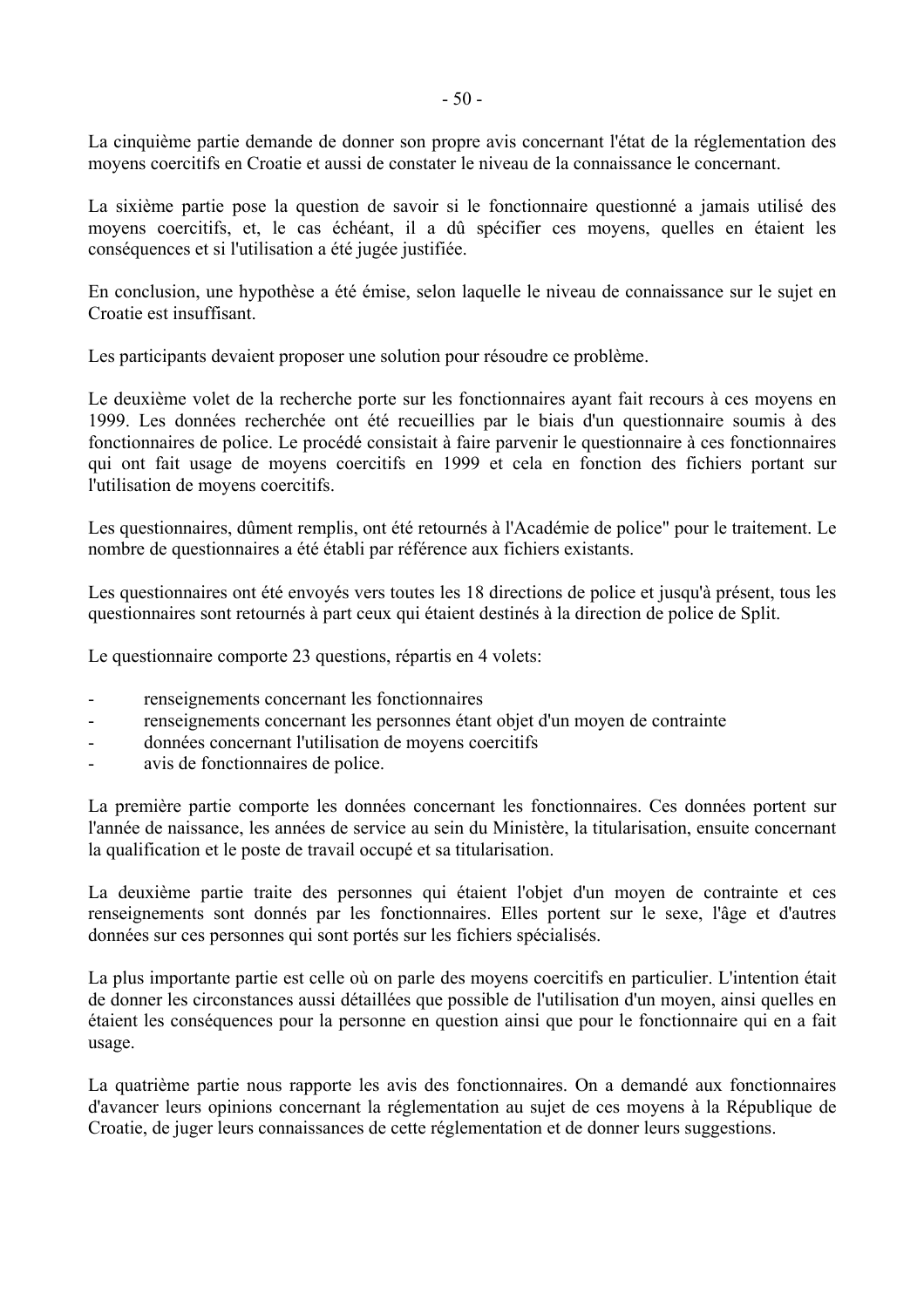La cinquième partie demande de donner son propre avis concernant l'état de la réglementation des moyens coercitifs en Croatie et aussi de constater le niveau de la connaissance le concernant.

La sixième partie pose la question de savoir si le fonctionnaire questionné a jamais utilisé des moyens coercitifs, et, le cas échéant, il a dû spécifier ces moyens, quelles en étaient les conséquences et si l'utilisation a été jugée justifiée.

En conclusion, une hypothèse a été émise, selon laquelle le niveau de connaissance sur le sujet en Croatie est insuffisant.

Les participants devaient proposer une solution pour résoudre ce problème.

Le deuxième volet de la recherche porte sur les fonctionnaires ayant fait recours à ces moyens en 1999. Les données recherchée ont été recueillies par le biais d'un questionnaire soumis à des fonctionnaires de police. Le procédé consistait à faire parvenir le questionnaire à ces fonctionnaires qui ont fait usage de moyens coercitifs en 1999 et cela en fonction des fichiers portant sur l'utilisation de moyens coercitifs.

Les questionnaires, dûment remplis, ont été retournés à l'Académie de police" pour le traitement. Le nombre de questionnaires a été établi par référence aux fichiers existants.

Les questionnaires ont été envoyés vers toutes les 18 directions de police et jusqu'à présent, tous les questionnaires sont retournés à part ceux qui étaient destinés à la direction de police de Split.

Le questionnaire comporte 23 questions, répartis en 4 volets:

- renseignements concernant les fonctionnaires
- renseignements concernant les personnes étant objet d'un moyen de contrainte
- données concernant l'utilisation de moyens coercitifs
- avis de fonctionnaires de police.

La première partie comporte les données concernant les fonctionnaires. Ces données portent sur l'année de naissance, les années de service au sein du Ministère, la titularisation, ensuite concernant la qualification et le poste de travail occupé et sa titularisation.

La deuxième partie traite des personnes qui étaient l'objet d'un moyen de contrainte et ces renseignements sont donnés par les fonctionnaires. Elles portent sur le sexe, l'âge et d'autres données sur ces personnes qui sont portés sur les fichiers spécialisés.

La plus importante partie est celle où on parle des moyens coercitifs en particulier. L'intention était de donner les circonstances aussi détaillées que possible de l'utilisation d'un moyen, ainsi quelles en étaient les conséquences pour la personne en question ainsi que pour le fonctionnaire qui en a fait usage.

La quatrième partie nous rapporte les avis des fonctionnaires. On a demandé aux fonctionnaires d'avancer leurs opinions concernant la réglementation au sujet de ces moyens à la République de Croatie, de juger leurs connaissances de cette réglementation et de donner leurs suggestions.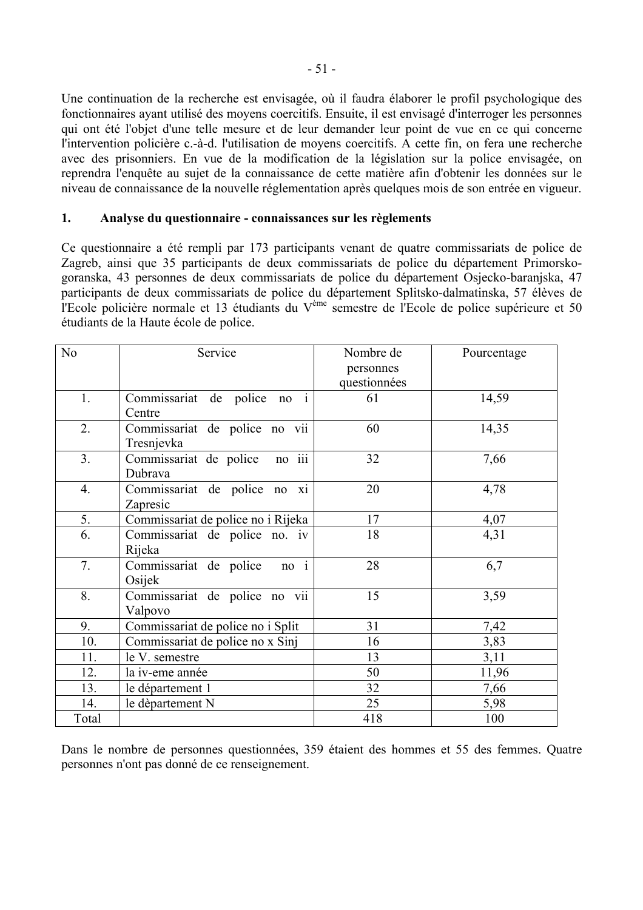Une continuation de la recherche est envisagée, où il faudra élaborer le profil psychologique des fonctionnaires ayant utilisé des moyens coercitifs. Ensuite, il est envisagé d'interroger les personnes qui ont été l'objet d'une telle mesure et de leur demander leur point de vue en ce qui concerne l'intervention policière c.-à-d. l'utilisation de moyens coercitifs. A cette fin, on fera une recherche avec des prisonniers. En vue de la modification de la législation sur la police envisagée, on reprendra l'enquête au sujet de la connaissance de cette matière afin d'obtenir les données sur le niveau de connaissance de la nouvelle réglementation après quelques mois de son entrée en vigueur.

## 1. Analyse du questionnaire - connaissances sur les règlements

Ce questionnaire a été rempli par 173 participants venant de quatre commissariats de police de Zagreb, ainsi que 35 participants de deux commissariats de police du département Primorsko-goranska, 43 personnes de deux commissariats de police du département Osjecko-baranjska, 47 participants de deux commissariats de police du département Splitsko-dalmatinska, 57 élèves de l'Ecole policière normale et 13 étudiants du V[ème] semestre de l'Ecole de police supérieure et 50 étudiants de la Haute école de police.

| No | Service | Nombre de personnes questionnées | Pourcentage |
|---|---|---|---|
| 1. | Commissariat de police no i Centre | 61 | 14,59 |
| 2. | Commissariat de police no vii Tresnjevka | 60 | 14,35 |
| 3. | Commissariat de police no iii Dubrava | 32 | 7,66 |
| 4. | Commissariat de police no xi Zapresic | 20 | 4,78 |
| 5. | Commissariat de police no i Rijeka | 17 | 4,07 |
| 6. | Commissariat de police no. iv Rijeka | 18 | 4,31 |
| 7. | Commissariat de police no i Osijek | 28 | 6,7 |
| 8. | Commissariat de police no vii Valpovo | 15 | 3,59 |
| 9. | Commissariat de police no i Split | 31 | 7,42 |
| 10. | Commissariat de police no x Sinj | 16 | 3,83 |
| 11. | le V. semestre | 13 | 3,11 |
| 12. | la iv-eme année | 50 | 11,96 |
| 13. | le département 1 | 32 | 7,66 |
| 14. | le dèpartement N | 25 | 5,98 |
| Total | | 418 | 100 |

Dans le nombre de personnes questionnées, 359 étaient des hommes et 55 des femmes. Quatre personnes n'ont pas donné de ce renseignement.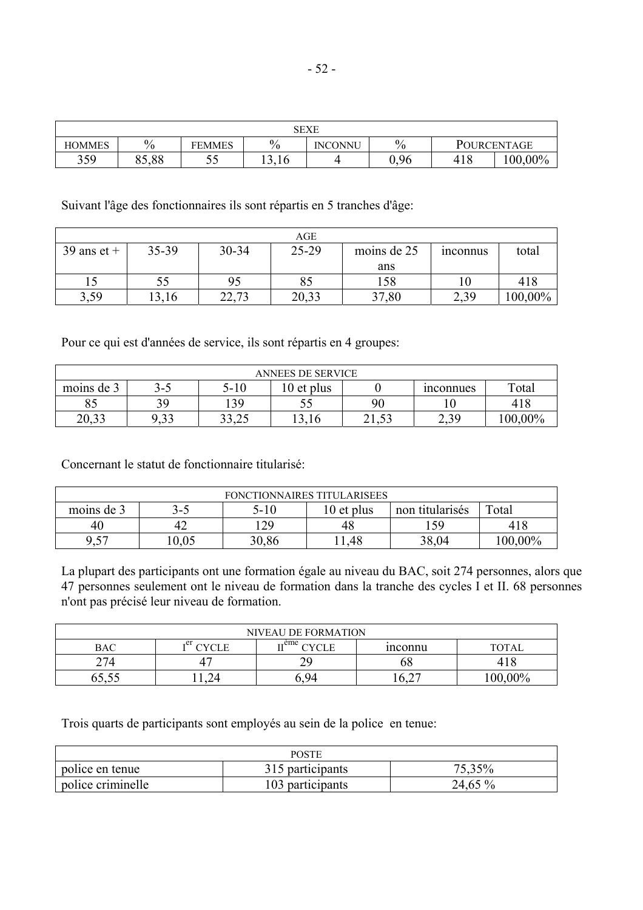| SEXE | | | | | | | |
|---|---|---|---|---|---|---|---|
| HOMMES | % | FEMMES | % | INCONNU | % | POURCENTAGE | |
| 359 | 85,88 | 55 | 13,16 | 4 | 0,96 | 418 | 100,00% |

Suivant l'âge des fonctionnaires ils sont répartis en 5 tranches d'âge:

| AGE | | | | | | |
|---|---|---|---|---|---|---|
| 39 ans et + | 35-39 | 30-34 | 25-29 | moins de 25 ans | inconnus | total |
| 15 | 55 | 95 | 85 | 158 | 10 | 418 |
| 3,59 | 13,16 | 22,73 | 20,33 | 37,80 | 2,39 | 100,00% |

Pour ce qui est d'années de service, ils sont répartis en 4 groupes:

| ANNEES DE SERVICE | | | | | | |
|---|---|---|---|---|---|---|
| moins de 3 | 3-5 | 5-10 | 10 et plus | 0 | inconnues | Total |
| 85 | 39 | 139 | 55 | 90 | 10 | 418 |
| 20,33 | 9,33 | 33,25 | 13,16 | 21,53 | 2,39 | 100,00% |

Concernant le statut de fonctionnaire titularisé:

| FONCTIONNAIRES TITULARISEES | | | | | |
|---|---|---|---|---|---|
| moins de 3 | 3-5 | 5-10 | 10 et plus | non titularisés | Total |
| 40 | 42 | 129 | 48 | 159 | 418 |
| 9,57 | 10,05 | 30,86 | 11,48 | 38,04 | 100,00% |

La plupart des participants ont une formation égale au niveau du BAC, soit 274 personnes, alors que 47 personnes seulement ont le niveau de formation dans la tranche des cycles I et II. 68 personnes n'ont pas précisé leur niveau de formation.

| NIVEAU DE FORMATION | | | | |
|---|---|---|---|---|
| BAC | I[er] CYCLE | II[ème] CYCLE | inconnu | TOTAL |
| 274 | 47 | 29 | 68 | 418 |
| 65,55 | 11,24 | 6,94 | 16,27 | 100,00% |

Trois quarts de participants sont employés au sein de la police en tenue:

| POSTE | | |
|---|---|---|
| police en tenue | 315 participants | 75,35% |
| police criminelle | 103 participants | 24,65 % |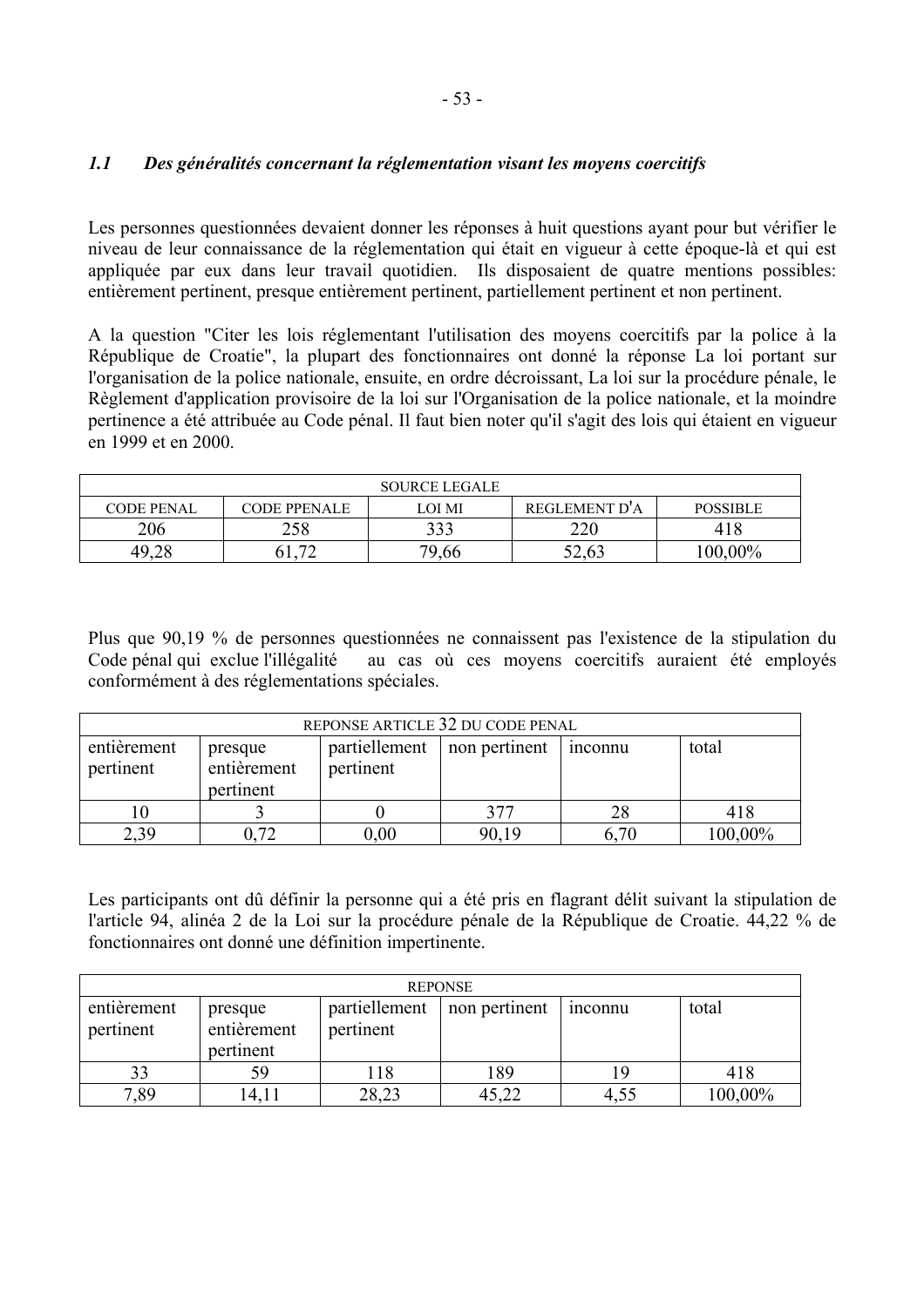### *1.1 Des généralités concernant la réglementation visant les moyens coercitifs*

Les personnes questionnées devaient donner les réponses à huit questions ayant pour but vérifier le niveau de leur connaissance de la réglementation qui était en vigueur à cette époque-là et qui est appliquée par eux dans leur travail quotidien. Ils disposaient de quatre mentions possibles: entièrement pertinent, presque entièrement pertinent, partiellement pertinent et non pertinent.

A la question "Citer les lois réglementant l'utilisation des moyens coercitifs par la police à la République de Croatie", la plupart des fonctionnaires ont donné la réponse La loi portant sur l'organisation de la police nationale, ensuite, en ordre décroissant, La loi sur la procédure pénale, le Règlement d'application provisoire de la loi sur l'Organisation de la police nationale, et la moindre pertinence a été attribuée au Code pénal. Il faut bien noter qu'il s'agit des lois qui étaient en vigueur en 1999 et en 2000.

| SOURCE LEGALE | | | | |
|---|---|---|---|---|
| CODE PENAL | CODE PPENALE | LOI MI | REGLEMENT D'A | POSSIBLE |
| 206 | 258 | 333 | 220 | 418 |
| 49,28 | 61,72 | 79,66 | 52,63 | 100,00% |

Plus que 90,19 % de personnes questionnées ne connaissent pas l'existence de la stipulation du Code pénal qui exclue l'illégalité au cas où ces moyens coercitifs auraient été employés conformément à des réglementations spéciales.

| REPONSE ARTICLE 32 DU CODE PENAL | | | | | |
|---|---|---|---|---|---|
| entièrement pertinent | presque entièrement pertinent | partiellement pertinent | non pertinent | inconnu | total |
| 10 | 3 | 0 | 377 | 28 | 418 |
| 2,39 | 0,72 | 0,00 | 90,19 | 6,70 | 100,00% |

Les participants ont dû définir la personne qui a été pris en flagrant délit suivant la stipulation de l'article 94, alinéa 2 de la Loi sur la procédure pénale de la République de Croatie. 44,22 % de fonctionnaires ont donné une définition impertinente.

| REPONSE | | | | | |
|---|---|---|---|---|---|
| entièrement pertinent | presque entièrement pertinent | partiellement pertinent | non pertinent | inconnu | total |
| 33 | 59 | 118 | 189 | 19 | 418 |
| 7,89 | 14,11 | 28,23 | 45,22 | 4,55 | 100,00% |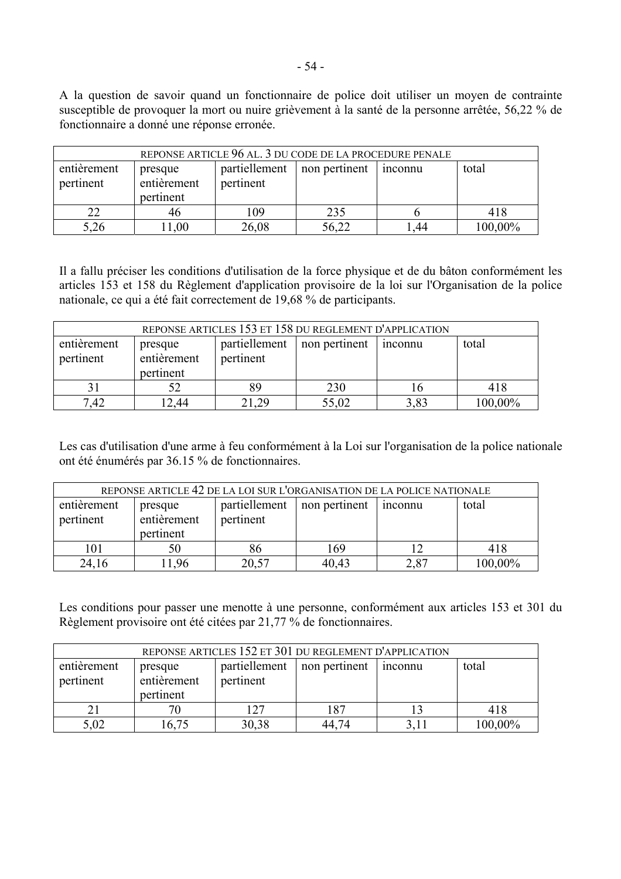A la question de savoir quand un fonctionnaire de police doit utiliser un moyen de contrainte susceptible de provoquer la mort ou nuire grièvement à la santé de la personne arrêtée, 56,22 % de fonctionnaire a donné une réponse erronée.

| REPONSE ARTICLE 96 AL. 3 DU CODE DE LA PROCEDURE PENALE | | | | | |
|---|---|---|---|---|---|
| entièrement pertinent | presque entièrement pertinent | partiellement pertinent | non pertinent | inconnu | total |
| 22 | 46 | 109 | 235 | 6 | 418 |
| 5,26 | 11,00 | 26,08 | 56,22 | 1,44 | 100,00% |

Il a fallu préciser les conditions d'utilisation de la force physique et de du bâton conformément les articles 153 et 158 du Règlement d'application provisoire de la loi sur l'Organisation de la police nationale, ce qui a été fait correctement de 19,68 % de participants.

| REPONSE ARTICLES 153 ET 158 DU REGLEMENT D'APPLICATION | | | | | |
|---|---|---|---|---|---|
| entièrement pertinent | presque entièrement pertinent | partiellement pertinent | non pertinent | inconnu | total |
| 31 | 52 | 89 | 230 | 16 | 418 |
| 7,42 | 12,44 | 21,29 | 55,02 | 3,83 | 100,00% |

Les cas d'utilisation d'une arme à feu conformément à la Loi sur l'organisation de la police nationale ont été énumérés par 36.15 % de fonctionnaires.

| REPONSE ARTICLE 42 DE LA LOI SUR L'ORGANISATION DE LA POLICE NATIONALE | | | | | |
|---|---|---|---|---|---|
| entièrement pertinent | presque entièrement pertinent | partiellement pertinent | non pertinent | inconnu | total |
| 101 | 50 | 86 | 169 | 12 | 418 |
| 24,16 | 11,96 | 20,57 | 40,43 | 2,87 | 100,00% |

Les conditions pour passer une menotte à une personne, conformément aux articles 153 et 301 du Règlement provisoire ont été citées par 21,77 % de fonctionnaires.

| REPONSE ARTICLES 152 ET 301 DU REGLEMENT D'APPLICATION | | | | | |
|---|---|---|---|---|---|
| entièrement pertinent | presque entièrement pertinent | partiellement pertinent | non pertinent | inconnu | total |
| 21 | 70 | 127 | 187 | 13 | 418 |
| 5,02 | 16,75 | 30,38 | 44,74 | 3,11 | 100,00% |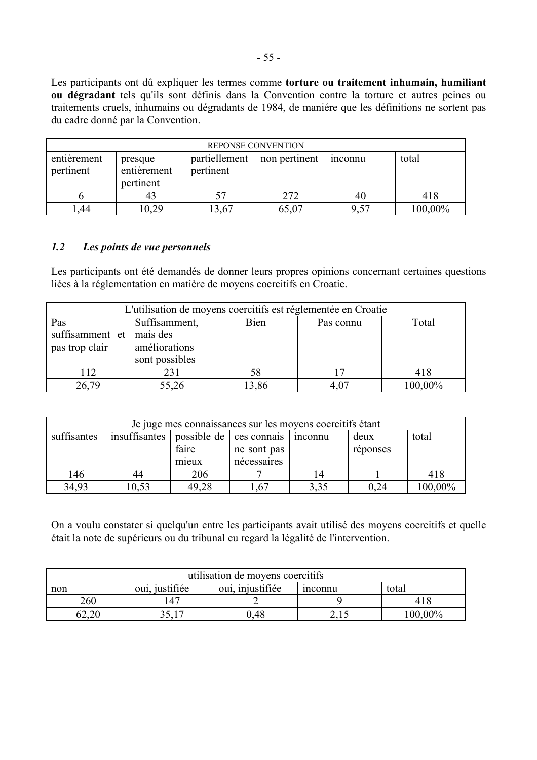Les participants ont dû expliquer les termes comme **torture ou traitement inhumain, humiliant ou dégradant** tels qu'ils sont définis dans la Convention contre la torture et autres peines ou traitements cruels, inhumains ou dégradants de 1984, de maniére que les définitions ne sortent pas du cadre donné par la Convention.

| REPONSE CONVENTION | | | | | |
|---|---|---|---|---|---|
| entièrement pertinent | presque entièrement pertinent | partiellement pertinent | non pertinent | inconnu | total |
| 6 | 43 | 57 | 272 | 40 | 418 |
| 1,44 | 10,29 | 13,67 | 65,07 | 9,57 | 100,00% |

### *1.2 Les points de vue personnels*

Les participants ont été demandés de donner leurs propres opinions concernant certaines questions liées à la réglementation en matière de moyens coercitifs en Croatie.

| L'utilisation de moyens coercitifs est réglementée en Croatie | | | | |
|---|---|---|---|---|
| Pas suffisamment et pas trop clair | Suffisamment, mais des améliorations sont possibles | Bien | Pas connu | Total |
| 112 | 231 | 58 | 17 | 418 |
| 26,79 | 55,26 | 13,86 | 4,07 | 100,00% |

| Je juge mes connaissances sur les moyens coercitifs étant | | | | | | |
|---|---|---|---|---|---|---|
| suffisantes | insuffisantes | possible de faire mieux | ces connais ne sont pas nécessaires | inconnu | deux réponses | total |
| 146 | 44 | 206 | 7 | 14 | 1 | 418 |
| 34,93 | 10,53 | 49,28 | 1,67 | 3,35 | 0,24 | 100,00% |

On a voulu constater si quelqu'un entre les participants avait utilisé des moyens coercitifs et quelle était la note de supérieurs ou du tribunal eu regard la légalité de l'intervention.

| utilisation de moyens coercitifs | | | | |
|---|---|---|---|---|
| non | oui, justifiée | oui, injustifiée | inconnu | total |
| 260 | 147 | 2 | 9 | 418 |
| 62,20 | 35,17 | 0,48 | 2,15 | 100,00% |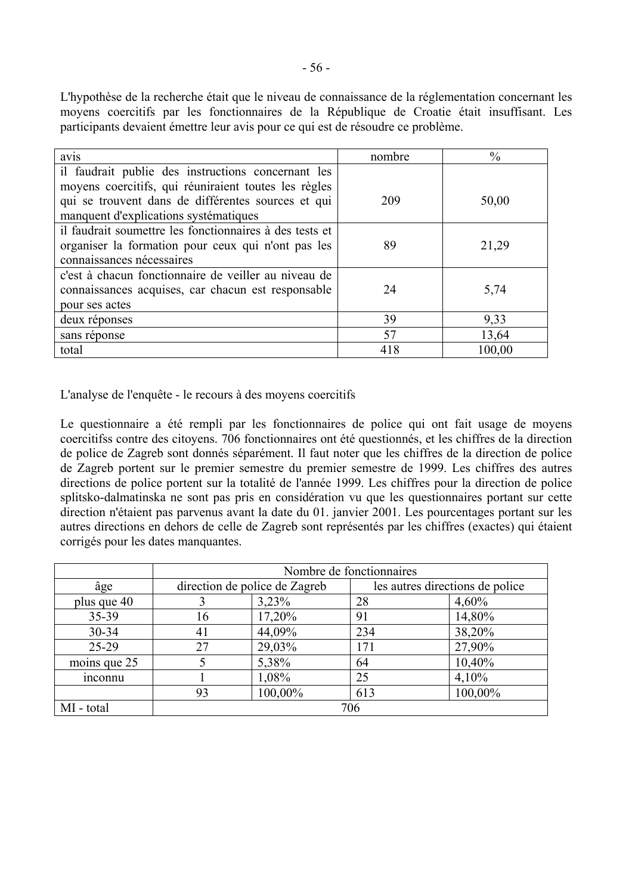L'hypothèse de la recherche était que le niveau de connaissance de la réglementation concernant les moyens coercitifs par les fonctionnaires de la République de Croatie était insuffisant. Les participants devaient émettre leur avis pour ce qui est de résoudre ce problème.

| avis | nombre | % |
|---|---|---|
| il faudrait publie des instructions concernant les moyens coercitifs, qui réuniraient toutes les règles qui se trouvent dans de différentes sources et qui manquent d'explications systématiques | 209 | 50,00 |
| il faudrait soumettre les fonctionnaires à des tests et organiser la formation pour ceux qui n'ont pas les connaissances nécessaires | 89 | 21,29 |
| c'est à chacun fonctionnaire de veiller au niveau de connaissances acquises, car chacun est responsable pour ses actes | 24 | 5,74 |
| deux réponses | 39 | 9,33 |
| sans réponse | 57 | 13,64 |
| total | 418 | 100,00 |

L'analyse de l'enquête - le recours à des moyens coercitifs

Le questionnaire a été rempli par les fonctionnaires de police qui ont fait usage de moyens coercitifss contre des citoyens. 706 fonctionnaires ont été questionnés, et les chiffres de la direction de police de Zagreb sont donnés séparément. Il faut noter que les chiffres de la direction de police de Zagreb portent sur le premier semestre du premier semestre de 1999. Les chiffres des autres directions de police portent sur la totalité de l'année 1999. Les chiffres pour la direction de police splitsko-dalmatinska ne sont pas pris en considération vu que les questionnaires portant sur cette direction n'étaient pas parvenus avant la date du 01. janvier 2001. Les pourcentages portant sur les autres directions en dehors de celle de Zagreb sont représentés par les chiffres (exactes) qui étaient corrigés pour les dates manquantes.

| | Nombre de fonctionnaires | | | |
|---|---|---|---|---|
| âge | direction de police de Zagreb | | les autres directions de police | |
| plus que 40 | 3 | 3,23% | 28 | 4,60% |
| 35-39 | 16 | 17,20% | 91 | 14,80% |
| 30-34 | 41 | 44,09% | 234 | 38,20% |
| 25-29 | 27 | 29,03% | 171 | 27,90% |
| moins que 25 | 5 | 5,38% | 64 | 10,40% |
| inconnu | 1 | 1,08% | 25 | 4,10% |
| | 93 | 100,00% | 613 | 100,00% |
| MI - total | 706 | | | |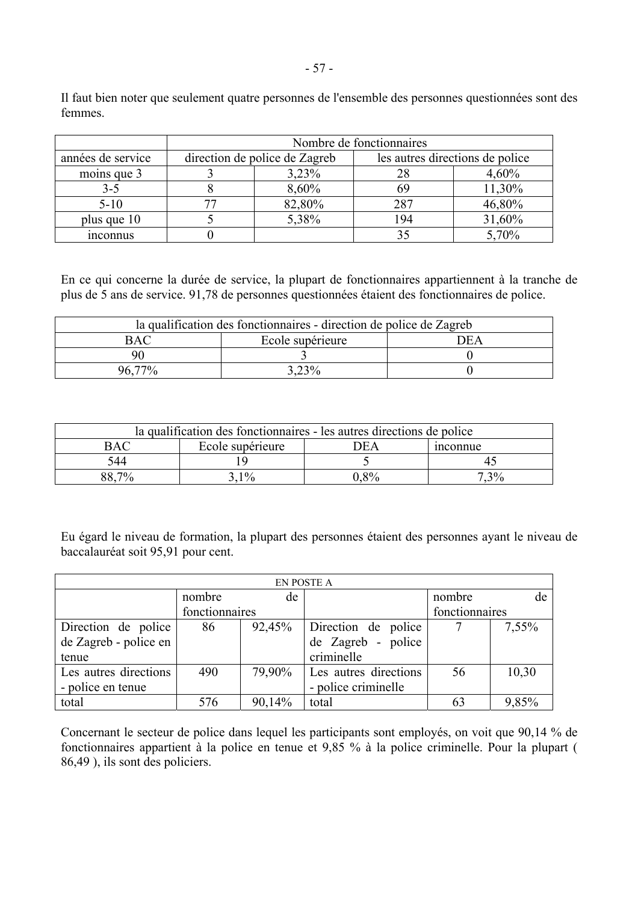Il faut bien noter que seulement quatre personnes de l'ensemble des personnes questionnées sont des femmes.

| | Nombre de fonctionnaires | | | |
|---|---|---|---|---|
| années de service | direction de police de Zagreb | | les autres directions de police | |
| moins que 3 | 3 | 3,23% | 28 | 4,60% |
| 3-5 | 8 | 8,60% | 69 | 11,30% |
| 5-10 | 77 | 82,80% | 287 | 46,80% |
| plus que 10 | 5 | 5,38% | 194 | 31,60% |
| inconnus | 0 | | 35 | 5,70% |

En ce qui concerne la durée de service, la plupart de fonctionnaires appartiennent à la tranche de plus de 5 ans de service. 91,78 de personnes questionnées étaient des fonctionnaires de police.

| la qualification des fonctionnaires - direction de police de Zagreb | | |
|---|---|---|
| BAC | Ecole supérieure | DEA |
| 90 | 3 | 0 |
| 96,77% | 3,23% | 0 |

| la qualification des fonctionnaires - les autres directions de police | | | |
|---|---|---|---|
| BAC | Ecole supérieure | DEA | inconnue |
| 544 | 19 | 5 | 45 |
| 88,7% | 3,1% | 0,8% | 7,3% |

Eu égard le niveau de formation, la plupart des personnes étaient des personnes ayant le niveau de baccalauréat soit 95,91 pour cent.

| EN POSTE A | | | | | |
|---|---|---|---|---|---|
| | nombre de fonctionnaires | | | nombre de fonctionnaires | |
| Direction de police de Zagreb - police en tenue | 86 | 92,45% | Direction de police de Zagreb - police criminelle | 7 | 7,55% |
| Les autres directions - police en tenue | 490 | 79,90% | Les autres directions - police criminelle | 56 | 10,30 |
| total | 576 | 90,14% | total | 63 | 9,85% |

Concernant le secteur de police dans lequel les participants sont employés, on voit que 90,14 % de fonctionnaires appartient à la police en tenue et 9,85 % à la police criminelle. Pour la plupart ( 86,49 ), ils sont des policiers.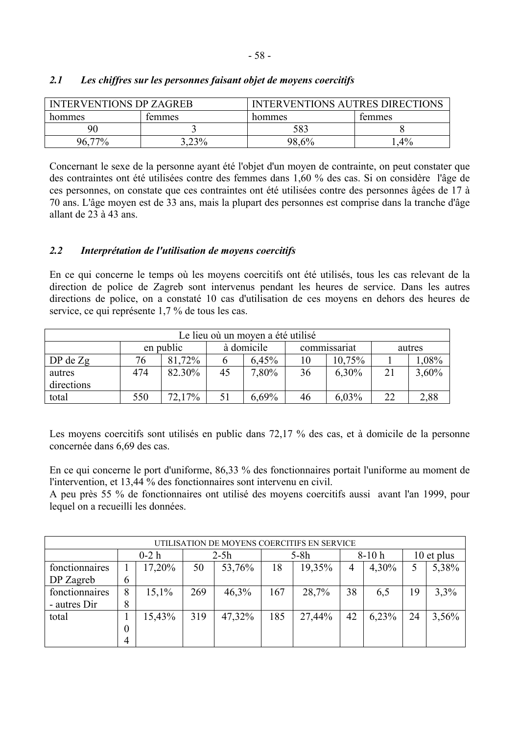### 2.1 *Les chiffres sur les personnes faisant objet de moyens coercitifs*

| INTERVENTIONS DP ZAGREB | | INTERVENTIONS AUTRES DIRECTIONS | |
|---|---|---|---|
| hommes | femmes | hommes | femmes |
| 90 | 3 | 583 | 8 |
| 96,77% | 3,23% | 98,6% | 1,4% |

Concernant le sexe de la personne ayant été l'objet d'un moyen de contrainte, on peut constater que des contraintes ont été utilisées contre des femmes dans 1,60 % des cas. Si on considère l'âge de ces personnes, on constate que ces contraintes ont été utilisées contre des personnes âgées de 17 à 70 ans. L'âge moyen est de 33 ans, mais la plupart des personnes est comprise dans la tranche d'âge allant de 23 à 43 ans.

### 2.2 *Interprétation de l'utilisation de moyens coercitifs*

En ce qui concerne le temps où les moyens coercitifs ont été utilisés, tous les cas relevant de la direction de police de Zagreb sont intervenus pendant les heures de service. Dans les autres directions de police, on a constaté 10 cas d'utilisation de ces moyens en dehors des heures de service, ce qui représente 1,7 % de tous les cas.

| Le lieu où un moyen a été utilisé | | | | | | | | |
|---|---|---|---|---|---|---|---|---|
| | en public | | à domicile | | commissariat | | autres | |
| DP de Zg | 76 | 81,72% | 6 | 6,45% | 10 | 10,75% | 1 | 1,08% |
| autres directions | 474 | 82.30% | 45 | 7,80% | 36 | 6,30% | 21 | 3,60% |
| total | 550 | 72,17% | 51 | 6,69% | 46 | 6,03% | 22 | 2,88 |

Les moyens coercitifs sont utilisés en public dans 72,17 % des cas, et à domicile de la personne concernée dans 6,69 des cas.

En ce qui concerne le port d'uniforme, 86,33 % des fonctionnaires portait l'uniforme au moment de l'intervention, et 13,44 % des fonctionnaires sont intervenu en civil.
A peu près 55 % de fonctionnaires ont utilisé des moyenu coercitifs aussi avant l'an 1999, pour lequel on a recueilli les données.

| UTILISATION DE MOYENS COERCITIFS EN SERVICE | | | | | | | | | | |
|---|---|---|---|---|---|---|---|---|---|---|
| | 0-2 h | | 2-5h | | 5-8h | | 8-10 h | | 10 et plus | |
| fonctionnaires DP Zagreb | 16 | 17,20% | 50 | 53,76% | 18 | 19,35% | 4 | 4,30% | 5 | 5,38% |
| fonctionnaires - autres Dir | 88 | 15,1% | 269 | 46,3% | 167 | 28,7% | 38 | 6,5 | 19 | 3,3% |
| total | 104 | 15,43% | 319 | 47,32% | 185 | 27,44% | 42 | 6,23% | 24 | 3,56% |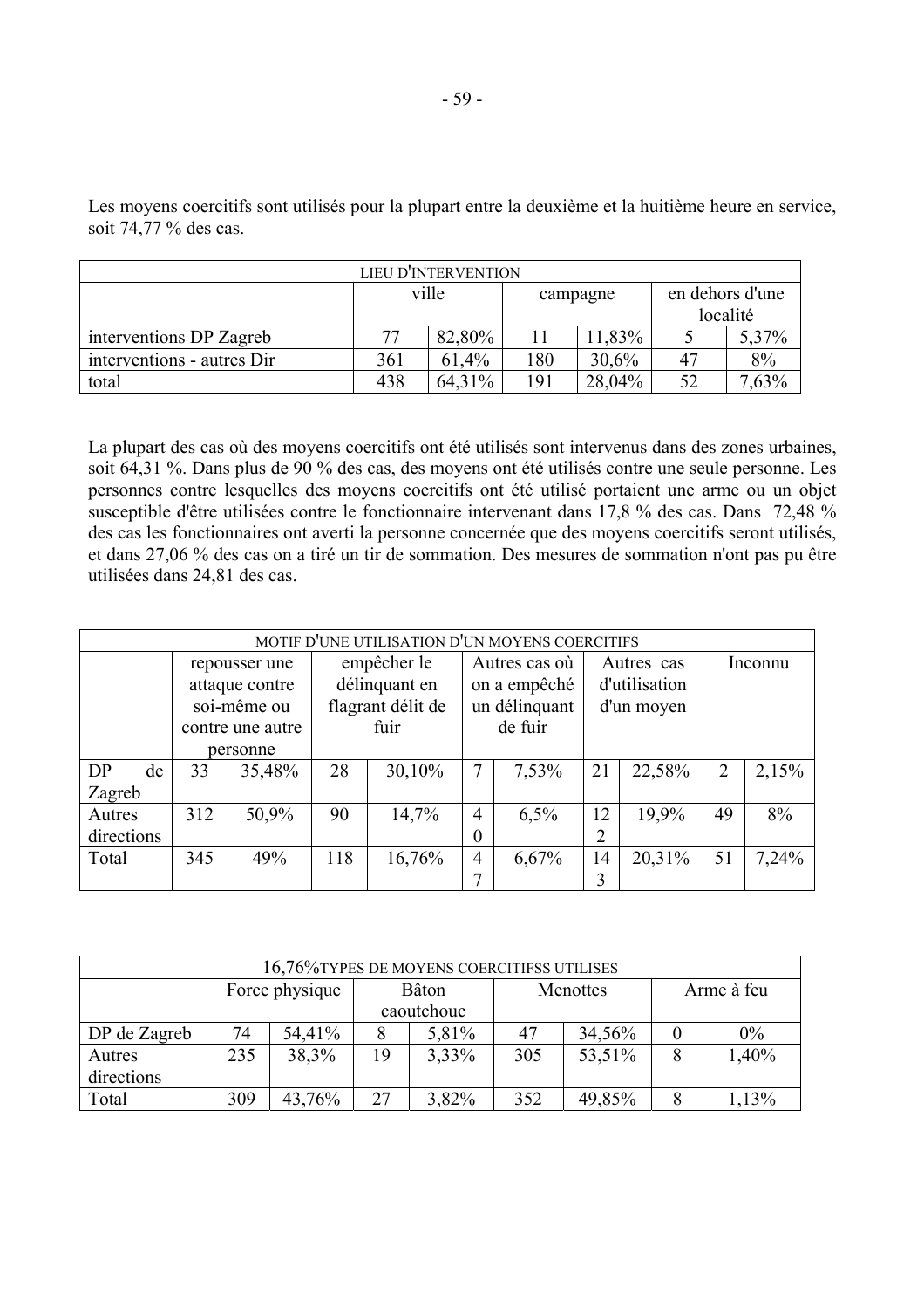Les moyens coercitifs sont utilisés pour la plupart entre la deuxième et la huitième heure en service, soit 74,77 % des cas.

| LIEU D'INTERVENTION | | | | | | |
|---|---|---|---|---|---|---|
| | ville | | campagne | | en dehors d'une localité | |
| interventions DP Zagreb | 77 | 82,80% | 11 | 11,83% | 5 | 5,37% |
| interventions - autres Dir | 361 | 61,4% | 180 | 30,6% | 47 | 8% |
| total | 438 | 64,31% | 191 | 28,04% | 52 | 7,63% |

La plupart des cas où des moyens coercitifs ont été utilisés sont intervenus dans des zones urbaines, soit 64,31 %. Dans plus de 90 % des cas, des moyens ont été utilisés contre une seule personne. Les personnes contre lesquelles des moyens coercitifs ont été utilisé portaient une arme ou un objet susceptible d'être utilisées contre le fonctionnaire intervenant dans 17,8 % des cas. Dans 72,48 % des cas les fonctionnaires ont averti la personne concernée que des moyens coercitifs seront utilisés, et dans 27,06 % des cas on a tiré un tir de sommation. Des mesures de sommation n'ont pas pu être utilisées dans 24,81 des cas.

| MOTIF D'UNE UTILISATION D'UN MOYENS COERCITIFS | | | | | | | | | | |
|---|---|---|---|---|---|---|---|---|---|---|
| | repousser une attaque contre soi-même ou contre une autre personne | | empêcher le délinquant en flagrant délit de fuir | | Autres cas où on a empêché un délinquant de fuir | | Autres cas d'utilisation d'un moyen | | Inconnu | |
| DP de Zagreb | 33 | 35,48% | 28 | 30,10% | 7 | 7,53% | 21 | 22,58% | 2 | 2,15% |
| Autres directions | 312 | 50,9% | 90 | 14,7% | 40 | 6,5% | 122 | 19,9% | 49 | 8% |
| Total | 345 | 49% | 118 | 16,76% | 47 | 6,67% | 143 | 20,31% | 51 | 7,24% |

| 16,76%TYPES DE MOYENS COERCITIFSS UTILISES | | | | | | | | |
|---|---|---|---|---|---|---|---|---|
| | Force physique | | Bâton caoutchouc | | Menottes | | Arme à feu | |
| DP de Zagreb | 74 | 54,41% | 8 | 5,81% | 47 | 34,56% | 0 | 0% |
| Autres directions | 235 | 38,3% | 19 | 3,33% | 305 | 53,51% | 8 | 1,40% |
| Total | 309 | 43,76% | 27 | 3,82% | 352 | 49,85% | 8 | 1,13% |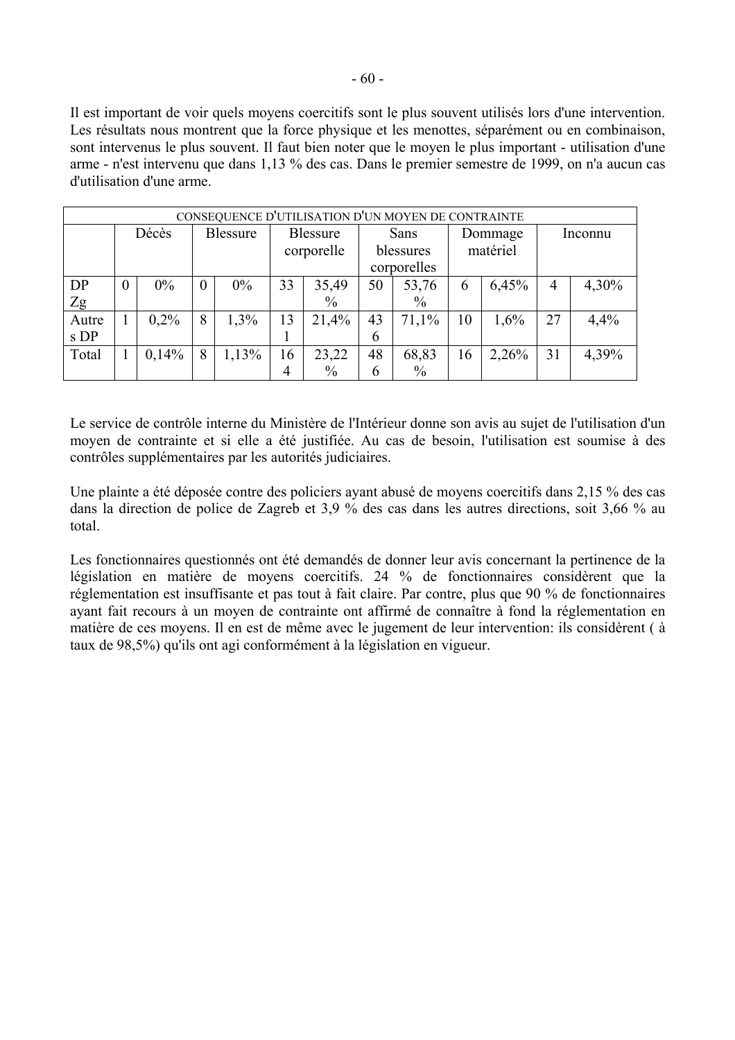Il est important de voir quels moyens coercitifs sont le plus souvent utilisés lors d'une intervention. Les résultats nous montrent que la force physique et les menottes, séparément ou en combinaison, sont intervenus le plus souvent. Il faut bien noter que le moyen le plus important - utilisation d'une arme - n'est intervenu que dans 1,13 % des cas. Dans le premier semestre de 1999, on n'a aucun cas d'utilisation d'une arme.

| CONSEQUENCE D'UTILISATION D'UN MOYEN DE CONTRAINTE | | | | | | | | | | | | |
|---|---|---|---|---|---|---|---|---|---|---|---|---|
| | Décès | | Blessure | | Blessure corporelle | | Sans blessures corporelles | | Dommage matériel | | Inconnu | |
| DP Zg | 0 | 0% | 0 | 0% | 33 | 35,49 % | 50 | 53,76 % | 6 | 6,45% | 4 | 4,30% |
| Autres DP | 1 | 0,2% | 8 | 1,3% | 131 | 21,4% | 436 | 71,1% | 10 | 1,6% | 27 | 4,4% |
| Total | 1 | 0,14% | 8 | 1,13% | 164 | 23,22 % | 486 | 68,83 % | 16 | 2,26% | 31 | 4,39% |

Le service de contrôle interne du Ministère de l'Intérieur donne son avis au sujet de l'utilisation d'un moyen de contrainte et si elle a été justifiée. Au cas de besoin, l'utilisation est soumise à des contrôles supplémentaires par les autorités judiciaires.

Une plainte a été déposée contre des policiers ayant abusé de moyens coercitifs dans 2,15 % des cas dans la direction de police de Zagreb et 3,9 % des cas dans les autres directions, soit 3,66 % au total.

Les fonctionnaires questionnés ont été demandés de donner leur avis concernant la pertinence de la législation en matière de moyens coercitifs. 24 % de fonctionnaires considèrent que la réglementation est insuffisante et pas tout à fait claire. Par contre, plus que 90 % de fonctionnaires ayant fait recours à un moyen de contrainte ont affirmé de connaître à fond la réglementation en matière de ces moyens. Il en est de même avec le jugement de leur intervention: ils considèrent ( à taux de 98,5%) qu'ils ont agi conformément à la législation en vigueur.